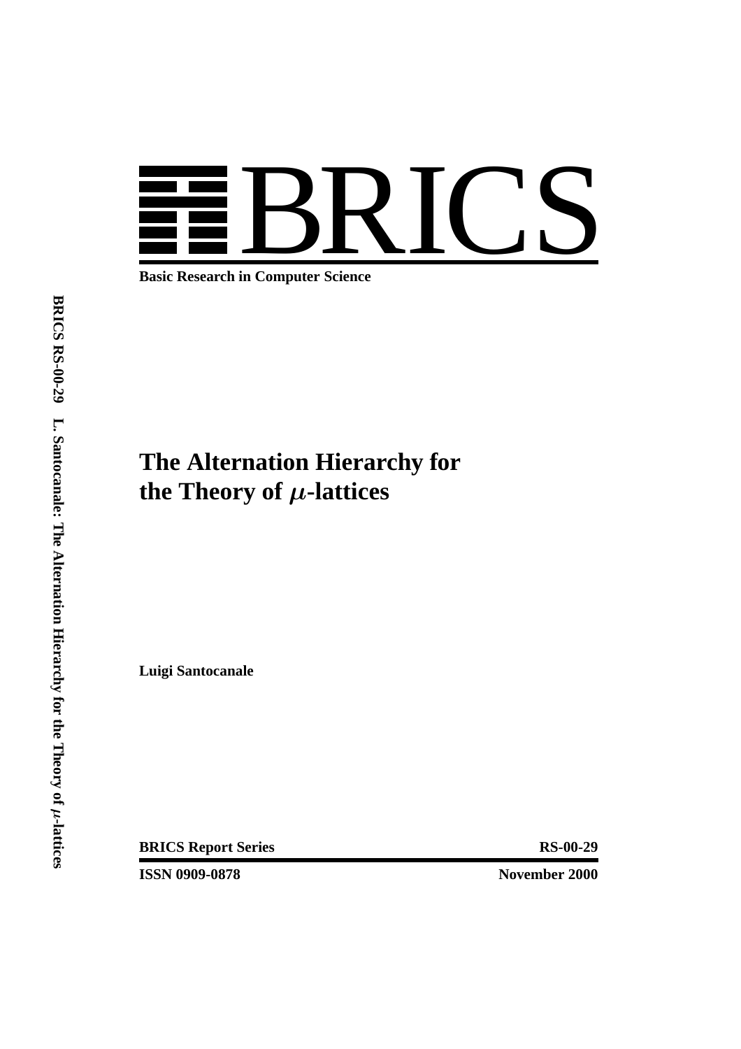BRICS

**Basic Research in Computer Science**

# The Alternation Hierarchy for the Theory of $\mu$-lattices

**Luigi Santocanale**

**BRICS Report Series** RS-00-29

**ISSN 0909-0878** November 2000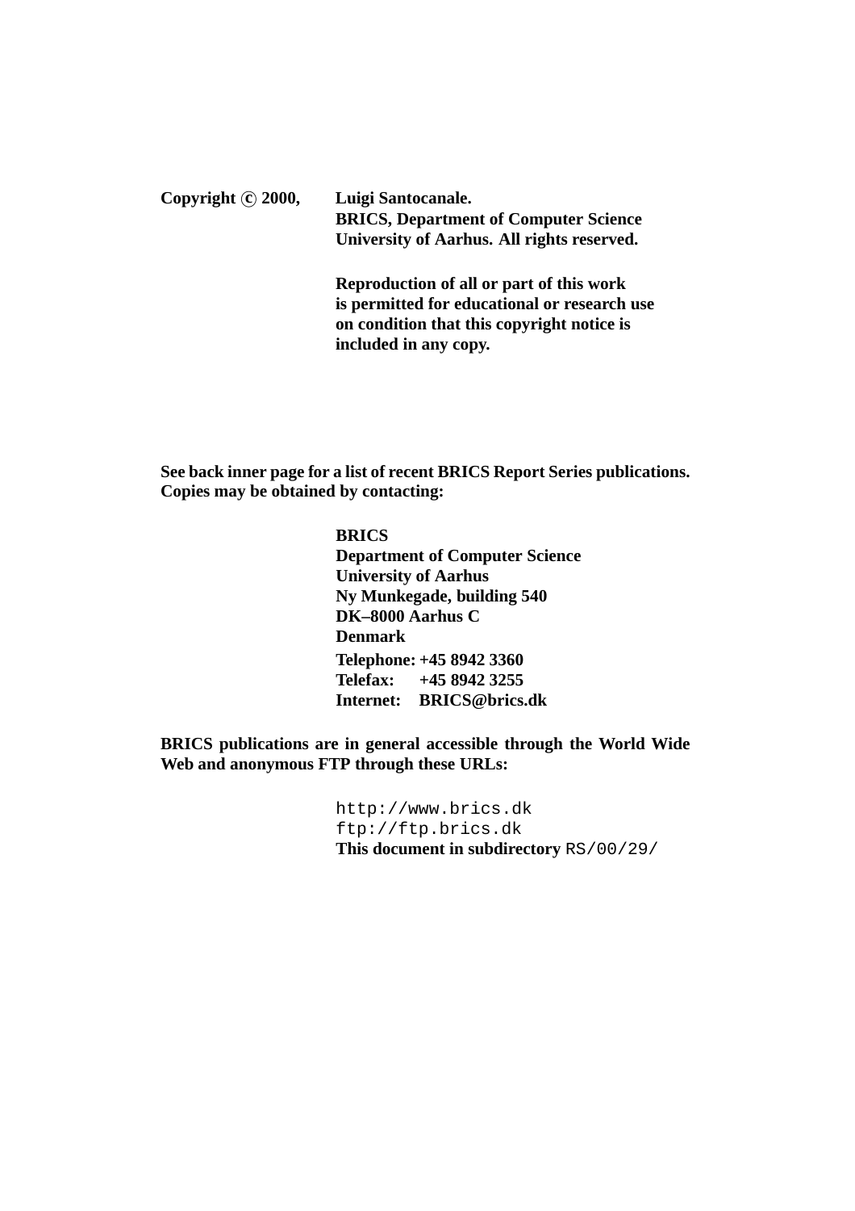**Copyright © 2000, Luigi Santocanale.**
**BRICS, Department of Computer Science**
**University of Aarhus. All rights reserved.**

**Reproduction of all or part of this work is permitted for educational or research use on condition that this copyright notice is included in any copy.**

**See back inner page for a list of recent BRICS Report Series publications. Copies may be obtained by contacting:**

**BRICS**
**Department of Computer Science**
**University of Aarhus**
**Ny Munkegade, building 540**
**DK–8000 Aarhus C**
**Denmark**
**Telephone: +45 8942 3360**
**Telefax: +45 8942 3255**
**Internet: BRICS@brics.dk**

**BRICS publications are in general accessible through the World Wide Web and anonymous FTP through these URLs:**

`http://www.brics.dk`
`ftp://ftp.brics.dk`
**This document in subdirectory** `RS/00/29/`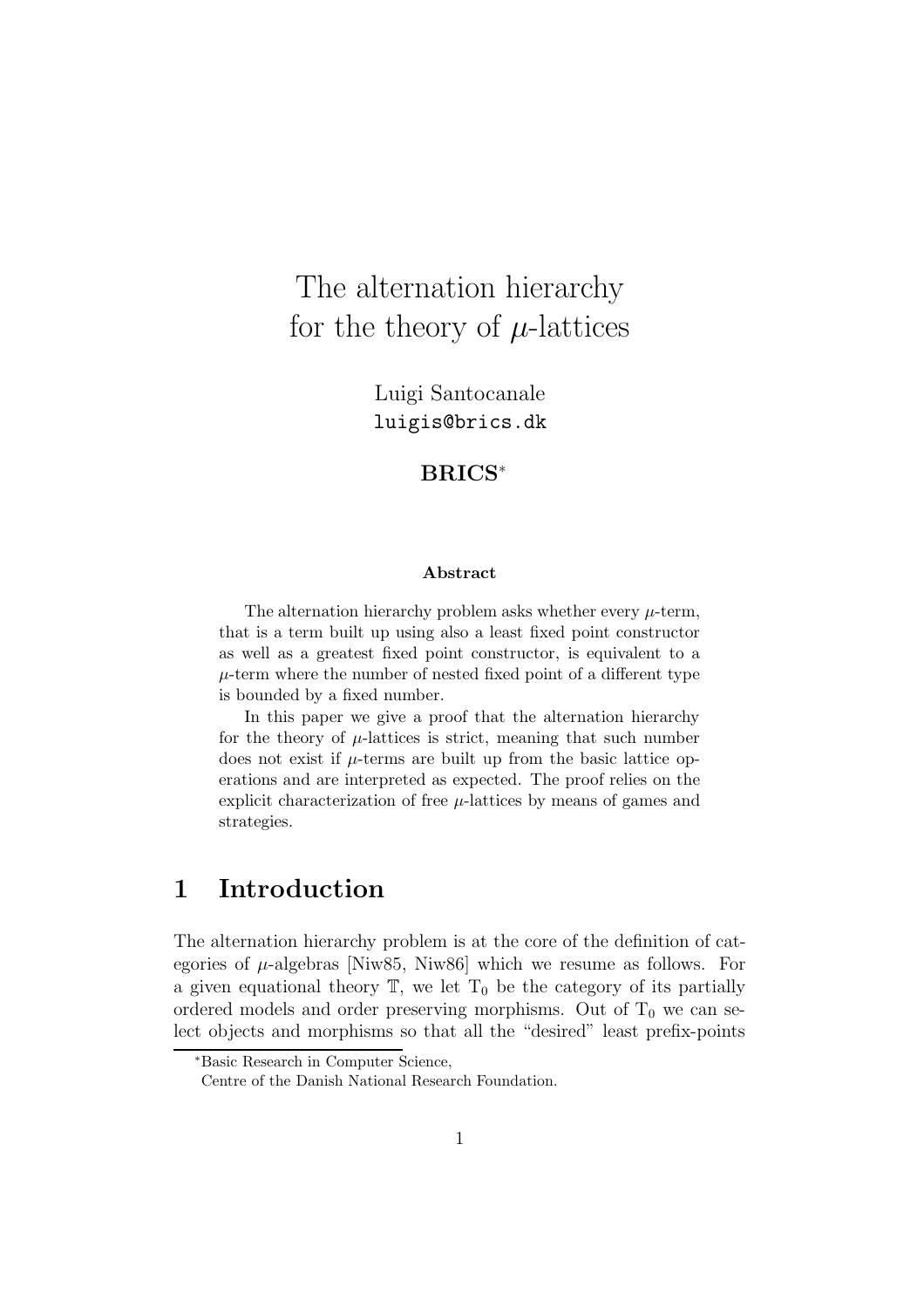# The alternation hierarchy for the theory of $\mu$-lattices

Luigi Santocanale
luigis@brics.dk

**BRICS***

**Abstract**

The alternation hierarchy problem asks whether every $\mu$-term, that is a term built up using also a least fixed point constructor as well as a greatest fixed point constructor, is equivalent to a $\mu$-term where the number of nested fixed point of a different type is bounded by a fixed number.

In this paper we give a proof that the alternation hierarchy for the theory of $\mu$-lattices is strict, meaning that such number does not exist if $\mu$-terms are built up from the basic lattice operations and are interpreted as expected. The proof relies on the explicit characterization of free $\mu$-lattices by means of games and strategies.

## 1 Introduction

The alternation hierarchy problem is at the core of the definition of categories of $\mu$-algebras [Niw85, Niw86] which we resume as follows. For a given equational theory $\mathbb{T}$, we let $\mathrm{T}_0$ be the category of its partially ordered models and order preserving morphisms. Out of $\mathrm{T}_0$ we can select objects and morphisms so that all the "desired" least prefix-points

*Basic Research in Computer Science, Centre of the Danish National Research Foundation.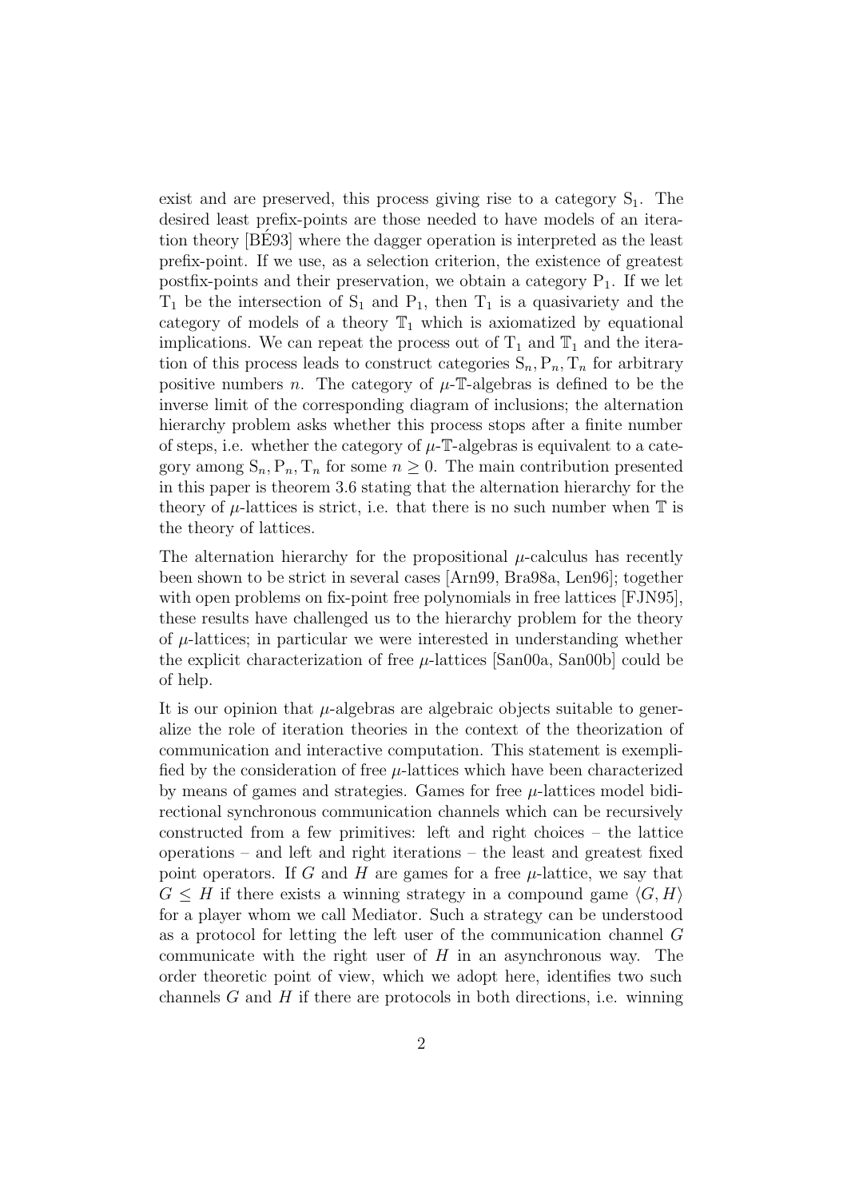exist and are preserved, this process giving rise to a category $S_1$. The desired least prefix-points are those needed to have models of an iteration theory [BÉ93] where the dagger operation is interpreted as the least prefix-point. If we use, as a selection criterion, the existence of greatest postfix-points and their preservation, we obtain a category $P_1$. If we let $T_1$ be the intersection of $S_1$ and $P_1$, then $T_1$ is a quasivariety and the category of models of a theory $\mathbb{T}_1$ which is axiomatized by equational implications. We can repeat the process out of $T_1$ and $\mathbb{T}_1$ and the iteration of this process leads to construct categories $S_n, P_n, T_n$ for arbitrary positive numbers $n$. The category of $\mu$-$\mathbb{T}$-algebras is defined to be the inverse limit of the corresponding diagram of inclusions; the alternation hierarchy problem asks whether this process stops after a finite number of steps, i.e. whether the category of $\mu$-$\mathbb{T}$-algebras is equivalent to a category among $S_n, P_n, T_n$ for some $n \geq 0$. The main contribution presented in this paper is theorem 3.6 stating that the alternation hierarchy for the theory of $\mu$-lattices is strict, i.e. that there is no such number when $\mathbb{T}$ is the theory of lattices.

The alternation hierarchy for the propositional $\mu$-calculus has recently been shown to be strict in several cases [Arn99, Bra98a, Len96]; together with open problems on fix-point free polynomials in free lattices [FJN95], these results have challenged us to the hierarchy problem for the theory of $\mu$-lattices; in particular we were interested in understanding whether the explicit characterization of free $\mu$-lattices [San00a, San00b] could be of help.

It is our opinion that $\mu$-algebras are algebraic objects suitable to generalize the role of iteration theories in the context of the theorization of communication and interactive computation. This statement is exemplified by the consideration of free $\mu$-lattices which have been characterized by means of games and strategies. Games for free $\mu$-lattices model bidirectional synchronous communication channels which can be recursively constructed from a few primitives: left and right choices – the lattice operations – and left and right iterations – the least and greatest fixed point operators. If $G$ and $H$ are games for a free $\mu$-lattice, we say that $G \leq H$ if there exists a winning strategy in a compound game $\langle G, H \rangle$ for a player whom we call Mediator. Such a strategy can be understood as a protocol for letting the left user of the communication channel $G$ communicate with the right user of $H$ in an asynchronous way. The order theoretic point of view, which we adopt here, identifies two such channels $G$ and $H$ if there are protocols in both directions, i.e. winning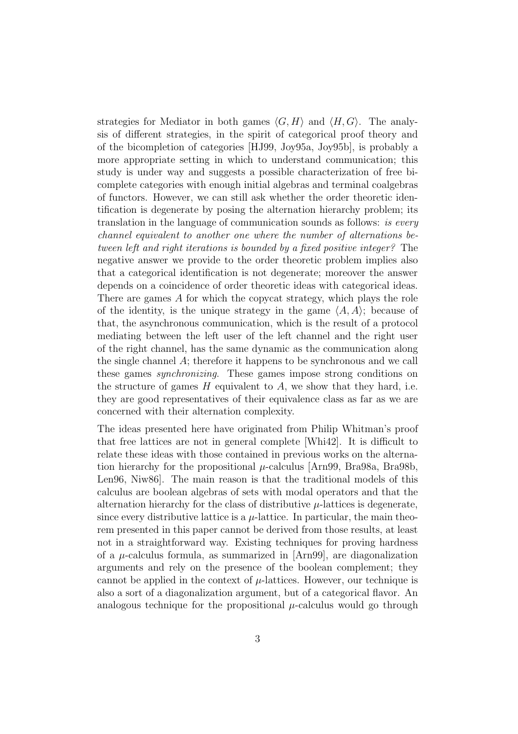strategies for Mediator in both games $\langle G, H \rangle$ and $\langle H, G \rangle$. The analysis of different strategies, in the spirit of categorical proof theory and of the bicompletion of categories [HJ99, Joy95a, Joy95b], is probably a more appropriate setting in which to understand communication; this study is under way and suggests a possible characterization of free bicomplete categories with enough initial algebras and terminal coalgebras of functors. However, we can still ask whether the order theoretic identification is degenerate by posing the alternation hierarchy problem; its translation in the language of communication sounds as follows: *is every channel equivalent to another one where the number of alternations between left and right iterations is bounded by a fixed positive integer?* The negative answer we provide to the order theoretic problem implies also that a categorical identification is not degenerate; moreover the answer depends on a coincidence of order theoretic ideas with categorical ideas. There are games $A$ for which the copycat strategy, which plays the role of the identity, is the unique strategy in the game $\langle A, A \rangle$; because of that, the asynchronous communication, which is the result of a protocol mediating between the left user of the left channel and the right user of the right channel, has the same dynamic as the communication along the single channel $A$; therefore it happens to be synchronous and we call these games *synchronizing*. These games impose strong conditions on the structure of games $H$ equivalent to $A$, we show that they hard, i.e. they are good representatives of their equivalence class as far as we are concerned with their alternation complexity.

The ideas presented here have originated from Philip Whitman's proof that free lattices are not in general complete [Whi42]. It is difficult to relate these ideas with those contained in previous works on the alternation hierarchy for the propositional $\mu$-calculus [Arn99, Bra98a, Bra98b, Len96, Niw86]. The main reason is that the traditional models of this calculus are boolean algebras of sets with modal operators and that the alternation hierarchy for the class of distributive $\mu$-lattices is degenerate, since every distributive lattice is a $\mu$-lattice. In particular, the main theorem presented in this paper cannot be derived from those results, at least not in a straightforward way. Existing techniques for proving hardness of a $\mu$-calculus formula, as summarized in [Arn99], are diagonalization arguments and rely on the presence of the boolean complement; they cannot be applied in the context of $\mu$-lattices. However, our technique is also a sort of a diagonalization argument, but of a categorical flavor. An analogous technique for the propositional $\mu$-calculus would go through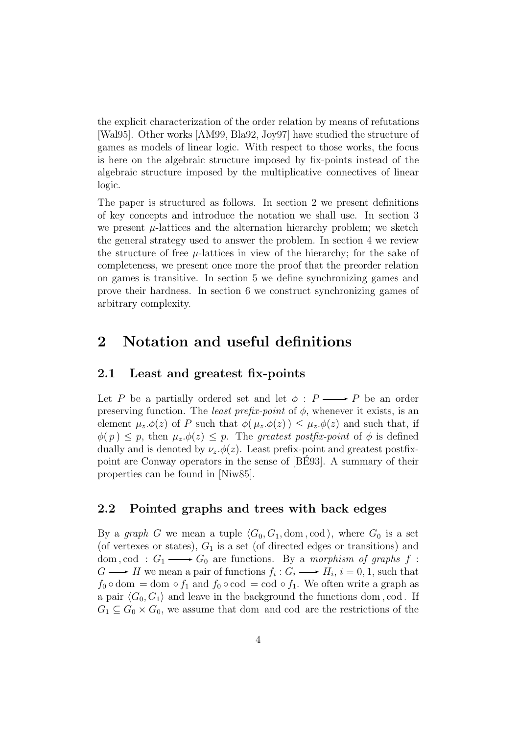the explicit characterization of the order relation by means of refutations [Wal95]. Other works [AM99, Bla92, Joy97] have studied the structure of games as models of linear logic. With respect to those works, the focus is here on the algebraic structure imposed by fix-points instead of the algebraic structure imposed by the multiplicative connectives of linear logic.

The paper is structured as follows. In section 2 we present definitions of key concepts and introduce the notation we shall use. In section 3 we present $\mu$-lattices and the alternation hierarchy problem; we sketch the general strategy used to answer the problem. In section 4 we review the structure of free $\mu$-lattices in view of the hierarchy; for the sake of completeness, we present once more the proof that the preorder relation on games is transitive. In section 5 we define synchronizing games and prove their hardness. In section 6 we construct synchronizing games of arbitrary complexity.

# 2 Notation and useful definitions

## 2.1 Least and greatest fix-points

Let $P$ be a partially ordered set and let $\phi : P \longrightarrow P$ be an order preserving function. The *least prefix-point* of $\phi$, whenever it exists, is an element $\mu_z.\phi(z)$ of $P$ such that $\phi(\,\mu_z.\phi(z)\,) \leq \mu_z.\phi(z)$ and such that, if $\phi(\,p\,) \leq p$, then $\mu_z.\phi(z) \leq p$. The *greatest postfix-point* of $\phi$ is defined dually and is denoted by $\nu_z.\phi(z)$. Least prefix-point and greatest postfix-point are Conway operators in the sense of [BÉ93]. A summary of their properties can be found in [Niw85].

## 2.2 Pointed graphs and trees with back edges

By a *graph* $G$ we mean a tuple $\langle G_0, G_1, \mathrm{dom}\,, \mathrm{cod}\,\rangle$, where $G_0$ is a set (of vertexes or states), $G_1$ is a set (of directed edges or transitions) and $\mathrm{dom}\,, \mathrm{cod}\; : G_1 \longrightarrow G_0$ are functions. By a *morphism of graphs* $f : G \longrightarrow H$ we mean a pair of functions $f_i : G_i \longrightarrow H_i$, $i = 0, 1$, such that $f_0 \circ \mathrm{dom} = \mathrm{dom} \circ f_1$ and $f_0 \circ \mathrm{cod} = \mathrm{cod} \circ f_1$. We often write a graph as a pair $\langle G_0, G_1\rangle$ and leave in the background the functions $\mathrm{dom}\,, \mathrm{cod}\,$. If $G_1 \subseteq G_0 \times G_0$, we assume that $\mathrm{dom}$ and $\mathrm{cod}$ are the restrictions of the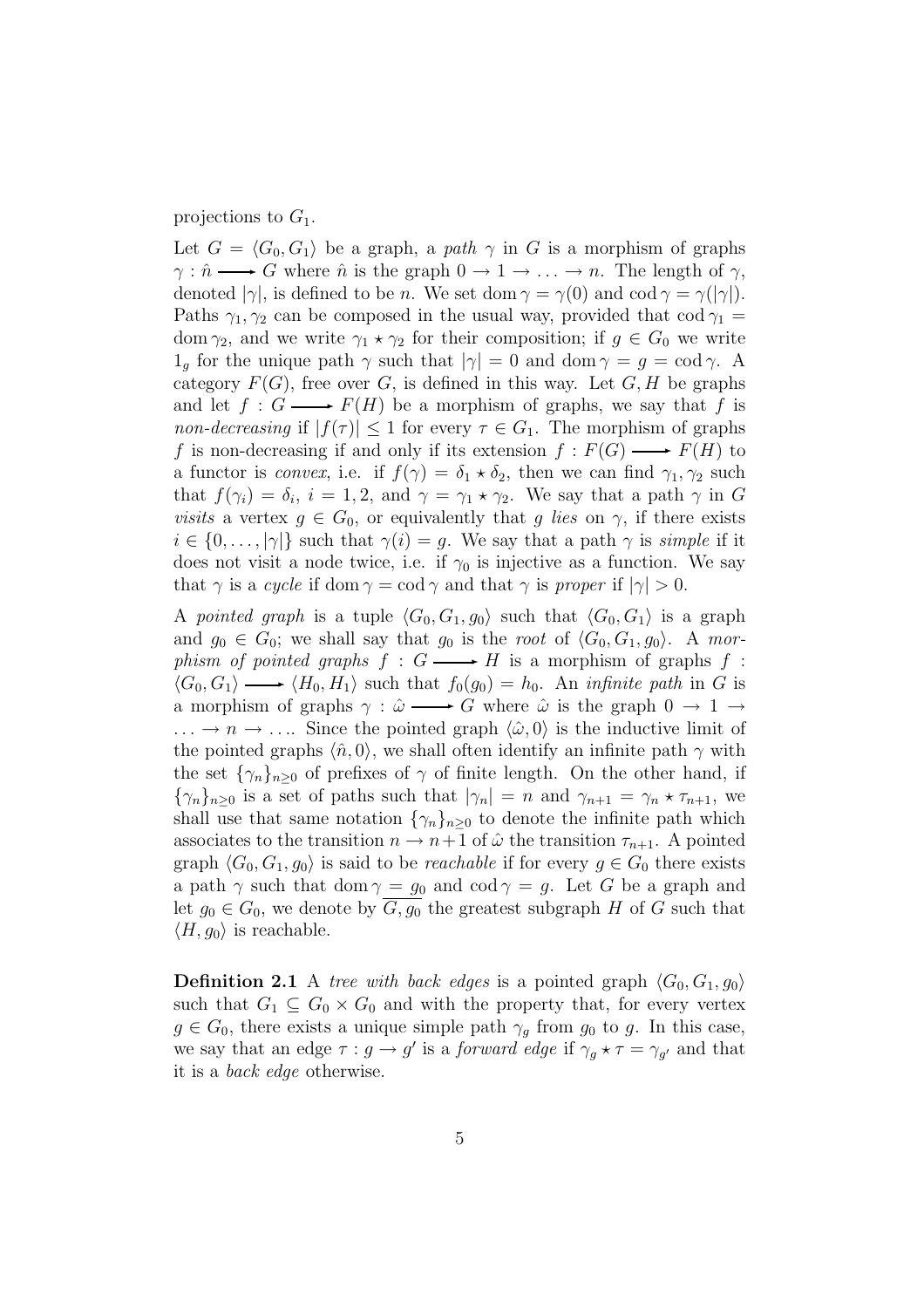projections to $G_1$.

Let $G = \langle G_0, G_1 \rangle$ be a graph, a *path* $\gamma$ in $G$ is a morphism of graphs $\gamma : \hat{n} \longrightarrow G$ where $\hat{n}$ is the graph $0 \to 1 \to \ldots \to n$. The length of $\gamma$, denoted $|\gamma|$, is defined to be $n$. We set $\operatorname{dom} \gamma = \gamma(0)$ and $\operatorname{cod} \gamma = \gamma(|\gamma|)$. Paths $\gamma_1, \gamma_2$ can be composed in the usual way, provided that $\operatorname{cod} \gamma_1 = \operatorname{dom} \gamma_2$, and we write $\gamma_1 \star \gamma_2$ for their composition; if $g \in G_0$ we write $1_g$ for the unique path $\gamma$ such that $|\gamma| = 0$ and $\operatorname{dom} \gamma = g = \operatorname{cod} \gamma$. A category $F(G)$, free over $G$, is defined in this way. Let $G, H$ be graphs and let $f : G \longrightarrow F(H)$ be a morphism of graphs, we say that $f$ is *non-decreasing* if $|f(\tau)| \leq 1$ for every $\tau \in G_1$. The morphism of graphs $f$ is non-decreasing if and only if its extension $f : F(G) \longrightarrow F(H)$ to a functor is *convex*, i.e. if $f(\gamma) = \delta_1 \star \delta_2$, then we can find $\gamma_1, \gamma_2$ such that $f(\gamma_i) = \delta_i$, $i = 1, 2$, and $\gamma = \gamma_1 \star \gamma_2$. We say that a path $\gamma$ in $G$ *visits* a vertex $g \in G_0$, or equivalently that $g$ *lies* on $\gamma$, if there exists $i \in \{0, \ldots, |\gamma|\}$ such that $\gamma(i) = g$. We say that a path $\gamma$ is *simple* if it does not visit a node twice, i.e. if $\gamma_0$ is injective as a function. We say that $\gamma$ is a *cycle* if $\operatorname{dom} \gamma = \operatorname{cod} \gamma$ and that $\gamma$ is *proper* if $|\gamma| > 0$.

A *pointed graph* is a tuple $\langle G_0, G_1, g_0 \rangle$ such that $\langle G_0, G_1 \rangle$ is a graph and $g_0 \in G_0$; we shall say that $g_0$ is the *root* of $\langle G_0, G_1, g_0 \rangle$. A *morphism of pointed graphs* $f : G \longrightarrow H$ is a morphism of graphs $f : \langle G_0, G_1 \rangle \longrightarrow \langle H_0, H_1 \rangle$ such that $f_0(g_0) = h_0$. An *infinite path* in $G$ is a morphism of graphs $\gamma : \hat{\omega} \longrightarrow G$ where $\hat{\omega}$ is the graph $0 \to 1 \to \ldots \to n \to \ldots$. Since the pointed graph $\langle \hat{\omega}, 0 \rangle$ is the inductive limit of the pointed graphs $\langle \hat{n}, 0 \rangle$, we shall often identify an infinite path $\gamma$ with the set $\{\gamma_n\}_{n \geq 0}$ of prefixes of $\gamma$ of finite length. On the other hand, if $\{\gamma_n\}_{n \geq 0}$ is a set of paths such that $|\gamma_n| = n$ and $\gamma_{n+1} = \gamma_n \star \tau_{n+1}$, we shall use that same notation $\{\gamma_n\}_{n \geq 0}$ to denote the infinite path which associates to the transition $n \to n+1$ of $\hat{\omega}$ the transition $\tau_{n+1}$. A pointed graph $\langle G_0, G_1, g_0 \rangle$ is said to be *reachable* if for every $g \in G_0$ there exists a path $\gamma$ such that $\operatorname{dom} \gamma = g_0$ and $\operatorname{cod} \gamma = g$. Let $G$ be a graph and let $g_0 \in G_0$, we denote by $\overline{G, g_0}$ the greatest subgraph $H$ of $G$ such that $\langle H, g_0 \rangle$ is reachable.

**Definition 2.1** A *tree with back edges* is a pointed graph $\langle G_0, G_1, g_0 \rangle$ such that $G_1 \subseteq G_0 \times G_0$ and with the property that, for every vertex $g \in G_0$, there exists a unique simple path $\gamma_g$ from $g_0$ to $g$. In this case, we say that an edge $\tau : g \to g'$ is a *forward edge* if $\gamma_g \star \tau = \gamma_{g'}$ and that it is a *back edge* otherwise.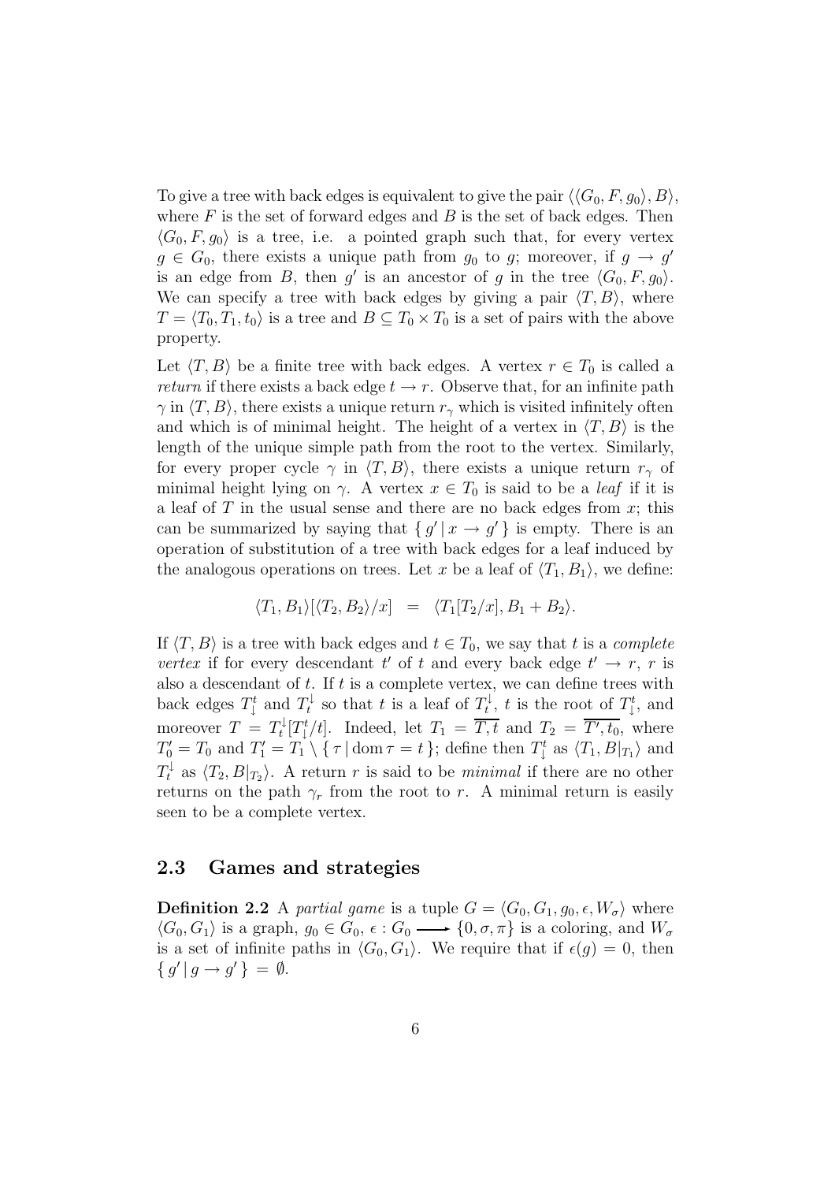To give a tree with back edges is equivalent to give the pair $\langle\langle G_0, F, g_0\rangle, B\rangle$, where $F$ is the set of forward edges and $B$ is the set of back edges. Then $\langle G_0, F, g_0\rangle$ is a tree, i.e. a pointed graph such that, for every vertex $g \in G_0$, there exists a unique path from $g_0$ to $g$; moreover, if $g \to g'$ is an edge from $B$, then $g'$ is an ancestor of $g$ in the tree $\langle G_0, F, g_0\rangle$. We can specify a tree with back edges by giving a pair $\langle T, B\rangle$, where $T = \langle T_0, T_1, t_0\rangle$ is a tree and $B \subseteq T_0 \times T_0$ is a set of pairs with the above property.

Let $\langle T, B\rangle$ be a finite tree with back edges. A vertex $r \in T_0$ is called a *return* if there exists a back edge $t \to r$. Observe that, for an infinite path $\gamma$ in $\langle T, B\rangle$, there exists a unique return $r_\gamma$ which is visited infinitely often and which is of minimal height. The height of a vertex in $\langle T, B\rangle$ is the length of the unique simple path from the root to the vertex. Similarly, for every proper cycle $\gamma$ in $\langle T, B\rangle$, there exists a unique return $r_\gamma$ of minimal height lying on $\gamma$. A vertex $x \in T_0$ is said to be a *leaf* if it is a leaf of $T$ in the usual sense and there are no back edges from $x$; this can be summarized by saying that $\{\, g' \mid x \to g' \,\}$ is empty. There is an operation of substitution of a tree with back edges for a leaf induced by the analogous operations on trees. Let $x$ be a leaf of $\langle T_1, B_1\rangle$, we define:

$$\langle T_1, B_1\rangle[\langle T_2, B_2\rangle/x] \;=\; \langle T_1[T_2/x], B_1 + B_2\rangle.$$

If $\langle T, B\rangle$ is a tree with back edges and $t \in T_0$, we say that $t$ is a *complete vertex* if for every descendant $t'$ of $t$ and every back edge $t' \to r$, $r$ is also a descendant of $t$. If $t$ is a complete vertex, we can define trees with back edges $T^t_\downarrow$ and $T^\downarrow_t$ so that $t$ is a leaf of $T^\downarrow_t$, $t$ is the root of $T^t_\downarrow$, and moreover $T = T^\downarrow_t[T^t_\downarrow/t]$. Indeed, let $T_1 = \overline{T, t}$ and $T_2 = \overline{T', t_0}$, where $T'_0 = T_0$ and $T'_1 = T_1 \setminus \{\, \tau \mid \mathrm{dom}\, \tau = t \,\}$; define then $T^t_\downarrow$ as $\langle T_1, B|_{T_1}\rangle$ and $T^\downarrow_t$ as $\langle T_2, B|_{T_2}\rangle$. A return $r$ is said to be *minimal* if there are no other returns on the path $\gamma_r$ from the root to $r$. A minimal return is easily seen to be a complete vertex.

## 2.3 Games and strategies

**Definition 2.2** A *partial game* is a tuple $G = \langle G_0, G_1, g_0, \epsilon, W_\sigma\rangle$ where $\langle G_0, G_1\rangle$ is a graph, $g_0 \in G_0$, $\epsilon : G_0 \longrightarrow \{0, \sigma, \pi\}$ is a coloring, and $W_\sigma$ is a set of infinite paths in $\langle G_0, G_1\rangle$. We require that if $\epsilon(g) = 0$, then $\{\, g' \mid g \to g' \,\} = \emptyset$.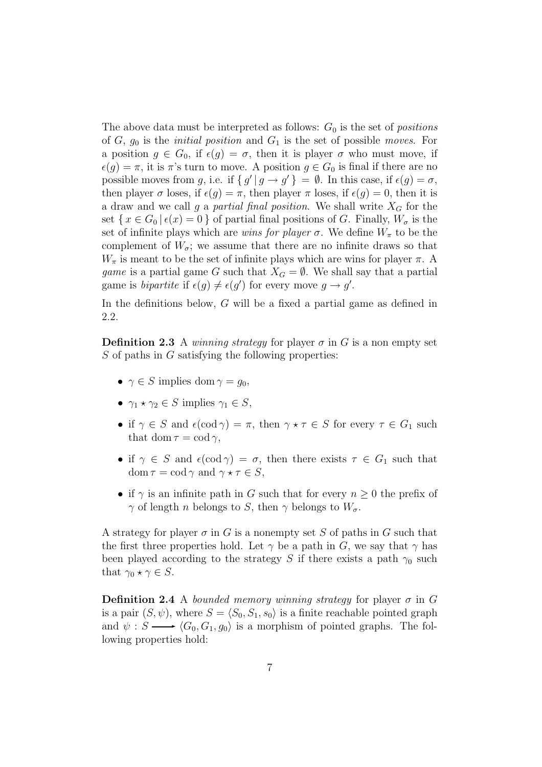The above data must be interpreted as follows: $G_0$ is the set of *positions* of $G$, $g_0$ is the *initial position* and $G_1$ is the set of possible *moves*. For a position $g \in G_0$, if $\epsilon(g) = \sigma$, then it is player $\sigma$ who must move, if $\epsilon(g) = \pi$, it is $\pi$'s turn to move. A position $g \in G_0$ is final if there are no possible moves from $g$, i.e. if $\{ g' \mid g \to g' \} = \emptyset$. In this case, if $\epsilon(g) = \sigma$, then player $\sigma$ loses, if $\epsilon(g) = \pi$, then player $\pi$ loses, if $\epsilon(g) = 0$, then it is a draw and we call $g$ a *partial final position*. We shall write $X_G$ for the set $\{ x \in G_0 \mid \epsilon(x) = 0 \}$ of partial final positions of $G$. Finally, $W_\sigma$ is the set of infinite plays which are *wins for player* $\sigma$. We define $W_\pi$ to be the complement of $W_\sigma$; we assume that there are no infinite draws so that $W_\pi$ is meant to be the set of infinite plays which are wins for player $\pi$. A *game* is a partial game $G$ such that $X_G = \emptyset$. We shall say that a partial game is *bipartite* if $\epsilon(g) \neq \epsilon(g')$ for every move $g \to g'$.

In the definitions below, $G$ will be a fixed a partial game as defined in 2.2.

**Definition 2.3** A *winning strategy* for player $\sigma$ in $G$ is a non empty set $S$ of paths in $G$ satisfying the following properties:

- $\gamma \in S$ implies $\operatorname{dom} \gamma = g_0$,
- $\gamma_1 \star \gamma_2 \in S$ implies $\gamma_1 \in S$,
- if $\gamma \in S$ and $\epsilon(\operatorname{cod} \gamma) = \pi$, then $\gamma \star \tau \in S$ for every $\tau \in G_1$ such that $\operatorname{dom} \tau = \operatorname{cod} \gamma$,
- if $\gamma \in S$ and $\epsilon(\operatorname{cod} \gamma) = \sigma$, then there exists $\tau \in G_1$ such that $\operatorname{dom} \tau = \operatorname{cod} \gamma$ and $\gamma \star \tau \in S$,
- if $\gamma$ is an infinite path in $G$ such that for every $n \geq 0$ the prefix of $\gamma$ of length $n$ belongs to $S$, then $\gamma$ belongs to $W_\sigma$.

A strategy for player $\sigma$ in $G$ is a nonempty set $S$ of paths in $G$ such that the first three properties hold. Let $\gamma$ be a path in $G$, we say that $\gamma$ has been played according to the strategy $S$ if there exists a path $\gamma_0$ such that $\gamma_0 \star \gamma \in S$.

**Definition 2.4** A *bounded memory winning strategy* for player $\sigma$ in $G$ is a pair $(S, \psi)$, where $S = \langle S_0, S_1, s_0 \rangle$ is a finite reachable pointed graph and $\psi : S \longrightarrow \langle G_0, G_1, g_0 \rangle$ is a morphism of pointed graphs. The following properties hold: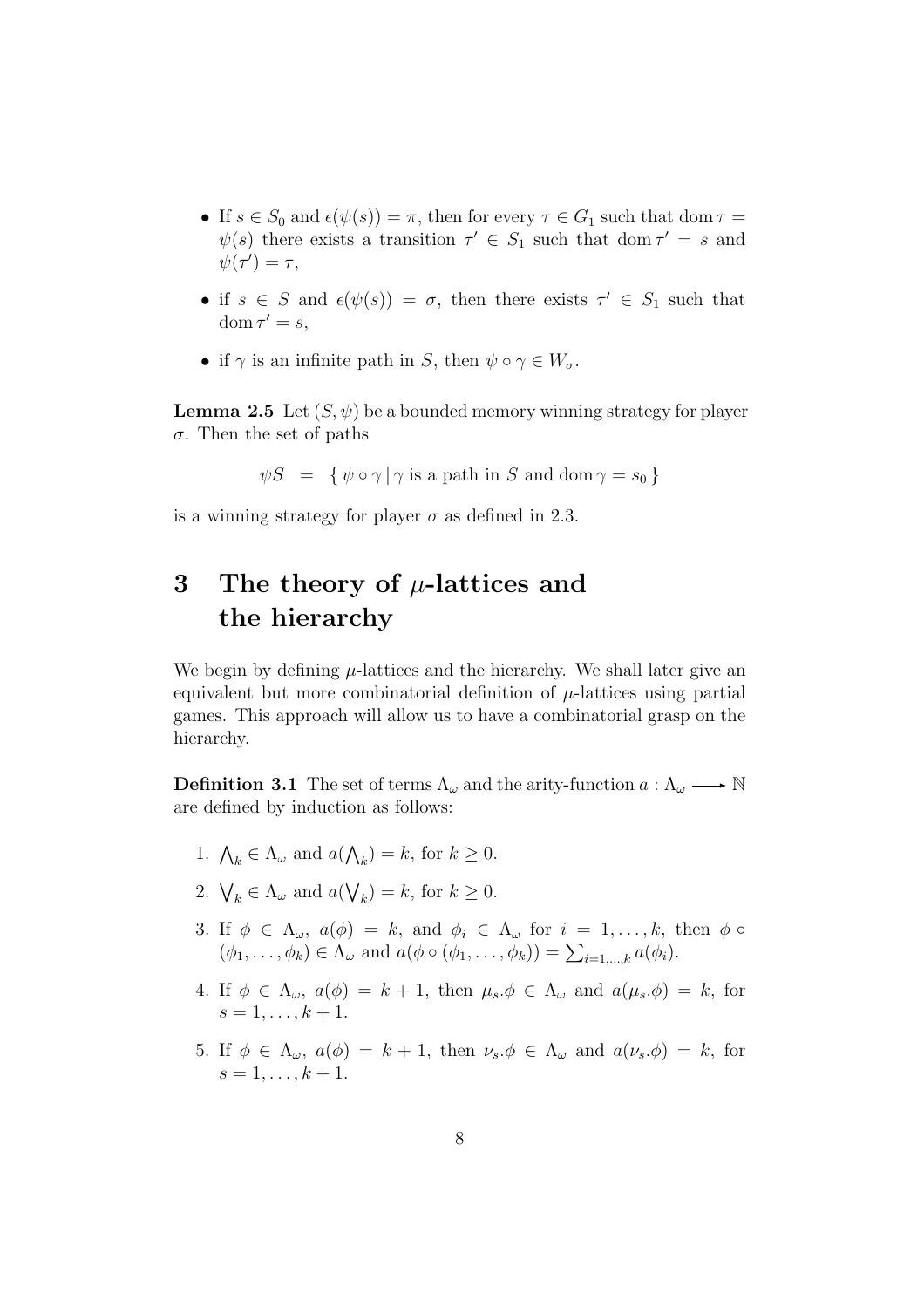- If $s \in S_0$ and $\epsilon(\psi(s)) = \pi$, then for every $\tau \in G_1$ such that $\operatorname{dom} \tau = \psi(s)$ there exists a transition $\tau' \in S_1$ such that $\operatorname{dom} \tau' = s$ and $\psi(\tau') = \tau$,
- if $s \in S$ and $\epsilon(\psi(s)) = \sigma$, then there exists $\tau' \in S_1$ such that $\operatorname{dom} \tau' = s$,
- if $\gamma$ is an infinite path in $S$, then $\psi \circ \gamma \in W_\sigma$.

**Lemma 2.5** Let $(S, \psi)$ be a bounded memory winning strategy for player $\sigma$. Then the set of paths

$$\psi S \;=\; \{\, \psi \circ \gamma \,|\, \gamma \text{ is a path in } S \text{ and } \operatorname{dom} \gamma = s_0 \,\}$$

is a winning strategy for player $\sigma$ as defined in 2.3.

# 3 The theory of $\mu$-lattices and the hierarchy

We begin by defining $\mu$-lattices and the hierarchy. We shall later give an equivalent but more combinatorial definition of $\mu$-lattices using partial games. This approach will allow us to have a combinatorial grasp on the hierarchy.

**Definition 3.1** The set of terms $\Lambda_\omega$ and the arity-function $a : \Lambda_\omega \longrightarrow \mathbb{N}$ are defined by induction as follows:

1. $\bigwedge_k \in \Lambda_\omega$ and $a(\bigwedge_k) = k$, for $k \geq 0$.
2. $\bigvee_k \in \Lambda_\omega$ and $a(\bigvee_k) = k$, for $k \geq 0$.
3. If $\phi \in \Lambda_\omega$, $a(\phi) = k$, and $\phi_i \in \Lambda_\omega$ for $i = 1, \ldots, k$, then $\phi \circ (\phi_1, \ldots, \phi_k) \in \Lambda_\omega$ and $a(\phi \circ (\phi_1, \ldots, \phi_k)) = \sum_{i=1,\ldots,k} a(\phi_i)$.
4. If $\phi \in \Lambda_\omega$, $a(\phi) = k + 1$, then $\mu_s.\phi \in \Lambda_\omega$ and $a(\mu_s.\phi) = k$, for $s = 1, \ldots, k + 1$.
5. If $\phi \in \Lambda_\omega$, $a(\phi) = k + 1$, then $\nu_s.\phi \in \Lambda_\omega$ and $a(\nu_s.\phi) = k$, for $s = 1, \ldots, k + 1$.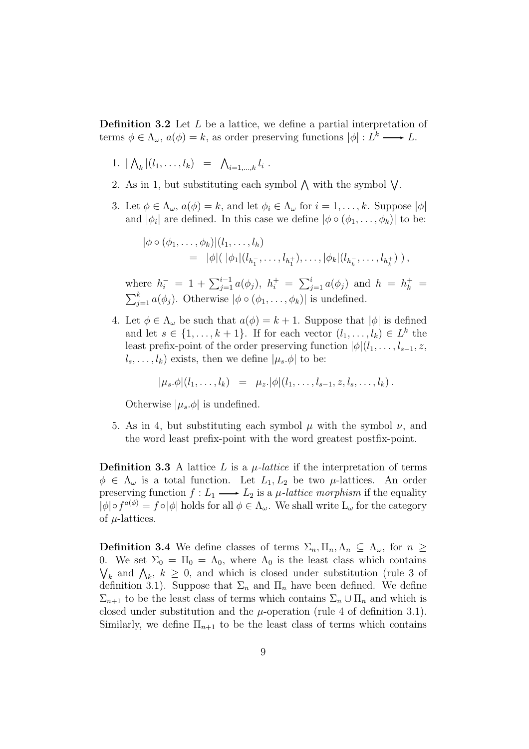**Definition 3.2** Let $L$ be a lattice, we define a partial interpretation of terms $\phi \in \Lambda_\omega$, $a(\phi) = k$, as order preserving functions $|\phi| : L^k \longrightarrow L$.

1. $|\bigwedge_k|(l_1, \ldots, l_k) \;=\; \bigwedge_{i=1,\ldots,k} l_i$ .
2. As in 1, but substituting each symbol $\bigwedge$ with the symbol $\bigvee$.
3. Let $\phi \in \Lambda_\omega$, $a(\phi) = k$, and let $\phi_i \in \Lambda_\omega$ for $i = 1, \ldots, k$. Suppose $|\phi|$ and $|\phi_i|$ are defined. In this case we define $|\phi \circ (\phi_1, \ldots, \phi_k)|$ to be:

   $$\begin{aligned}|\phi \circ (\phi_1, \ldots, \phi_k)|&(l_1, \ldots, l_h) \\ &= |\phi|(\,|\phi_1|(l_{h_1^-}, \ldots, l_{h_1^+}), \ldots, |\phi_k|(l_{h_k^-}, \ldots, l_{h_k^+})\,)\,,\end{aligned}$$

   where $h_i^- = 1 + \sum_{j=1}^{i-1} a(\phi_j)$, $h_i^+ = \sum_{j=1}^{i} a(\phi_j)$ and $h = h_k^+ = \sum_{j=1}^{k} a(\phi_j)$. Otherwise $|\phi \circ (\phi_1, \ldots, \phi_k)|$ is undefined.
4. Let $\phi \in \Lambda_\omega$ be such that $a(\phi) = k+1$. Suppose that $|\phi|$ is defined and let $s \in \{1, \ldots, k+1\}$. If for each vector $(l_1, \ldots, l_k) \in L^k$ the least prefix-point of the order preserving function $|\phi|(l_1, \ldots, l_{s-1}, z, l_s, \ldots, l_k)$ exists, then we define $|\mu_s.\phi|$ to be:

   $$|\mu_s.\phi|(l_1, \ldots, l_k) \;=\; \mu_z.|\phi|(l_1, \ldots, l_{s-1}, z, l_s, \ldots, l_k)\,.$$

   Otherwise $|\mu_s.\phi|$ is undefined.
5. As in 4, but substituting each symbol $\mu$ with the symbol $\nu$, and the word least prefix-point with the word greatest postfix-point.

**Definition 3.3** A lattice $L$ is a *$\mu$-lattice* if the interpretation of terms $\phi \in \Lambda_\omega$ is a total function. Let $L_1, L_2$ be two $\mu$-lattices. An order preserving function $f : L_1 \longrightarrow L_2$ is a *$\mu$-lattice morphism* if the equality $|\phi| \circ f^{a(\phi)} = f \circ |\phi|$ holds for all $\phi \in \Lambda_\omega$. We shall write $\mathrm{L}_\omega$ for the category of $\mu$-lattices.

**Definition 3.4** We define classes of terms $\Sigma_n, \Pi_n, \Lambda_n \subseteq \Lambda_\omega$, for $n \geq 0$. We set $\Sigma_0 = \Pi_0 = \Lambda_0$, where $\Lambda_0$ is the least class which contains $\bigvee_k$ and $\bigwedge_k$, $k \geq 0$, and which is closed under substitution (rule 3 of definition 3.1). Suppose that $\Sigma_n$ and $\Pi_n$ have been defined. We define $\Sigma_{n+1}$ to be the least class of terms which contains $\Sigma_n \cup \Pi_n$ and which is closed under substitution and the $\mu$-operation (rule 4 of definition 3.1). Similarly, we define $\Pi_{n+1}$ to be the least class of terms which contains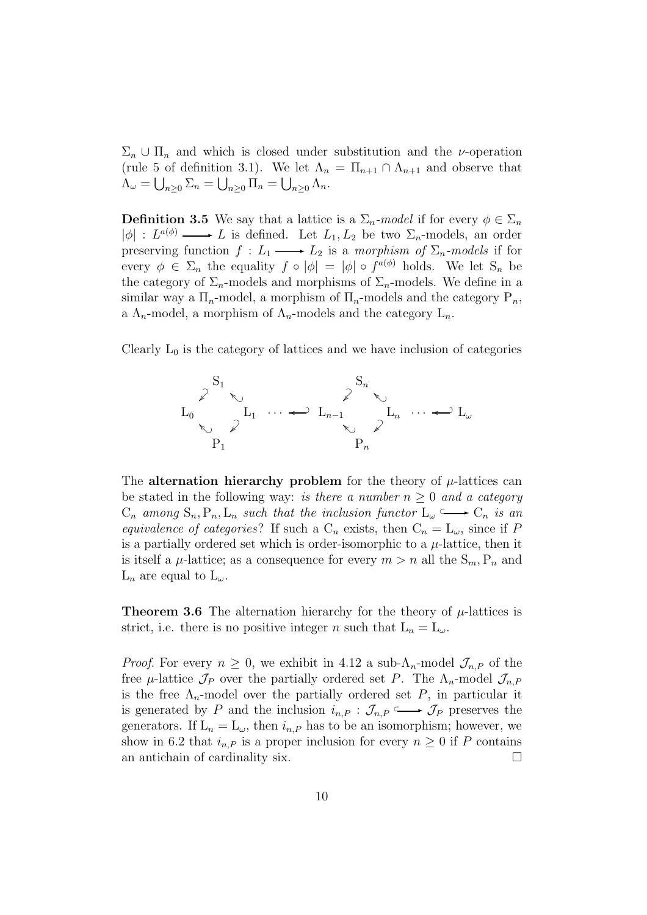$\Sigma_n \cup \Pi_n$ and which is closed under substitution and the $\nu$-operation (rule 5 of definition 3.1). We let $\Lambda_n = \Pi_{n+1} \cap \Lambda_{n+1}$ and observe that $\Lambda_\omega = \bigcup_{n\geq 0} \Sigma_n = \bigcup_{n\geq 0} \Pi_n = \bigcup_{n\geq 0} \Lambda_n$.

**Definition 3.5** We say that a lattice is a *$\Sigma_n$-model* if for every $\phi \in \Sigma_n$ $|\phi| : L^{a(\phi)} \longrightarrow L$ is defined. Let $L_1, L_2$ be two $\Sigma_n$-models, an order preserving function $f : L_1 \longrightarrow L_2$ is a *morphism of $\Sigma_n$-models* if for every $\phi \in \Sigma_n$ the equality $f \circ |\phi| = |\phi| \circ f^{a(\phi)}$ holds. We let $\mathrm{S}_n$ be the category of $\Sigma_n$-models and morphisms of $\Sigma_n$-models. We define in a similar way a $\Pi_n$-model, a morphism of $\Pi_n$-models and the category $\mathrm{P}_n$, a $\Lambda_n$-model, a morphism of $\Lambda_n$-models and the category $\mathrm{L}_n$.

Clearly $\mathrm{L}_0$ is the category of lattices and we have inclusion of categories

$$
\begin{array}{ccccccccc}
 & \mathrm{S}_1 & & & & \mathrm{S}_n & & & \\
\swarrow & & \nwarrow & & \swarrow & & \nwarrow & & \\
\mathrm{L}_0 & & \mathrm{L}_1 & \cdots \hookleftarrow & \mathrm{L}_{n-1} & & \mathrm{L}_n & \cdots \hookleftarrow & \mathrm{L}_\omega \\
\nwarrow & & \swarrow & & \nwarrow & & \swarrow & & \\
 & \mathrm{P}_1 & & & & \mathrm{P}_n & & &
\end{array}
$$

The **alternation hierarchy problem** for the theory of $\mu$-lattices can be stated in the following way: *is there a number $n \geq 0$ and a category $\mathrm{C}_n$ among $\mathrm{S}_n, \mathrm{P}_n, \mathrm{L}_n$ such that the inclusion functor $\mathrm{L}_\omega \hookrightarrow \mathrm{C}_n$ is an equivalence of categories*? If such a $\mathrm{C}_n$ exists, then $\mathrm{C}_n = \mathrm{L}_\omega$, since if $P$ is a partially ordered set which is order-isomorphic to a $\mu$-lattice, then it is itself a $\mu$-lattice; as a consequence for every $m > n$ all the $\mathrm{S}_m, \mathrm{P}_n$ and $\mathrm{L}_n$ are equal to $\mathrm{L}_\omega$.

**Theorem 3.6** The alternation hierarchy for the theory of $\mu$-lattices is strict, i.e. there is no positive integer $n$ such that $\mathrm{L}_n = \mathrm{L}_\omega$.

*Proof.* For every $n \geq 0$, we exhibit in 4.12 a sub-$\Lambda_n$-model $\mathcal{J}_{n,P}$ of the free $\mu$-lattice $\mathcal{J}_P$ over the partially ordered set $P$. The $\Lambda_n$-model $\mathcal{J}_{n,P}$ is the free $\Lambda_n$-model over the partially ordered set $P$, in particular it is generated by $P$ and the inclusion $i_{n,P} : \mathcal{J}_{n,P} \hookrightarrow \mathcal{J}_P$ preserves the generators. If $\mathrm{L}_n = \mathrm{L}_\omega$, then $i_{n,P}$ has to be an isomorphism; however, we show in 6.2 that $i_{n,P}$ is a proper inclusion for every $n \geq 0$ if $P$ contains an antichain of cardinality six. $\square$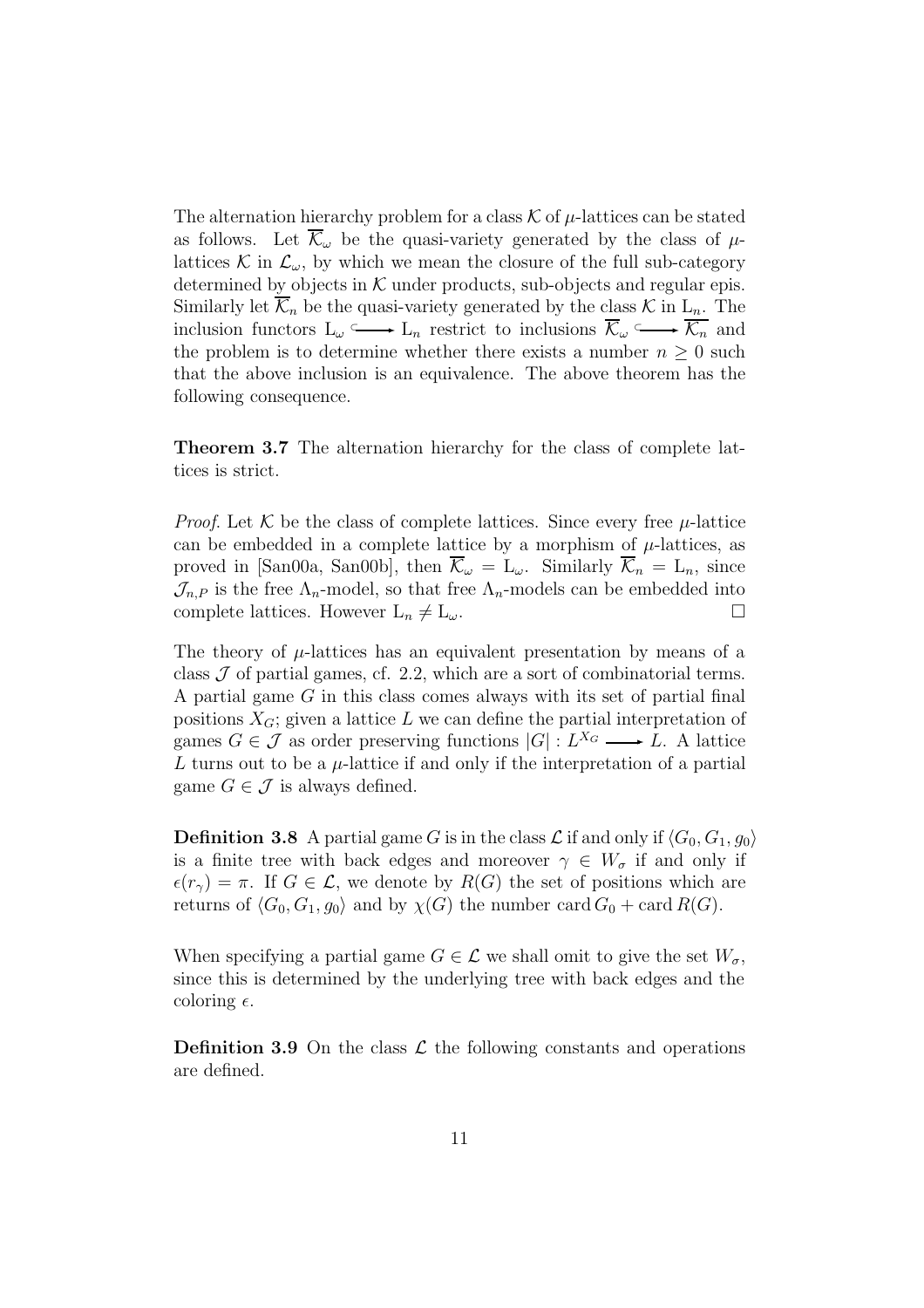The alternation hierarchy problem for a class $\mathcal{K}$ of $\mu$-lattices can be stated as follows. Let $\overline{\mathcal{K}}_\omega$ be the quasi-variety generated by the class of $\mu$-lattices $\mathcal{K}$ in $\mathcal{L}_\omega$, by which we mean the closure of the full sub-category determined by objects in $\mathcal{K}$ under products, sub-objects and regular epis. Similarly let $\overline{\mathcal{K}}_n$ be the quasi-variety generated by the class $\mathcal{K}$ in $\mathrm{L}_n$. The inclusion functors $\mathrm{L}_\omega \hookrightarrow \mathrm{L}_n$ restrict to inclusions $\overline{\mathcal{K}_\omega} \hookrightarrow \overline{\mathcal{K}_n}$ and the problem is to determine whether there exists a number $n \geq 0$ such that the above inclusion is an equivalence. The above theorem has the following consequence.

**Theorem 3.7** The alternation hierarchy for the class of complete lattices is strict.

*Proof.* Let $\mathcal{K}$ be the class of complete lattices. Since every free $\mu$-lattice can be embedded in a complete lattice by a morphism of $\mu$-lattices, as proved in [San00a, San00b], then $\overline{\mathcal{K}}_\omega = \mathrm{L}_\omega$. Similarly $\overline{\mathcal{K}}_n = \mathrm{L}_n$, since $\mathcal{J}_{n,P}$ is the free $\Lambda_n$-model, so that free $\Lambda_n$-models can be embedded into complete lattices. However $\mathrm{L}_n \neq \mathrm{L}_\omega$. □

The theory of $\mu$-lattices has an equivalent presentation by means of a class $\mathcal{J}$ of partial games, cf. 2.2, which are a sort of combinatorial terms. A partial game $G$ in this class comes always with its set of partial final positions $X_G$; given a lattice $L$ we can define the partial interpretation of games $G \in \mathcal{J}$ as order preserving functions $|G| : L^{X_G} \longrightarrow L$. A lattice $L$ turns out to be a $\mu$-lattice if and only if the interpretation of a partial game $G \in \mathcal{J}$ is always defined.

**Definition 3.8** A partial game $G$ is in the class $\mathcal{L}$ if and only if $\langle G_0, G_1, g_0 \rangle$ is a finite tree with back edges and moreover $\gamma \in W_\sigma$ if and only if $\epsilon(r_\gamma) = \pi$. If $G \in \mathcal{L}$, we denote by $R(G)$ the set of positions which are returns of $\langle G_0, G_1, g_0 \rangle$ and by $\chi(G)$ the number $\operatorname{card} G_0 + \operatorname{card} R(G)$.

When specifying a partial game $G \in \mathcal{L}$ we shall omit to give the set $W_\sigma$, since this is determined by the underlying tree with back edges and the coloring $\epsilon$.

**Definition 3.9** On the class $\mathcal{L}$ the following constants and operations are defined.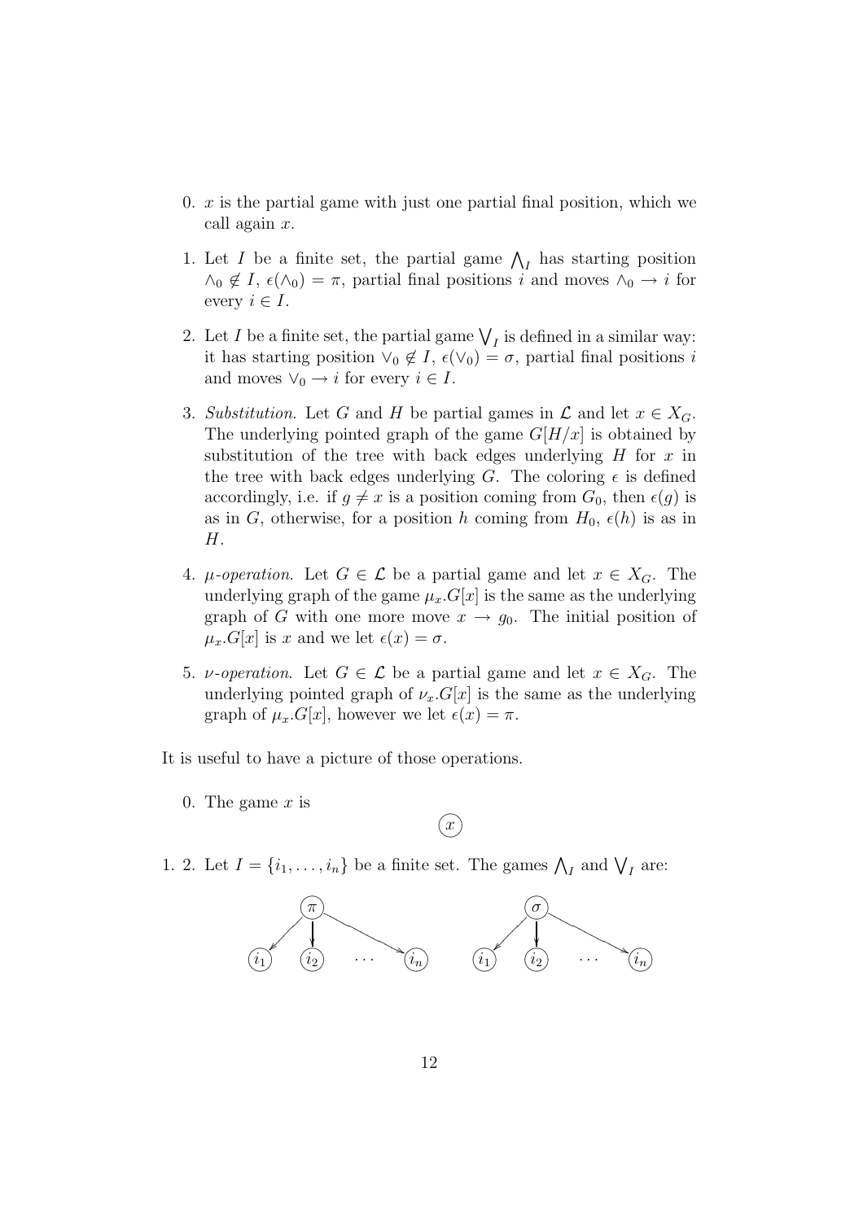0. $x$ is the partial game with just one partial final position, which we call again $x$.

1. Let $I$ be a finite set, the partial game $\bigwedge_I$ has starting position $\wedge_0 \notin I$, $\epsilon(\wedge_0) = \pi$, partial final positions $i$ and moves $\wedge_0 \to i$ for every $i \in I$.

2. Let $I$ be a finite set, the partial game $\bigvee_I$ is defined in a similar way: it has starting position $\vee_0 \notin I$, $\epsilon(\vee_0) = \sigma$, partial final positions $i$ and moves $\vee_0 \to i$ for every $i \in I$.

3. *Substitution.* Let $G$ and $H$ be partial games in $\mathcal{L}$ and let $x \in X_G$. The underlying pointed graph of the game $G[H/x]$ is obtained by substitution of the tree with back edges underlying $H$ for $x$ in the tree with back edges underlying $G$. The coloring $\epsilon$ is defined accordingly, i.e. if $g \neq x$ is a position coming from $G_0$, then $\epsilon(g)$ is as in $G$, otherwise, for a position $h$ coming from $H_0$, $\epsilon(h)$ is as in $H$.

4. *$\mu$-operation.* Let $G \in \mathcal{L}$ be a partial game and let $x \in X_G$. The underlying graph of the game $\mu_x.G[x]$ is the same as the underlying graph of $G$ with one more move $x \to g_0$. The initial position of $\mu_x.G[x]$ is $x$ and we let $\epsilon(x) = \sigma$.

5. *$\nu$-operation.* Let $G \in \mathcal{L}$ be a partial game and let $x \in X_G$. The underlying pointed graph of $\nu_x.G[x]$ is the same as the underlying graph of $\mu_x.G[x]$, however we let $\epsilon(x) = \pi$.

It is useful to have a picture of those operations.

0. The game $x$ is

$$\textcircled{x}$$

1. 2. Let $I = \{i_1, \ldots, i_n\}$ be a finite set. The games $\bigwedge_I$ and $\bigvee_I$ are: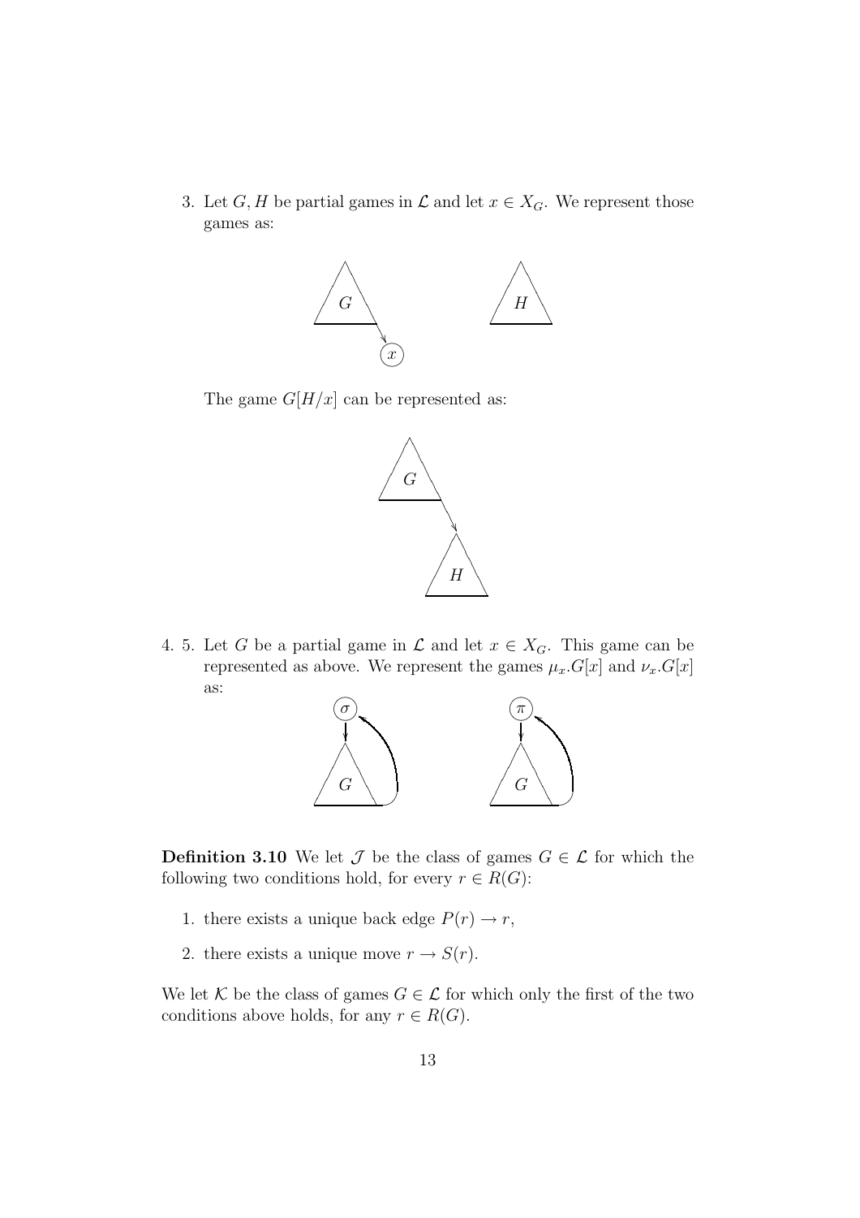3. Let $G, H$ be partial games in $\mathcal{L}$ and let $x \in X_G$. We represent those games as:

   The game $G[H/x]$ can be represented as:

4. 5. Let $G$ be a partial game in $\mathcal{L}$ and let $x \in X_G$. This game can be represented as above. We represent the games $\mu_x.G[x]$ and $\nu_x.G[x]$ as:

**Definition 3.10** We let $\mathcal{J}$ be the class of games $G \in \mathcal{L}$ for which the following two conditions hold, for every $r \in R(G)$:

1. there exists a unique back edge $P(r) \to r$,
2. there exists a unique move $r \to S(r)$.

We let $\mathcal{K}$ be the class of games $G \in \mathcal{L}$ for which only the first of the two conditions above holds, for any $r \in R(G)$.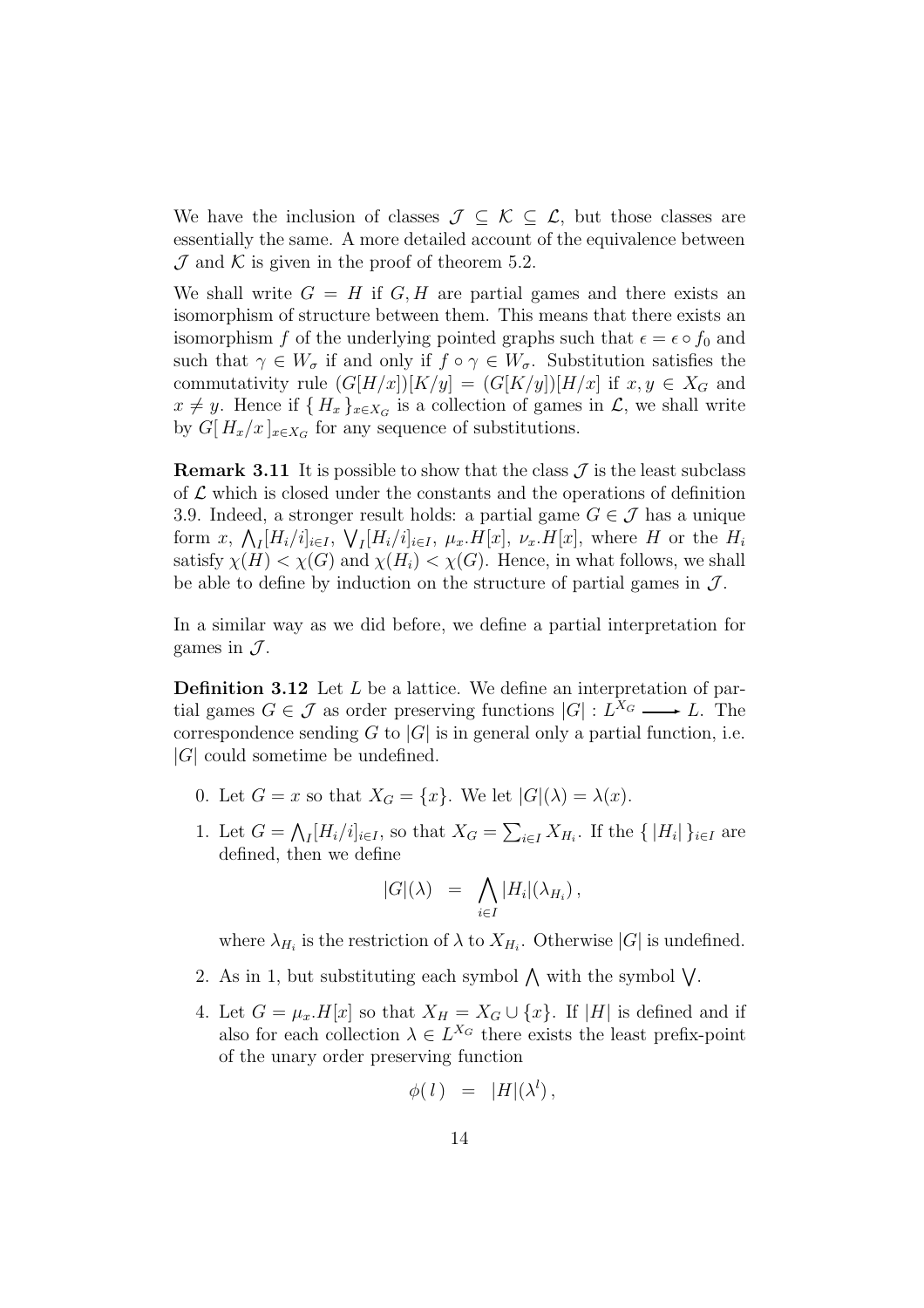We have the inclusion of classes $\mathcal{J} \subseteq \mathcal{K} \subseteq \mathcal{L}$, but those classes are essentially the same. A more detailed account of the equivalence between $\mathcal{J}$ and $\mathcal{K}$ is given in the proof of theorem 5.2.

We shall write $G = H$ if $G, H$ are partial games and there exists an isomorphism of structure between them. This means that there exists an isomorphism $f$ of the underlying pointed graphs such that $\epsilon = \epsilon \circ f_0$ and such that $\gamma \in W_\sigma$ if and only if $f \circ \gamma \in W_\sigma$. Substitution satisfies the commutativity rule $(G[H/x])[K/y] = (G[K/y])[H/x]$ if $x, y \in X_G$ and $x \neq y$. Hence if $\{ H_x \}_{x \in X_G}$ is a collection of games in $\mathcal{L}$, we shall write by $G[\, H_x/x \,]_{x \in X_G}$ for any sequence of substitutions.

**Remark 3.11** It is possible to show that the class $\mathcal{J}$ is the least subclass of $\mathcal{L}$ which is closed under the constants and the operations of definition 3.9. Indeed, a stronger result holds: a partial game $G \in \mathcal{J}$ has a unique form $x$, $\bigwedge_I [H_i/i]_{i \in I}$, $\bigvee_I [H_i/i]_{i \in I}$, $\mu_x.H[x]$, $\nu_x.H[x]$, where $H$ or the $H_i$ satisfy $\chi(H) < \chi(G)$ and $\chi(H_i) < \chi(G)$. Hence, in what follows, we shall be able to define by induction on the structure of partial games in $\mathcal{J}$.

In a similar way as we did before, we define a partial interpretation for games in $\mathcal{J}$.

**Definition 3.12** Let $L$ be a lattice. We define an interpretation of partial games $G \in \mathcal{J}$ as order preserving functions $|G| : L^{X_G} \longrightarrow L$. The correspondence sending $G$ to $|G|$ is in general only a partial function, i.e. $|G|$ could sometime be undefined.

0. Let $G = x$ so that $X_G = \{x\}$. We let $|G|(\lambda) = \lambda(x)$.

1. Let $G = \bigwedge_I [H_i/i]_{i \in I}$, so that $X_G = \sum_{i \in I} X_{H_i}$. If the $\{ |H_i| \}_{i \in I}$ are defined, then we define

$$|G|(\lambda) \;\; = \;\; \bigwedge_{i \in I} |H_i|(\lambda_{H_i}) \, ,$$

   where $\lambda_{H_i}$ is the restriction of $\lambda$ to $X_{H_i}$. Otherwise $|G|$ is undefined.

2. As in 1, but substituting each symbol $\bigwedge$ with the symbol $\bigvee$.

4. Let $G = \mu_x.H[x]$ so that $X_H = X_G \cup \{x\}$. If $|H|$ is defined and if also for each collection $\lambda \in L^{X_G}$ there exists the least prefix-point of the unary order preserving function

$$\phi(\, l \,) \;\; = \;\; |H|(\lambda^l) \, ,$$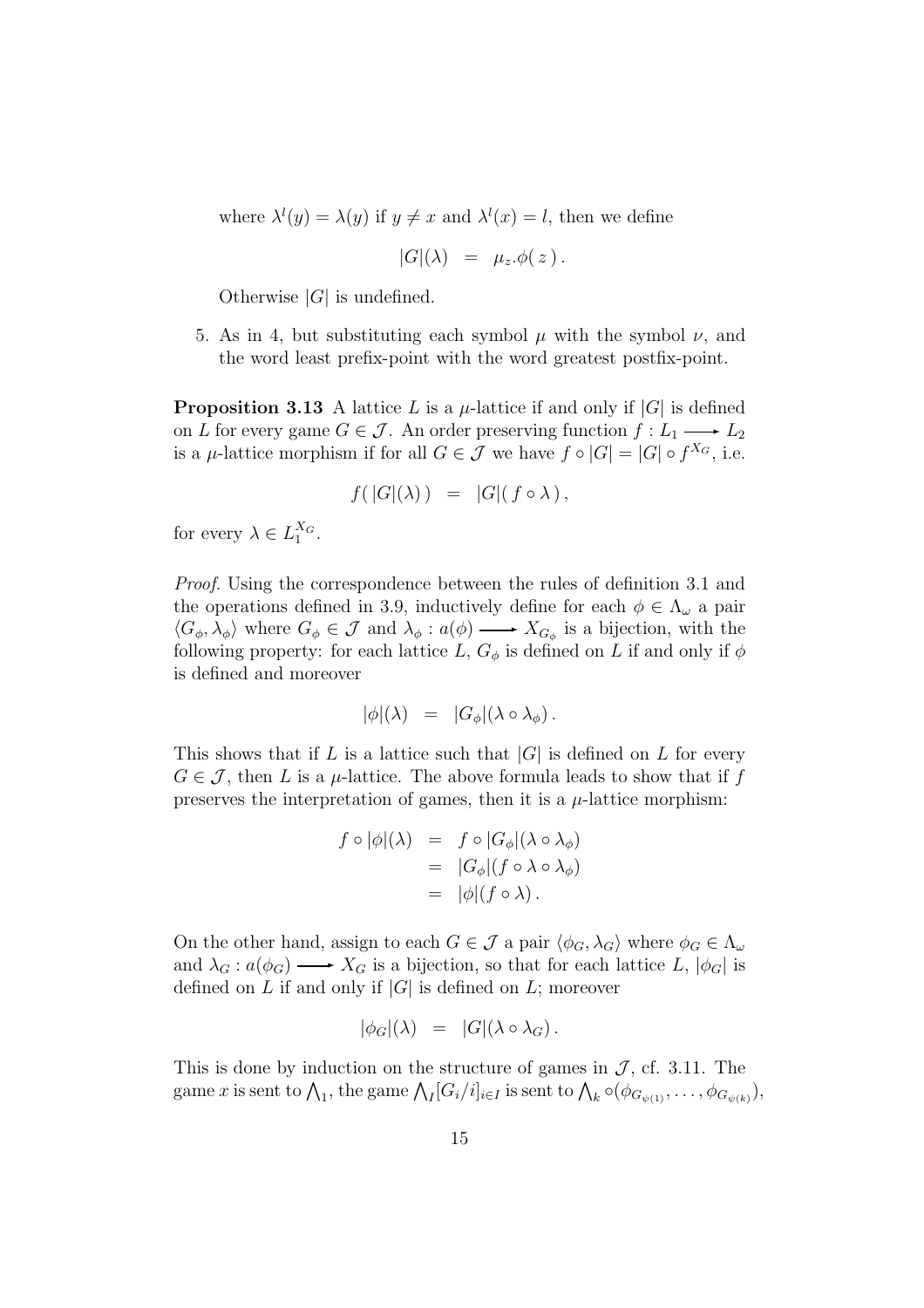where $\lambda^l(y) = \lambda(y)$ if $y \neq x$ and $\lambda^l(x) = l$, then we define

$$|G|(\lambda) \;=\; \mu_z.\phi(\, z\,)\,.$$

Otherwise $|G|$ is undefined.

5. As in 4, but substituting each symbol $\mu$ with the symbol $\nu$, and the word least prefix-point with the word greatest postfix-point.

**Proposition 3.13** A lattice $L$ is a $\mu$-lattice if and only if $|G|$ is defined on $L$ for every game $G \in \mathcal{J}$. An order preserving function $f : L_1 \longrightarrow L_2$ is a $\mu$-lattice morphism if for all $G \in \mathcal{J}$ we have $f \circ |G| = |G| \circ f^{X_G}$, i.e.

$$f(\,|G|(\lambda)\,) \;=\; |G|(\,f \circ \lambda\,)\,,$$

for every $\lambda \in L_1^{X_G}$.

*Proof*. Using the correspondence between the rules of definition 3.1 and the operations defined in 3.9, inductively define for each $\phi \in \Lambda_\omega$ a pair $\langle G_\phi, \lambda_\phi\rangle$ where $G_\phi \in \mathcal{J}$ and $\lambda_\phi : a(\phi) \longrightarrow X_{G_\phi}$ is a bijection, with the following property: for each lattice $L$, $G_\phi$ is defined on $L$ if and only if $\phi$ is defined and moreover

$$|\phi|(\lambda) \;=\; |G_\phi|(\lambda \circ \lambda_\phi)\,.$$

This shows that if $L$ is a lattice such that $|G|$ is defined on $L$ for every $G \in \mathcal{J}$, then $L$ is a $\mu$-lattice. The above formula leads to show that if $f$ preserves the interpretation of games, then it is a $\mu$-lattice morphism:

$$\begin{aligned} f \circ |\phi|(\lambda) &= f \circ |G_\phi|(\lambda \circ \lambda_\phi) \\ &= |G_\phi|(f \circ \lambda \circ \lambda_\phi) \\ &= |\phi|(f \circ \lambda)\,. \end{aligned}$$

On the other hand, assign to each $G \in \mathcal{J}$ a pair $\langle \phi_G, \lambda_G\rangle$ where $\phi_G \in \Lambda_\omega$ and $\lambda_G : a(\phi_G) \longrightarrow X_G$ is a bijection, so that for each lattice $L$, $|\phi_G|$ is defined on $L$ if and only if $|G|$ is defined on $L$; moreover

$$|\phi_G|(\lambda) \;=\; |G|(\lambda \circ \lambda_G)\,.$$

This is done by induction on the structure of games in $\mathcal{J}$, cf. 3.11. The game $x$ is sent to $\bigwedge_1$, the game $\bigwedge_I [G_i/i]_{i \in I}$ is sent to $\bigwedge_k \circ(\phi_{G_{\psi(1)}}, \ldots, \phi_{G_{\psi(k)}})$,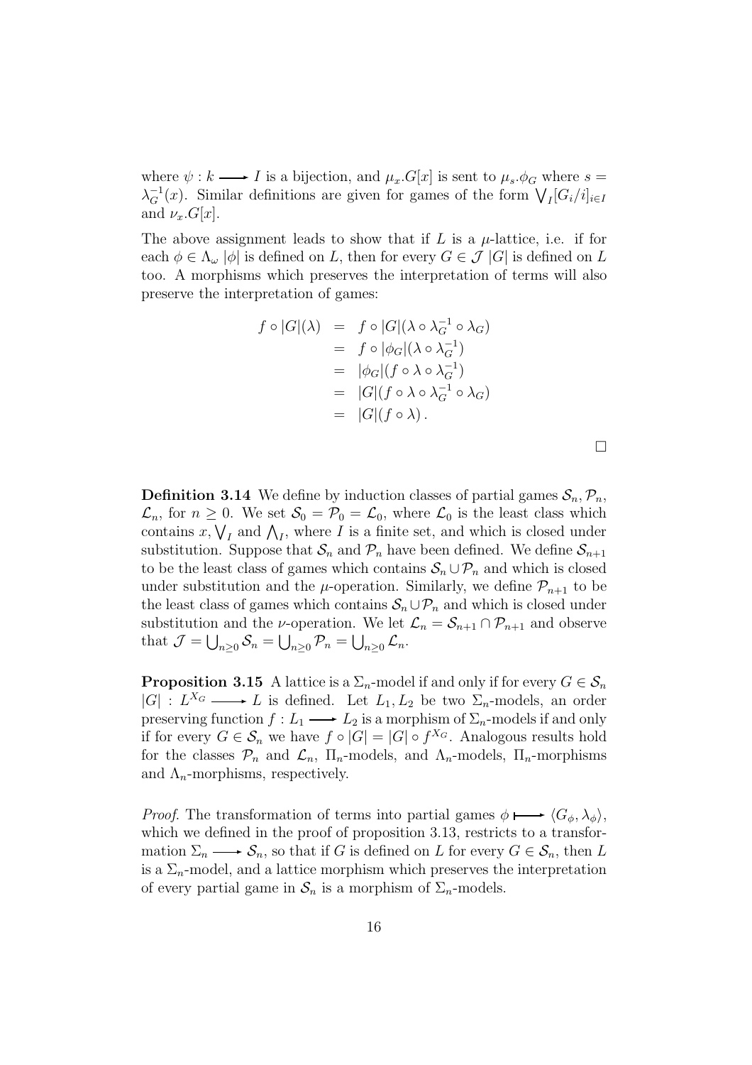where $\psi : k \longrightarrow I$ is a bijection, and $\mu_x.G[x]$ is sent to $\mu_s.\phi_G$ where $s = \lambda_G^{-1}(x)$. Similar definitions are given for games of the form $\bigvee_I [G_i/i]_{i\in I}$ and $\nu_x.G[x]$.

The above assignment leads to show that if $L$ is a $\mu$-lattice, i.e. if for each $\phi \in \Lambda_\omega$ $|\phi|$ is defined on $L$, then for every $G \in \mathcal{J}$ $|G|$ is defined on $L$ too. A morphisms which preserves the interpretation of terms will also preserve the interpretation of games:

$$
\begin{aligned}
f \circ |G|(\lambda) &= f \circ |G|(\lambda \circ \lambda_G^{-1} \circ \lambda_G) \\
&= f \circ |\phi_G|(\lambda \circ \lambda_G^{-1}) \\
&= |\phi_G|(f \circ \lambda \circ \lambda_G^{-1}) \\
&= |G|(f \circ \lambda \circ \lambda_G^{-1} \circ \lambda_G) \\
&= |G|(f \circ \lambda)\,.
\end{aligned}
$$

□

**Definition 3.14** We define by induction classes of partial games $\mathcal{S}_n, \mathcal{P}_n, \mathcal{L}_n$, for $n \geq 0$. We set $\mathcal{S}_0 = \mathcal{P}_0 = \mathcal{L}_0$, where $\mathcal{L}_0$ is the least class which contains $x, \bigvee_I$ and $\bigwedge_I$, where $I$ is a finite set, and which is closed under substitution. Suppose that $\mathcal{S}_n$ and $\mathcal{P}_n$ have been defined. We define $\mathcal{S}_{n+1}$ to be the least class of games which contains $\mathcal{S}_n \cup \mathcal{P}_n$ and which is closed under substitution and the $\mu$-operation. Similarly, we define $\mathcal{P}_{n+1}$ to be the least class of games which contains $\mathcal{S}_n \cup \mathcal{P}_n$ and which is closed under substitution and the $\nu$-operation. We let $\mathcal{L}_n = \mathcal{S}_{n+1} \cap \mathcal{P}_{n+1}$ and observe that $\mathcal{J} = \bigcup_{n\geq 0} \mathcal{S}_n = \bigcup_{n\geq 0} \mathcal{P}_n = \bigcup_{n\geq 0} \mathcal{L}_n$.

**Proposition 3.15** A lattice is a $\Sigma_n$-model if and only if for every $G \in \mathcal{S}_n$ $|G| : L^{X_G} \longrightarrow L$ is defined. Let $L_1, L_2$ be two $\Sigma_n$-models, an order preserving function $f : L_1 \longrightarrow L_2$ is a morphism of $\Sigma_n$-models if and only if for every $G \in \mathcal{S}_n$ we have $f \circ |G| = |G| \circ f^{X_G}$. Analogous results hold for the classes $\mathcal{P}_n$ and $\mathcal{L}_n$, $\Pi_n$-models, and $\Lambda_n$-models, $\Pi_n$-morphisms and $\Lambda_n$-morphisms, respectively.

*Proof.* The transformation of terms into partial games $\phi \longmapsto \langle G_\phi, \lambda_\phi \rangle$, which we defined in the proof of proposition 3.13, restricts to a transformation $\Sigma_n \longrightarrow \mathcal{S}_n$, so that if $G$ is defined on $L$ for every $G \in \mathcal{S}_n$, then $L$ is a $\Sigma_n$-model, and a lattice morphism which preserves the interpretation of every partial game in $\mathcal{S}_n$ is a morphism of $\Sigma_n$-models.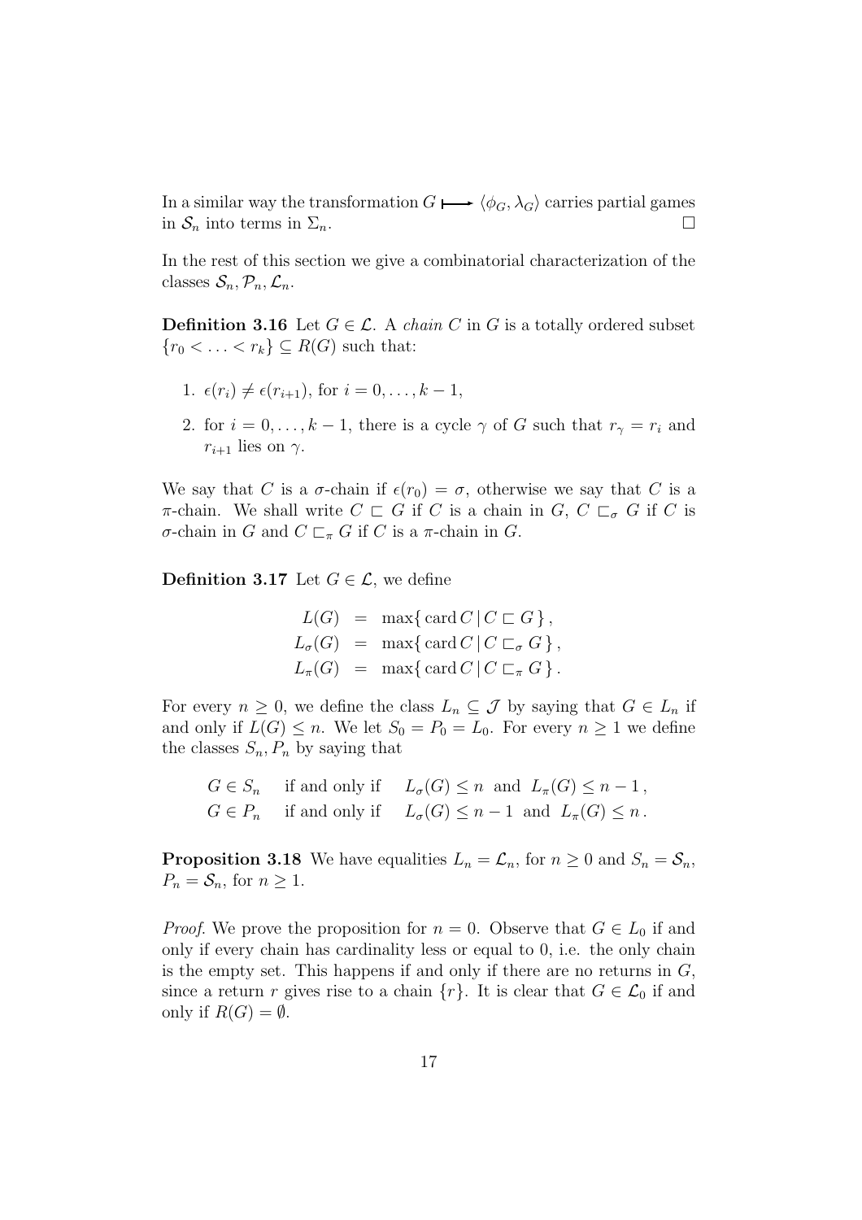In a similar way the transformation $G \longmapsto \langle \phi_G, \lambda_G \rangle$ carries partial games in $\mathcal{S}_n$ into terms in $\Sigma_n$. $\square$

In the rest of this section we give a combinatorial characterization of the classes $\mathcal{S}_n, \mathcal{P}_n, \mathcal{L}_n$.

**Definition 3.16** Let $G \in \mathcal{L}$. A *chain* $C$ in $G$ is a totally ordered subset $\{r_0 < \ldots < r_k\} \subseteq R(G)$ such that:

1. $\epsilon(r_i) \neq \epsilon(r_{i+1})$, for $i = 0, \ldots, k-1$,
2. for $i = 0, \ldots, k-1$, there is a cycle $\gamma$ of $G$ such that $r_\gamma = r_i$ and $r_{i+1}$ lies on $\gamma$.

We say that $C$ is a $\sigma$-chain if $\epsilon(r_0) = \sigma$, otherwise we say that $C$ is a $\pi$-chain. We shall write $C \sqsubset G$ if $C$ is a chain in $G$, $C \sqsubset_\sigma G$ if $C$ is $\sigma$-chain in $G$ and $C \sqsubset_\pi G$ if $C$ is a $\pi$-chain in $G$.

**Definition 3.17** Let $G \in \mathcal{L}$, we define

$$
\begin{aligned}
L(G) &= \max\{\, \mathrm{card}\, C \mid C \sqsubset G \,\}, \\
L_\sigma(G) &= \max\{\, \mathrm{card}\, C \mid C \sqsubset_\sigma G \,\}, \\
L_\pi(G) &= \max\{\, \mathrm{card}\, C \mid C \sqsubset_\pi G \,\}.
\end{aligned}
$$

For every $n \geq 0$, we define the class $L_n \subseteq \mathcal{J}$ by saying that $G \in L_n$ if and only if $L(G) \leq n$. We let $S_0 = P_0 = L_0$. For every $n \geq 1$ we define the classes $S_n, P_n$ by saying that

$$
\begin{aligned}
G \in S_n \quad &\text{if and only if} \quad L_\sigma(G) \leq n \;\text{ and }\; L_\pi(G) \leq n-1\,, \\
G \in P_n \quad &\text{if and only if} \quad L_\sigma(G) \leq n-1 \;\text{ and }\; L_\pi(G) \leq n\,.
\end{aligned}
$$

**Proposition 3.18** We have equalities $L_n = \mathcal{L}_n$, for $n \geq 0$ and $S_n = \mathcal{S}_n$, $P_n = \mathcal{S}_n$, for $n \geq 1$.

*Proof.* We prove the proposition for $n = 0$. Observe that $G \in L_0$ if and only if every chain has cardinality less or equal to 0, i.e. the only chain is the empty set. This happens if and only if there are no returns in $G$, since a return $r$ gives rise to a chain $\{r\}$. It is clear that $G \in \mathcal{L}_0$ if and only if $R(G) = \emptyset$.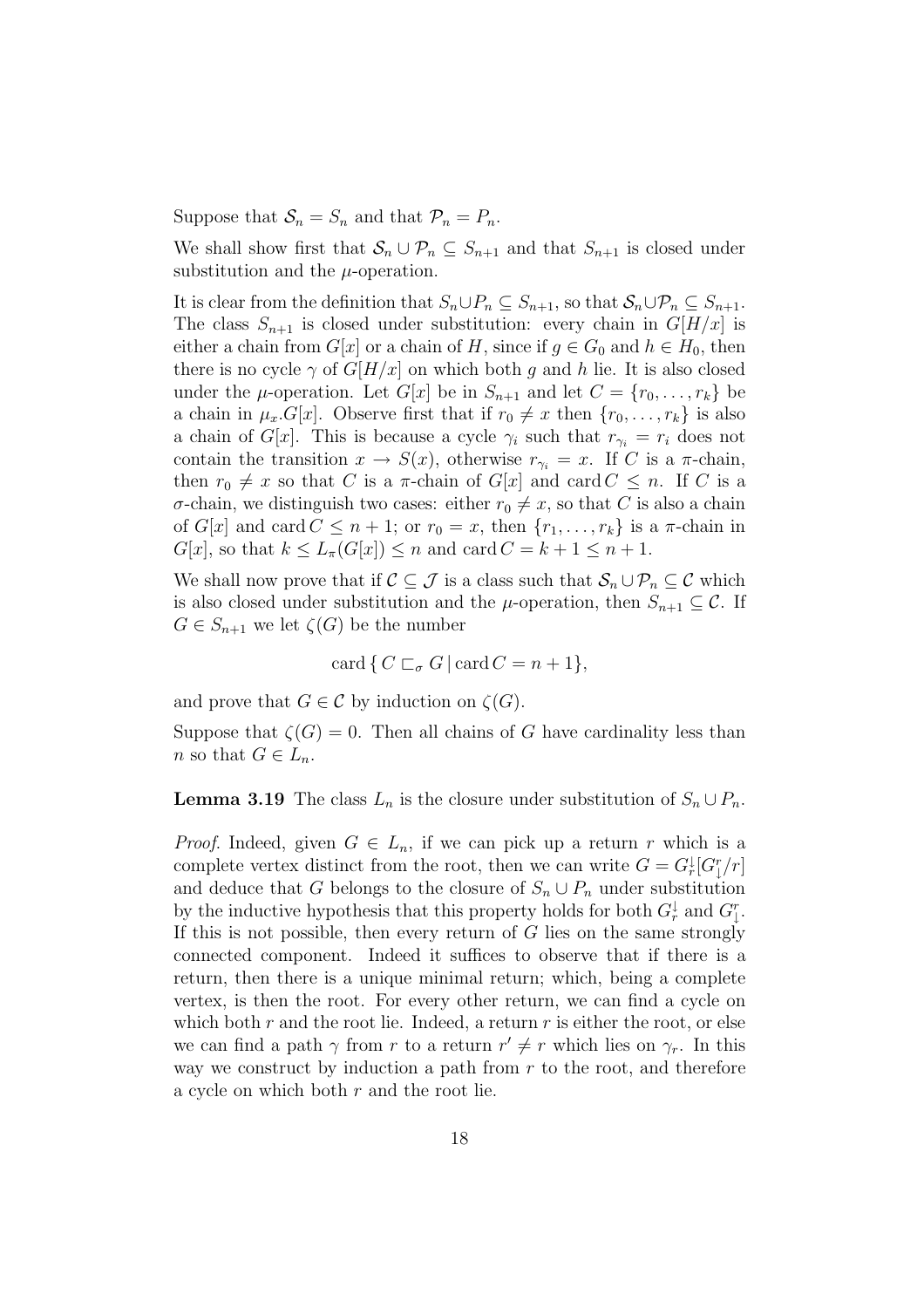Suppose that $\mathcal{S}_n = S_n$ and that $\mathcal{P}_n = P_n$.

We shall show first that $\mathcal{S}_n \cup \mathcal{P}_n \subseteq S_{n+1}$ and that $S_{n+1}$ is closed under substitution and the $\mu$-operation.

It is clear from the definition that $S_n \cup P_n \subseteq S_{n+1}$, so that $\mathcal{S}_n \cup \mathcal{P}_n \subseteq S_{n+1}$. The class $S_{n+1}$ is closed under substitution: every chain in $G[H/x]$ is either a chain from $G[x]$ or a chain of $H$, since if $g \in G_0$ and $h \in H_0$, then there is no cycle $\gamma$ of $G[H/x]$ on which both $g$ and $h$ lie. It is also closed under the $\mu$-operation. Let $G[x]$ be in $S_{n+1}$ and let $C = \{r_0, \ldots, r_k\}$ be a chain in $\mu_x.G[x]$. Observe first that if $r_0 \neq x$ then $\{r_0, \ldots, r_k\}$ is also a chain of $G[x]$. This is because a cycle $\gamma_i$ such that $r_{\gamma_i} = r_i$ does not contain the transition $x \to S(x)$, otherwise $r_{\gamma_i} = x$. If $C$ is a $\pi$-chain, then $r_0 \neq x$ so that $C$ is a $\pi$-chain of $G[x]$ and $\operatorname{card} C \leq n$. If $C$ is a $\sigma$-chain, we distinguish two cases: either $r_0 \neq x$, so that $C$ is also a chain of $G[x]$ and $\operatorname{card} C \leq n+1$; or $r_0 = x$, then $\{r_1, \ldots, r_k\}$ is a $\pi$-chain in $G[x]$, so that $k \leq L_\pi(G[x]) \leq n$ and $\operatorname{card} C = k + 1 \leq n + 1$.

We shall now prove that if $\mathcal{C} \subseteq \mathcal{J}$ is a class such that $\mathcal{S}_n \cup \mathcal{P}_n \subseteq \mathcal{C}$ which is also closed under substitution and the $\mu$-operation, then $S_{n+1} \subseteq \mathcal{C}$. If $G \in S_{n+1}$ we let $\zeta(G)$ be the number

$$\operatorname{card} \{ C \sqsubset_\sigma G \,|\, \operatorname{card} C = n + 1 \},$$

and prove that $G \in \mathcal{C}$ by induction on $\zeta(G)$.

Suppose that $\zeta(G) = 0$. Then all chains of $G$ have cardinality less than $n$ so that $G \in L_n$.

**Lemma 3.19** The class $L_n$ is the closure under substitution of $S_n \cup P_n$.

*Proof.* Indeed, given $G \in L_n$, if we can pick up a return $r$ which is a complete vertex distinct from the root, then we can write $G = G_r^{\downarrow}[G_{\downarrow}^r/r]$ and deduce that $G$ belongs to the closure of $S_n \cup P_n$ under substitution by the inductive hypothesis that this property holds for both $G_r^{\downarrow}$ and $G_{\downarrow}^r$. If this is not possible, then every return of $G$ lies on the same strongly connected component. Indeed it suffices to observe that if there is a return, then there is a unique minimal return; which, being a complete vertex, is then the root. For every other return, we can find a cycle on which both $r$ and the root lie. Indeed, a return $r$ is either the root, or else we can find a path $\gamma$ from $r$ to a return $r' \neq r$ which lies on $\gamma_r$. In this way we construct by induction a path from $r$ to the root, and therefore a cycle on which both $r$ and the root lie.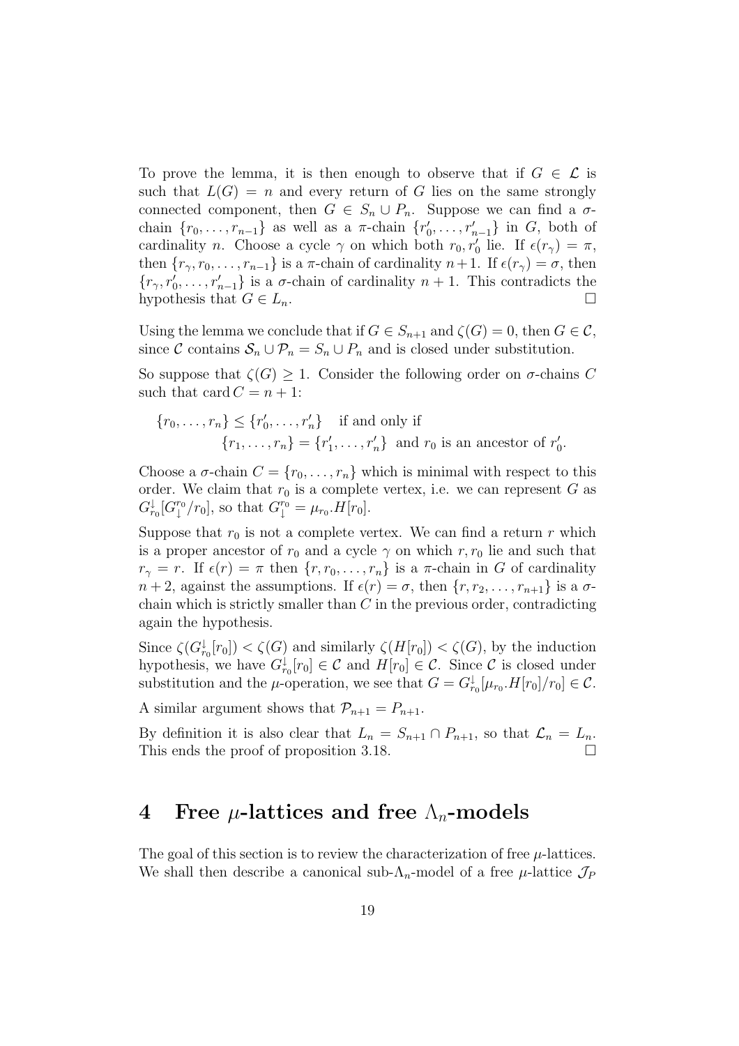To prove the lemma, it is then enough to observe that if $G \in \mathcal{L}$ is such that $L(G) = n$ and every return of $G$ lies on the same strongly connected component, then $G \in S_n \cup P_n$. Suppose we can find a $\sigma$-chain $\{r_0, \ldots, r_{n-1}\}$ as well as a $\pi$-chain $\{r'_0, \ldots, r'_{n-1}\}$ in $G$, both of cardinality $n$. Choose a cycle $\gamma$ on which both $r_0, r'_0$ lie. If $\epsilon(r_\gamma) = \pi$, then $\{r_\gamma, r_0, \ldots, r_{n-1}\}$ is a $\pi$-chain of cardinality $n+1$. If $\epsilon(r_\gamma) = \sigma$, then $\{r_\gamma, r'_0, \ldots, r'_{n-1}\}$ is a $\sigma$-chain of cardinality $n+1$. This contradicts the hypothesis that $G \in L_n$. □

Using the lemma we conclude that if $G \in S_{n+1}$ and $\zeta(G) = 0$, then $G \in \mathcal{C}$, since $\mathcal{C}$ contains $\mathcal{S}_n \cup \mathcal{P}_n = S_n \cup P_n$ and is closed under substitution.

So suppose that $\zeta(G) \geq 1$. Consider the following order on $\sigma$-chains $C$ such that $\operatorname{card} C = n+1$:

$$\{r_0, \ldots, r_n\} \leq \{r'_0, \ldots, r'_n\} \quad \text{if and only if} \\ \{r_1, \ldots, r_n\} = \{r'_1, \ldots, r'_n\} \text{ and } r_0 \text{ is an ancestor of } r'_0.$$

Choose a $\sigma$-chain $C = \{r_0, \ldots, r_n\}$ which is minimal with respect to this order. We claim that $r_0$ is a complete vertex, i.e. we can represent $G$ as $G^{\downarrow}_{r_0}[G^{r_0}_{\downarrow}/r_0]$, so that $G^{r_0}_{\downarrow} = \mu_{r_0}.H[r_0]$.

Suppose that $r_0$ is not a complete vertex. We can find a return $r$ which is a proper ancestor of $r_0$ and a cycle $\gamma$ on which $r, r_0$ lie and such that $r_\gamma = r$. If $\epsilon(r) = \pi$ then $\{r, r_0, \ldots, r_n\}$ is a $\pi$-chain in $G$ of cardinality $n+2$, against the assumptions. If $\epsilon(r) = \sigma$, then $\{r, r_2, \ldots, r_{n+1}\}$ is a $\sigma$-chain which is strictly smaller than $C$ in the previous order, contradicting again the hypothesis.

Since $\zeta(G^{\downarrow}_{r_0}[r_0]) < \zeta(G)$ and similarly $\zeta(H[r_0]) < \zeta(G)$, by the induction hypothesis, we have $G^{\downarrow}_{r_0}[r_0] \in \mathcal{C}$ and $H[r_0] \in \mathcal{C}$. Since $\mathcal{C}$ is closed under substitution and the $\mu$-operation, we see that $G = G^{\downarrow}_{r_0}[\mu_{r_0}.H[r_0]/r_0] \in \mathcal{C}$.

A similar argument shows that $\mathcal{P}_{n+1} = P_{n+1}$.

By definition it is also clear that $L_n = S_{n+1} \cap P_{n+1}$, so that $\mathcal{L}_n = L_n$. This ends the proof of proposition 3.18. □

# 4 Free $\mu$-lattices and free $\Lambda_n$-models

The goal of this section is to review the characterization of free $\mu$-lattices. We shall then describe a canonical sub-$\Lambda_n$-model of a free $\mu$-lattice $\mathcal{J}_P$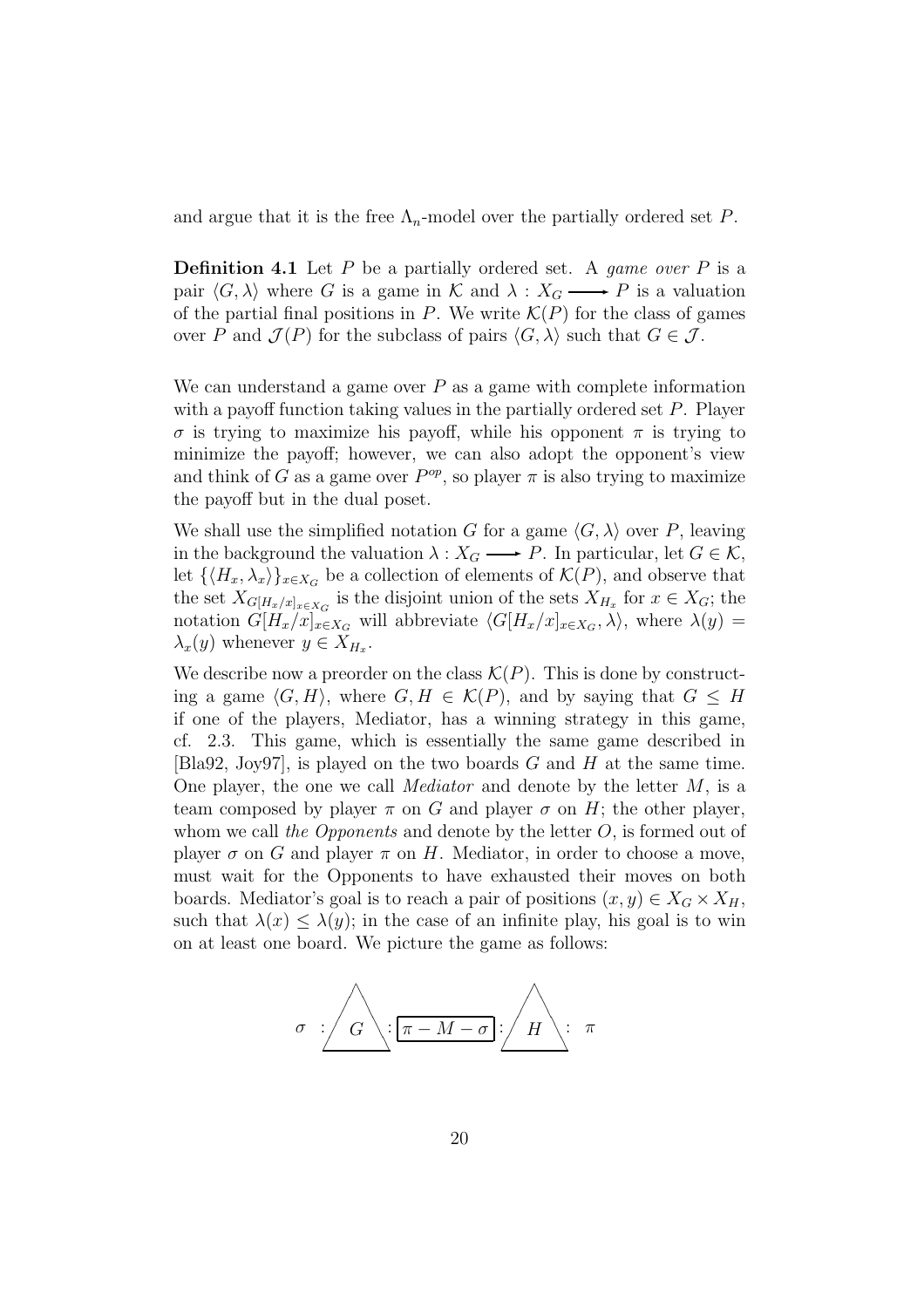and argue that it is the free $\Lambda_n$-model over the partially ordered set $P$.

**Definition 4.1** Let $P$ be a partially ordered set. A *game over $P$* is a pair $\langle G, \lambda \rangle$ where $G$ is a game in $\mathcal{K}$ and $\lambda : X_G \longrightarrow P$ is a valuation of the partial final positions in $P$. We write $\mathcal{K}(P)$ for the class of games over $P$ and $\mathcal{J}(P)$ for the subclass of pairs $\langle G, \lambda \rangle$ such that $G \in \mathcal{J}$.

We can understand a game over $P$ as a game with complete information with a payoff function taking values in the partially ordered set $P$. Player $\sigma$ is trying to maximize his payoff, while his opponent $\pi$ is trying to minimize the payoff; however, we can also adopt the opponent's view and think of $G$ as a game over $P^{op}$, so player $\pi$ is also trying to maximize the payoff but in the dual poset.

We shall use the simplified notation $G$ for a game $\langle G, \lambda \rangle$ over $P$, leaving in the background the valuation $\lambda : X_G \longrightarrow P$. In particular, let $G \in \mathcal{K}$, let $\{\langle H_x, \lambda_x \rangle\}_{x \in X_G}$ be a collection of elements of $\mathcal{K}(P)$, and observe that the set $X_{G[H_x/x]_{x \in X_G}}$ is the disjoint union of the sets $X_{H_x}$ for $x \in X_G$; the notation $G[H_x/x]_{x \in X_G}$ will abbreviate $\langle G[H_x/x]_{x \in X_G}, \lambda \rangle$, where $\lambda(y) = \lambda_x(y)$ whenever $y \in X_{H_x}$.

We describe now a preorder on the class $\mathcal{K}(P)$. This is done by constructing a game $\langle G, H \rangle$, where $G, H \in \mathcal{K}(P)$, and by saying that $G \leq H$ if one of the players, Mediator, has a winning strategy in this game, cf. 2.3. This game, which is essentially the same game described in [Bla92, Joy97], is played on the two boards $G$ and $H$ at the same time. One player, the one we call *Mediator* and denote by the letter $M$, is a team composed by player $\pi$ on $G$ and player $\sigma$ on $H$; the other player, whom we call *the Opponents* and denote by the letter $O$, is formed out of player $\sigma$ on $G$ and player $\pi$ on $H$. Mediator, in order to choose a move, must wait for the Opponents to have exhausted their moves on both boards. Mediator's goal is to reach a pair of positions $(x, y) \in X_G \times X_H$, such that $\lambda(x) \leq \lambda(y)$; in the case of an infinite play, his goal is to win on at least one board. We picture the game as follows:

$$\sigma \;:\; G \;:\; \boxed{\pi - M - \sigma} \;:\; H \;:\; \pi$$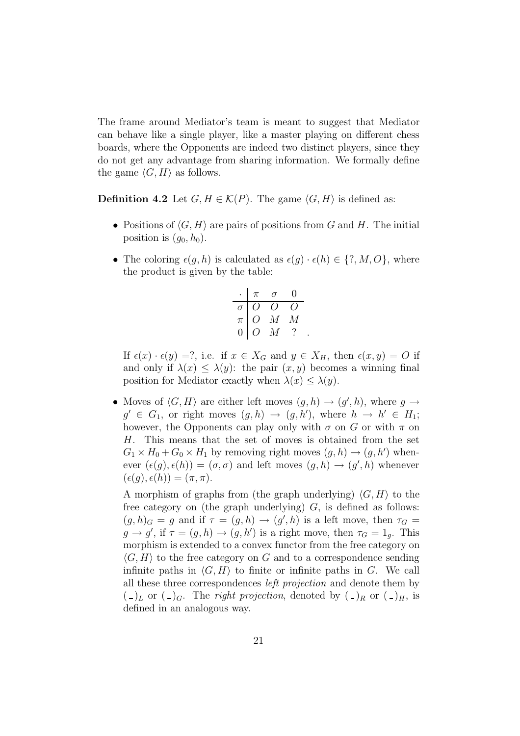The frame around Mediator's team is meant to suggest that Mediator can behave like a single player, like a master playing on different chess boards, where the Opponents are indeed two distinct players, since they do not get any advantage from sharing information. We formally define the game $\langle G, H \rangle$ as follows.

**Definition 4.2** Let $G, H \in \mathcal{K}(P)$. The game $\langle G, H \rangle$ is defined as:

- Positions of $\langle G, H \rangle$ are pairs of positions from $G$ and $H$. The initial position is $(g_0, h_0)$.
- The coloring $\epsilon(g, h)$ is calculated as $\epsilon(g) \cdot \epsilon(h) \in \{?, M, O\}$, where the product is given by the table:

| $\cdot$ | $\pi$ | $\sigma$ | $0$ |
|---|---|---|---|
| $\sigma$ | $O$ | $O$ | $O$ |
| $\pi$ | $O$ | $M$ | $M$ |
| $0$ | $O$ | $M$ | $?$ |

  If $\epsilon(x) \cdot \epsilon(y) = ?$, i.e. if $x \in X_G$ and $y \in X_H$, then $\epsilon(x, y) = O$ if and only if $\lambda(x) \leq \lambda(y)$: the pair $(x, y)$ becomes a winning final position for Mediator exactly when $\lambda(x) \leq \lambda(y)$.

- Moves of $\langle G, H \rangle$ are either left moves $(g, h) \to (g', h)$, where $g \to g' \in G_1$, or right moves $(g, h) \to (g, h')$, where $h \to h' \in H_1$; however, the Opponents can play only with $\sigma$ on $G$ or with $\pi$ on $H$. This means that the set of moves is obtained from the set $G_1 \times H_0 + G_0 \times H_1$ by removing right moves $(g, h) \to (g, h')$ whenever $(\epsilon(g), \epsilon(h)) = (\sigma, \sigma)$ and left moves $(g, h) \to (g', h)$ whenever $(\epsilon(g), \epsilon(h)) = (\pi, \pi)$.

  A morphism of graphs from (the graph underlying) $\langle G, H \rangle$ to the free category on (the graph underlying) $G$, is defined as follows: $(g, h)_G = g$ and if $\tau = (g, h) \to (g', h)$ is a left move, then $\tau_G = g \to g'$, if $\tau = (g, h) \to (g, h')$ is a right move, then $\tau_G = 1_g$. This morphism is extended to a convex functor from the free category on $\langle G, H \rangle$ to the free category on $G$ and to a correspondence sending infinite paths in $\langle G, H \rangle$ to finite or infinite paths in $G$. We call all these three correspondences *left projection* and denote them by $(\_)_L$ or $(\_)_G$. The *right projection*, denoted by $(\_)_R$ or $(\_)_H$, is defined in an analogous way.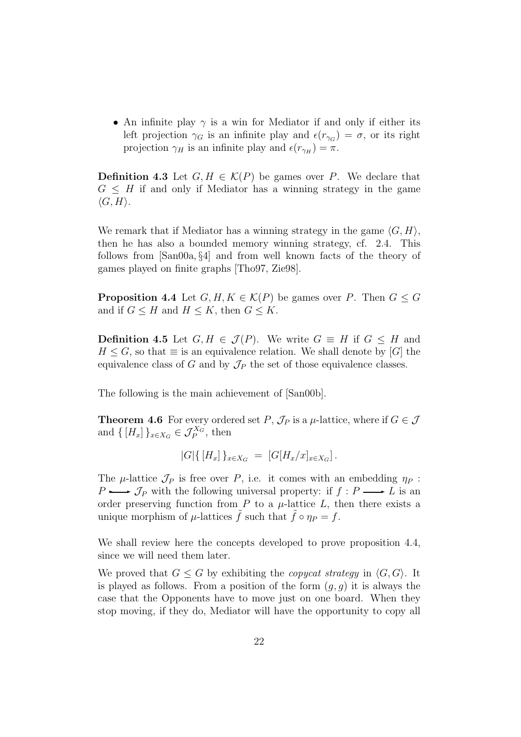- An infinite play $\gamma$ is a win for Mediator if and only if either its left projection $\gamma_G$ is an infinite play and $\epsilon(r_{\gamma_G}) = \sigma$, or its right projection $\gamma_H$ is an infinite play and $\epsilon(r_{\gamma_H}) = \pi$.

**Definition 4.3** Let $G, H \in \mathcal{K}(P)$ be games over $P$. We declare that $G \leq H$ if and only if Mediator has a winning strategy in the game $\langle G, H \rangle$.

We remark that if Mediator has a winning strategy in the game $\langle G, H \rangle$, then he has also a bounded memory winning strategy, cf. 2.4. This follows from [San00a, §4] and from well known facts of the theory of games played on finite graphs [Tho97, Zie98].

**Proposition 4.4** Let $G, H, K \in \mathcal{K}(P)$ be games over $P$. Then $G \leq G$ and if $G \leq H$ and $H \leq K$, then $G \leq K$.

**Definition 4.5** Let $G, H \in \mathcal{J}(P)$. We write $G \equiv H$ if $G \leq H$ and $H \leq G$, so that $\equiv$ is an equivalence relation. We shall denote by $[G]$ the equivalence class of $G$ and by $\mathcal{J}_P$ the set of those equivalence classes.

The following is the main achievement of [San00b].

**Theorem 4.6** For every ordered set $P$, $\mathcal{J}_P$ is a $\mu$-lattice, where if $G \in \mathcal{J}$ and $\{ [H_x] \}_{x \in X_G} \in \mathcal{J}_P^{X_G}$, then

$$|G|\{ [H_x] \}_{x \in X_G} \;=\; [G[H_x/x]_{x \in X_G}]\,.$$

The $\mu$-lattice $\mathcal{J}_P$ is free over $P$, i.e. it comes with an embedding $\eta_P : P \rightarrowtail \mathcal{J}_P$ with the following universal property: if $f : P \longrightarrow L$ is an order preserving function from $P$ to a $\mu$-lattice $L$, then there exists a unique morphism of $\mu$-lattices $\tilde{f}$ such that $\tilde{f} \circ \eta_P = f$.

We shall review here the concepts developed to prove proposition 4.4, since we will need them later.

We proved that $G \leq G$ by exhibiting the *copycat strategy* in $\langle G, G \rangle$. It is played as follows. From a position of the form $(g, g)$ it is always the case that the Opponents have to move just on one board. When they stop moving, if they do, Mediator will have the opportunity to copy all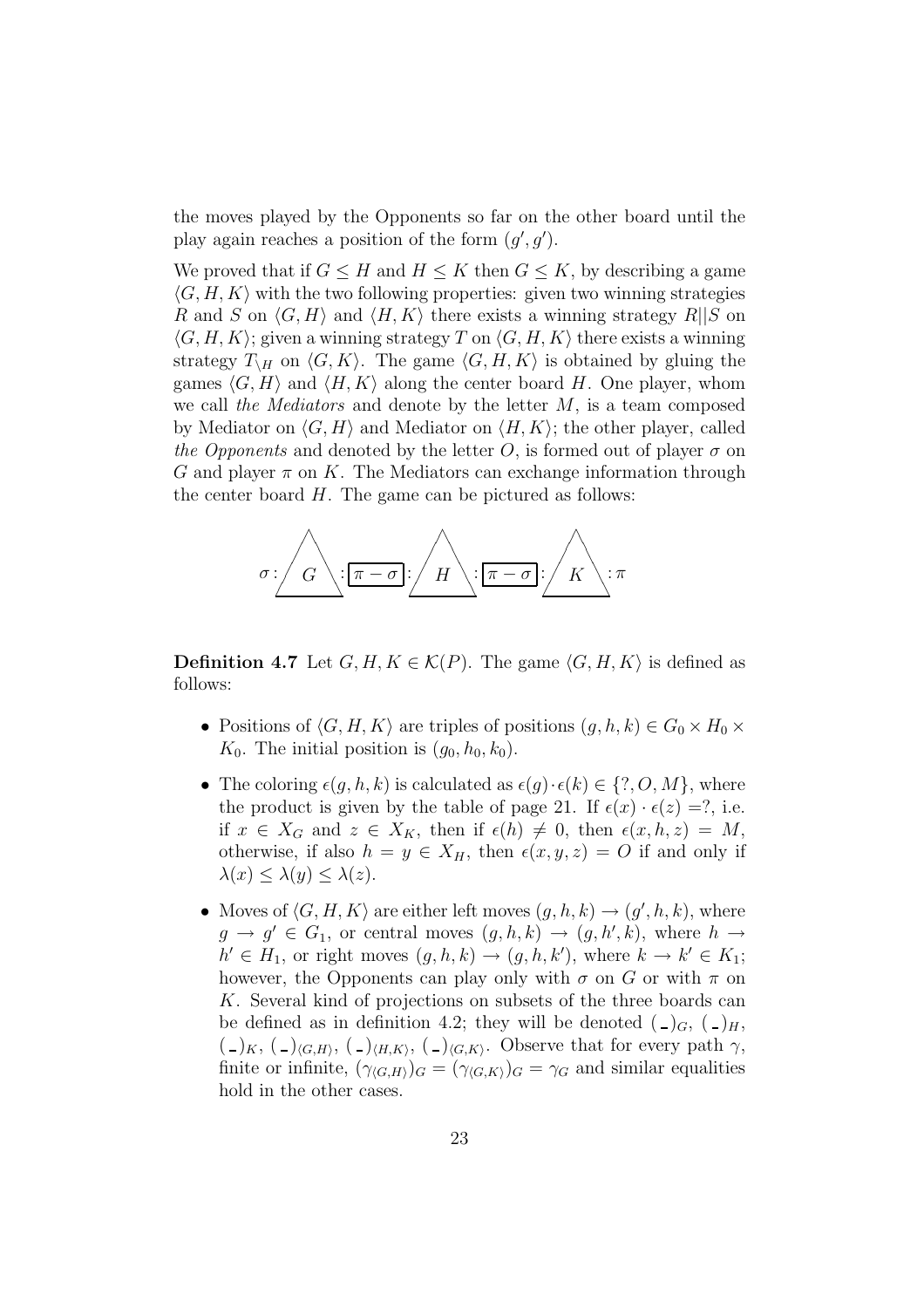the moves played by the Opponents so far on the other board until the play again reaches a position of the form $(g', g')$.

We proved that if $G \leq H$ and $H \leq K$ then $G \leq K$, by describing a game $\langle G, H, K\rangle$ with the two following properties: given two winning strategies $R$ and $S$ on $\langle G, H\rangle$ and $\langle H, K\rangle$ there exists a winning strategy $R||S$ on $\langle G, H, K\rangle$; given a winning strategy $T$ on $\langle G, H, K\rangle$ there exists a winning strategy $T_{\setminus H}$ on $\langle G, K\rangle$. The game $\langle G, H, K\rangle$ is obtained by gluing the games $\langle G, H\rangle$ and $\langle H, K\rangle$ along the center board $H$. One player, whom we call *the Mediators* and denote by the letter $M$, is a team composed by Mediator on $\langle G, H\rangle$ and Mediator on $\langle H, K\rangle$; the other player, called *the Opponents* and denoted by the letter $O$, is formed out of player $\sigma$ on $G$ and player $\pi$ on $K$. The Mediators can exchange information through the center board $H$. The game can be pictured as follows:

$$\sigma : G : \boxed{\pi - \sigma} : H : \boxed{\pi - \sigma} : K : \pi$$

**Definition 4.7** Let $G, H, K \in \mathcal{K}(P)$. The game $\langle G, H, K\rangle$ is defined as follows:

- Positions of $\langle G, H, K\rangle$ are triples of positions $(g, h, k) \in G_0 \times H_0 \times K_0$. The initial position is $(g_0, h_0, k_0)$.
- The coloring $\epsilon(g, h, k)$ is calculated as $\epsilon(g) \cdot \epsilon(k) \in \{?, O, M\}$, where the product is given by the table of page 21. If $\epsilon(x) \cdot \epsilon(z) =?$, i.e. if $x \in X_G$ and $z \in X_K$, then if $\epsilon(h) \neq 0$, then $\epsilon(x, h, z) = M$, otherwise, if also $h = y \in X_H$, then $\epsilon(x, y, z) = O$ if and only if $\lambda(x) \leq \lambda(y) \leq \lambda(z)$.
- Moves of $\langle G, H, K\rangle$ are either left moves $(g, h, k) \to (g', h, k)$, where $g \to g' \in G_1$, or central moves $(g, h, k) \to (g, h', k)$, where $h \to h' \in H_1$, or right moves $(g, h, k) \to (g, h, k')$, where $k \to k' \in K_1$; however, the Opponents can play only with $\sigma$ on $G$ or with $\pi$ on $K$. Several kind of projections on subsets of the three boards can be defined as in definition 4.2; they will be denoted $(\_)_G$, $(\_)_H$, $(\_)_K$, $(\_)_{\langle G,H\rangle}$, $(\_)_{\langle H,K\rangle}$, $(\_)_{\langle G,K\rangle}$. Observe that for every path $\gamma$, finite or infinite, $(\gamma_{\langle G,H\rangle})_G = (\gamma_{\langle G,K\rangle})_G = \gamma_G$ and similar equalities hold in the other cases.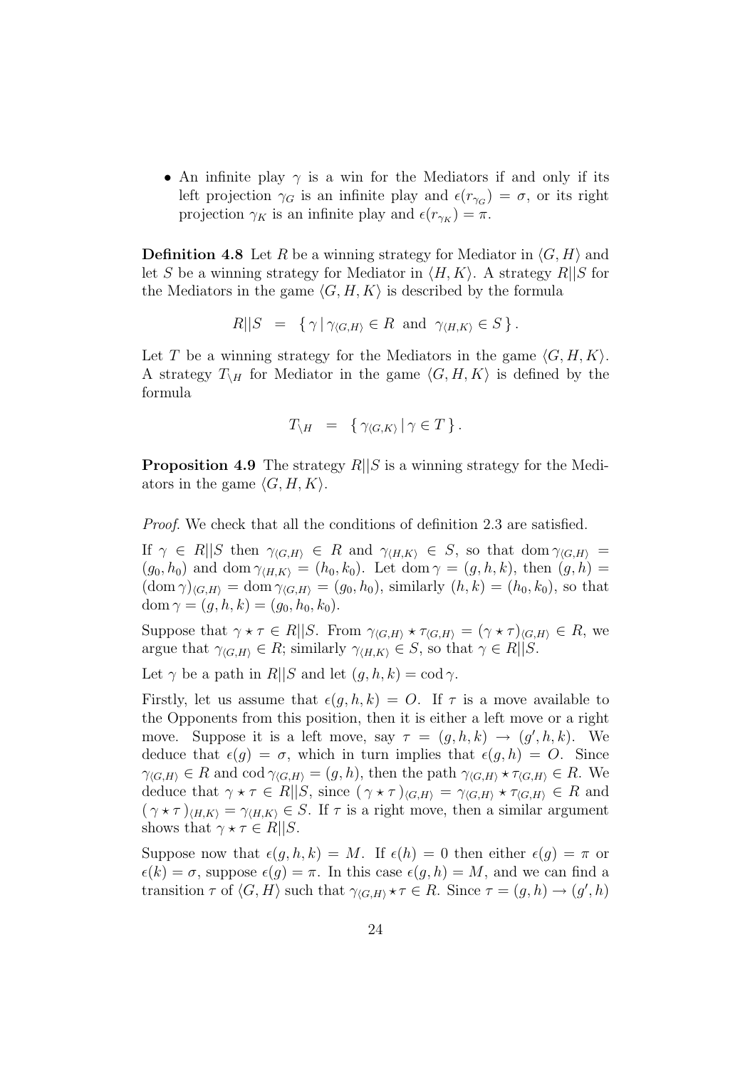- An infinite play $\gamma$ is a win for the Mediators if and only if its left projection $\gamma_G$ is an infinite play and $\epsilon(r_{\gamma_G}) = \sigma$, or its right projection $\gamma_K$ is an infinite play and $\epsilon(r_{\gamma_K}) = \pi$.

**Definition 4.8** Let $R$ be a winning strategy for Mediator in $\langle G, H\rangle$ and let $S$ be a winning strategy for Mediator in $\langle H, K\rangle$. A strategy $R||S$ for the Mediators in the game $\langle G, H, K\rangle$ is described by the formula

$$R||S \;\; = \;\; \{\, \gamma \mid \gamma_{\langle G,H\rangle} \in R \;\text{ and }\; \gamma_{\langle H,K\rangle} \in S \,\}\,.$$

Let $T$ be a winning strategy for the Mediators in the game $\langle G, H, K\rangle$. A strategy $T_{\setminus H}$ for Mediator in the game $\langle G, H, K\rangle$ is defined by the formula

$$T_{\setminus H} \;\; = \;\; \{\, \gamma_{\langle G,K\rangle} \mid \gamma \in T \,\}\,.$$

**Proposition 4.9** The strategy $R||S$ is a winning strategy for the Mediators in the game $\langle G, H, K\rangle$.

*Proof.* We check that all the conditions of definition 2.3 are satisfied.

If $\gamma \in R||S$ then $\gamma_{\langle G,H\rangle} \in R$ and $\gamma_{\langle H,K\rangle} \in S$, so that $\operatorname{dom}\gamma_{\langle G,H\rangle} = (g_0, h_0)$ and $\operatorname{dom}\gamma_{\langle H,K\rangle} = (h_0, k_0)$. Let $\operatorname{dom}\gamma = (g, h, k)$, then $(g, h) = (\operatorname{dom}\gamma)_{\langle G,H\rangle} = \operatorname{dom}\gamma_{\langle G,H\rangle} = (g_0, h_0)$, similarly $(h, k) = (h_0, k_0)$, so that $\operatorname{dom}\gamma = (g, h, k) = (g_0, h_0, k_0)$.

Suppose that $\gamma \star \tau \in R||S$. From $\gamma_{\langle G,H\rangle} \star \tau_{\langle G,H\rangle} = (\gamma \star \tau)_{\langle G,H\rangle} \in R$, we argue that $\gamma_{\langle G,H\rangle} \in R$; similarly $\gamma_{\langle H,K\rangle} \in S$, so that $\gamma \in R||S$.

Let $\gamma$ be a path in $R||S$ and let $(g, h, k) = \operatorname{cod}\gamma$.

Firstly, let us assume that $\epsilon(g, h, k) = O$. If $\tau$ is a move available to the Opponents from this position, then it is either a left move or a right move. Suppose it is a left move, say $\tau = (g, h, k) \to (g', h, k)$. We deduce that $\epsilon(g) = \sigma$, which in turn implies that $\epsilon(g, h) = O$. Since $\gamma_{\langle G,H\rangle} \in R$ and $\operatorname{cod}\gamma_{\langle G,H\rangle} = (g, h)$, then the path $\gamma_{\langle G,H\rangle} \star \tau_{\langle G,H\rangle} \in R$. We deduce that $\gamma \star \tau \in R||S$, since $(\gamma \star \tau)_{\langle G,H\rangle} = \gamma_{\langle G,H\rangle} \star \tau_{\langle G,H\rangle} \in R$ and $(\gamma \star \tau)_{\langle H,K\rangle} = \gamma_{\langle H,K\rangle} \in S$. If $\tau$ is a right move, then a similar argument shows that $\gamma \star \tau \in R||S$.

Suppose now that $\epsilon(g, h, k) = M$. If $\epsilon(h) = 0$ then either $\epsilon(g) = \pi$ or $\epsilon(k) = \sigma$, suppose $\epsilon(g) = \pi$. In this case $\epsilon(g, h) = M$, and we can find a transition $\tau$ of $\langle G, H\rangle$ such that $\gamma_{\langle G,H\rangle} \star \tau \in R$. Since $\tau = (g, h) \to (g', h)$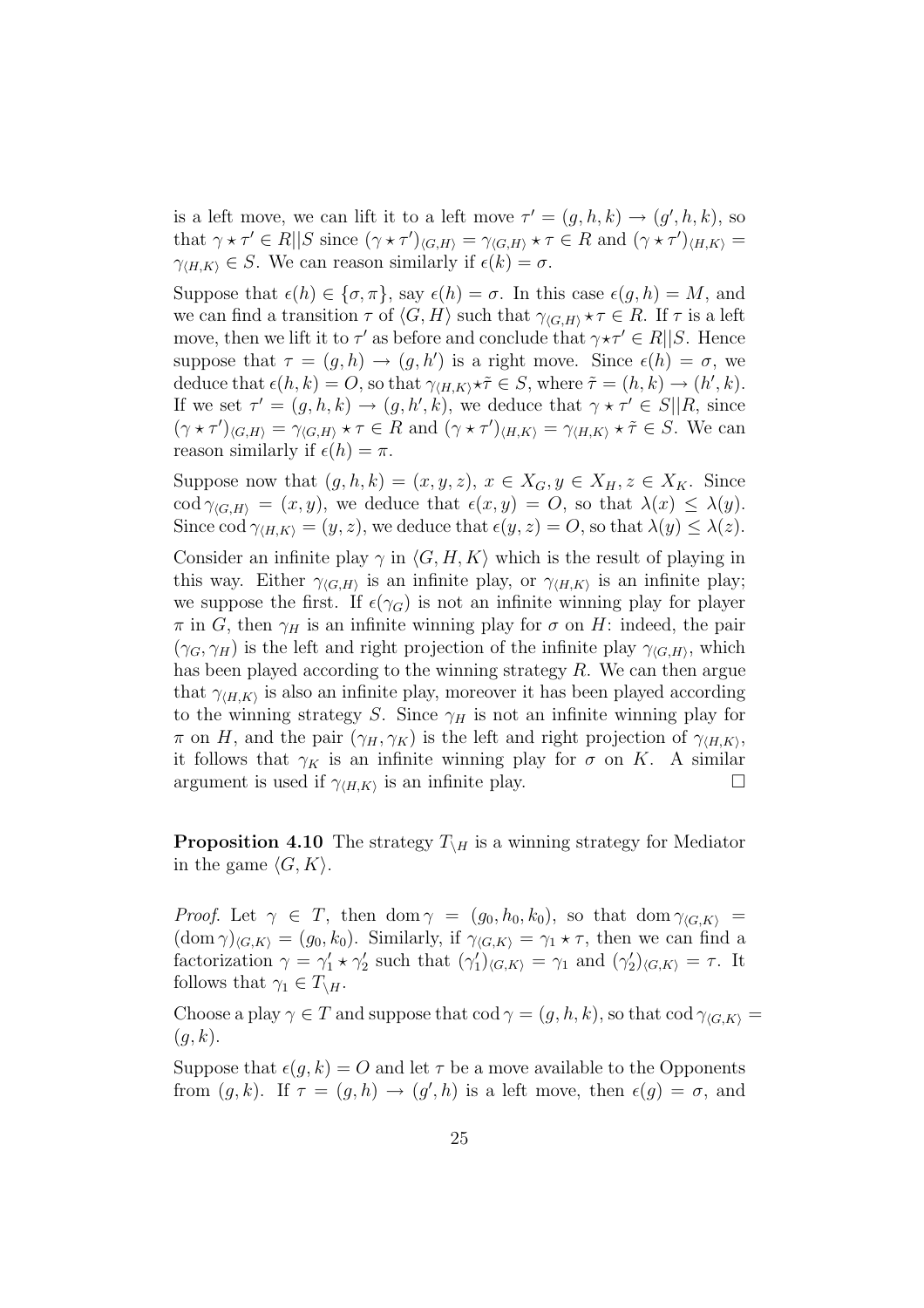is a left move, we can lift it to a left move $\tau' = (g, h, k) \to (g', h, k)$, so that $\gamma \star \tau' \in R||S$ since $(\gamma \star \tau')_{\langle G,H\rangle} = \gamma_{\langle G,H\rangle} \star \tau \in R$ and $(\gamma \star \tau')_{\langle H,K\rangle} = \gamma_{\langle H,K\rangle} \in S$. We can reason similarly if $\epsilon(k) = \sigma$.

Suppose that $\epsilon(h) \in \{\sigma, \pi\}$, say $\epsilon(h) = \sigma$. In this case $\epsilon(g, h) = M$, and we can find a transition $\tau$ of $\langle G, H\rangle$ such that $\gamma_{\langle G,H\rangle} \star \tau \in R$. If $\tau$ is a left move, then we lift it to $\tau'$ as before and conclude that $\gamma \star \tau' \in R||S$. Hence suppose that $\tau = (g, h) \to (g, h')$ is a right move. Since $\epsilon(h) = \sigma$, we deduce that $\epsilon(h, k) = O$, so that $\gamma_{\langle H,K\rangle} \star \tilde{\tau} \in S$, where $\tilde{\tau} = (h, k) \to (h', k)$. If we set $\tau' = (g, h, k) \to (g, h', k)$, we deduce that $\gamma \star \tau' \in S||R$, since $(\gamma \star \tau')_{\langle G,H\rangle} = \gamma_{\langle G,H\rangle} \star \tau \in R$ and $(\gamma \star \tau')_{\langle H,K\rangle} = \gamma_{\langle H,K\rangle} \star \tilde{\tau} \in S$. We can reason similarly if $\epsilon(h) = \pi$.

Suppose now that $(g, h, k) = (x, y, z)$, $x \in X_G, y \in X_H, z \in X_K$. Since $\operatorname{cod} \gamma_{\langle G,H\rangle} = (x, y)$, we deduce that $\epsilon(x, y) = O$, so that $\lambda(x) \leq \lambda(y)$. Since $\operatorname{cod} \gamma_{\langle H,K\rangle} = (y, z)$, we deduce that $\epsilon(y, z) = O$, so that $\lambda(y) \leq \lambda(z)$.

Consider an infinite play $\gamma$ in $\langle G, H, K\rangle$ which is the result of playing in this way. Either $\gamma_{\langle G,H\rangle}$ is an infinite play, or $\gamma_{\langle H,K\rangle}$ is an infinite play; we suppose the first. If $\epsilon(\gamma_G)$ is not an infinite winning play for player $\pi$ in $G$, then $\gamma_H$ is an infinite winning play for $\sigma$ on $H$: indeed, the pair $(\gamma_G, \gamma_H)$ is the left and right projection of the infinite play $\gamma_{\langle G,H\rangle}$, which has been played according to the winning strategy $R$. We can then argue that $\gamma_{\langle H,K\rangle}$ is also an infinite play, moreover it has been played according to the winning strategy $S$. Since $\gamma_H$ is not an infinite winning play for $\pi$ on $H$, and the pair $(\gamma_H, \gamma_K)$ is the left and right projection of $\gamma_{\langle H,K\rangle}$, it follows that $\gamma_K$ is an infinite winning play for $\sigma$ on $K$. A similar argument is used if $\gamma_{\langle H,K\rangle}$ is an infinite play. $\square$

**Proposition 4.10** The strategy $T_{\setminus H}$ is a winning strategy for Mediator in the game $\langle G, K\rangle$.

*Proof.* Let $\gamma \in T$, then $\operatorname{dom} \gamma = (g_0, h_0, k_0)$, so that $\operatorname{dom} \gamma_{\langle G,K\rangle} = (\operatorname{dom} \gamma)_{\langle G,K\rangle} = (g_0, k_0)$. Similarly, if $\gamma_{\langle G,K\rangle} = \gamma_1 \star \tau$, then we can find a factorization $\gamma = \gamma_1' \star \gamma_2'$ such that $(\gamma_1')_{\langle G,K\rangle} = \gamma_1$ and $(\gamma_2')_{\langle G,K\rangle} = \tau$. It follows that $\gamma_1 \in T_{\setminus H}$.

Choose a play $\gamma \in T$ and suppose that $\operatorname{cod} \gamma = (g, h, k)$, so that $\operatorname{cod} \gamma_{\langle G,K\rangle} = (g, k)$.

Suppose that $\epsilon(g, k) = O$ and let $\tau$ be a move available to the Opponents from $(g, k)$. If $\tau = (g, h) \to (g', h)$ is a left move, then $\epsilon(g) = \sigma$, and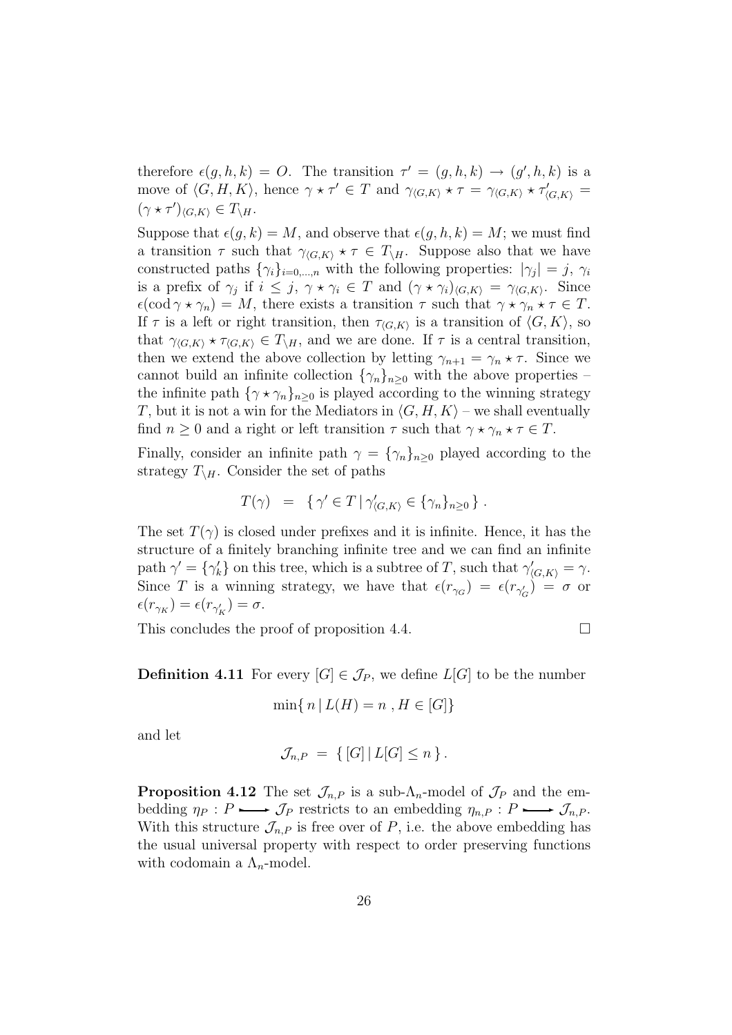therefore $\epsilon(g, h, k) = O$. The transition $\tau' = (g, h, k) \to (g', h, k)$ is a move of $\langle G, H, K\rangle$, hence $\gamma \star \tau' \in T$ and $\gamma_{\langle G,K\rangle} \star \tau = \gamma_{\langle G,K\rangle} \star \tau'_{\langle G,K\rangle} = (\gamma \star \tau')_{\langle G,K\rangle} \in T_{\setminus H}$.

Suppose that $\epsilon(g, k) = M$, and observe that $\epsilon(g, h, k) = M$; we must find a transition $\tau$ such that $\gamma_{\langle G,K\rangle} \star \tau \in T_{\setminus H}$. Suppose also that we have constructed paths $\{\gamma_i\}_{i=0,\ldots,n}$ with the following properties: $|\gamma_j| = j$, $\gamma_i$ is a prefix of $\gamma_j$ if $i \leq j$, $\gamma \star \gamma_i \in T$ and $(\gamma \star \gamma_i)_{\langle G,K\rangle} = \gamma_{\langle G,K\rangle}$. Since $\epsilon(\mathrm{cod}\, \gamma \star \gamma_n) = M$, there exists a transition $\tau$ such that $\gamma \star \gamma_n \star \tau \in T$. If $\tau$ is a left or right transition, then $\tau_{\langle G,K\rangle}$ is a transition of $\langle G, K\rangle$, so that $\gamma_{\langle G,K\rangle} \star \tau_{\langle G,K\rangle} \in T_{\setminus H}$, and we are done. If $\tau$ is a central transition, then we extend the above collection by letting $\gamma_{n+1} = \gamma_n \star \tau$. Since we cannot build an infinite collection $\{\gamma_n\}_{n\geq 0}$ with the above properties – the infinite path $\{\gamma \star \gamma_n\}_{n\geq 0}$ is played according to the winning strategy $T$, but it is not a win for the Mediators in $\langle G, H, K\rangle$ – we shall eventually find $n \geq 0$ and a right or left transition $\tau$ such that $\gamma \star \gamma_n \star \tau \in T$.

Finally, consider an infinite path $\gamma = \{\gamma_n\}_{n\geq 0}$ played according to the strategy $T_{\setminus H}$. Consider the set of paths

$$T(\gamma) \;\; = \;\; \{\, \gamma' \in T \mid \gamma'_{\langle G,K\rangle} \in \{\gamma_n\}_{n\geq 0} \,\} \, .$$

The set $T(\gamma)$ is closed under prefixes and it is infinite. Hence, it has the structure of a finitely branching infinite tree and we can find an infinite path $\gamma' = \{\gamma'_k\}$ on this tree, which is a subtree of $T$, such that $\gamma'_{\langle G,K\rangle} = \gamma$. Since $T$ is a winning strategy, we have that $\epsilon(r_{\gamma_G}) = \epsilon(r_{\gamma'_G}) = \sigma$ or $\epsilon(r_{\gamma_K}) = \epsilon(r_{\gamma'_K}) = \sigma$.

This concludes the proof of proposition 4.4. $\square$

**Definition 4.11** For every $[G] \in \mathcal{J}_P$, we define $L[G]$ to be the number

$$\min\{\, n \mid L(H) = n \;, H \in [G]\}$$

and let

$$\mathcal{J}_{n,P} \;=\; \{\, [G] \mid L[G] \leq n \,\} \, .$$

**Proposition 4.12** The set $\mathcal{J}_{n,P}$ is a sub-$\Lambda_n$-model of $\mathcal{J}_P$ and the embedding $\eta_P : P \rightarrowtail \mathcal{J}_P$ restricts to an embedding $\eta_{n,P} : P \rightarrowtail \mathcal{J}_{n,P}$. With this structure $\mathcal{J}_{n,P}$ is free over of $P$, i.e. the above embedding has the usual universal property with respect to order preserving functions with codomain a $\Lambda_n$-model.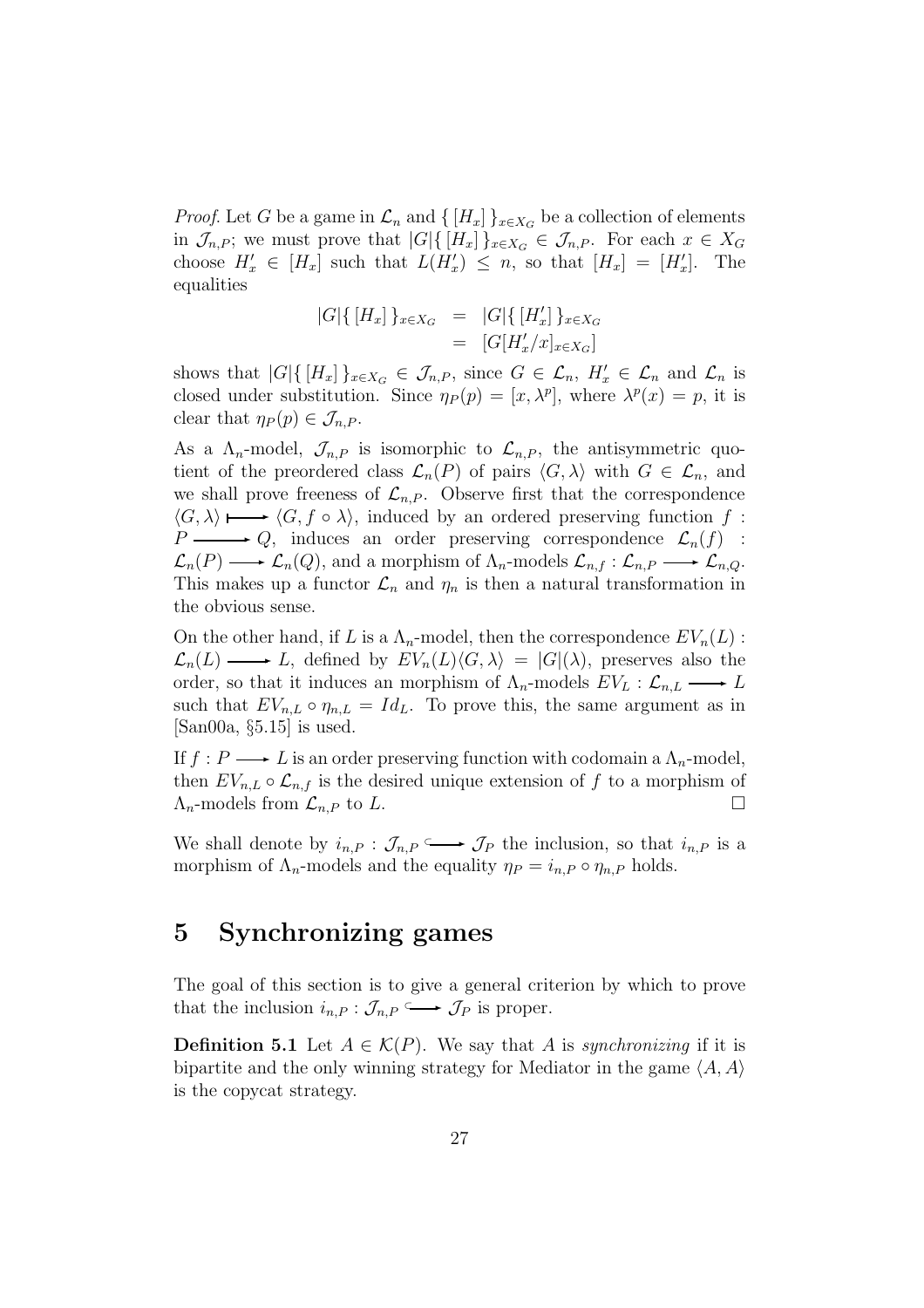*Proof.* Let $G$ be a game in $\mathcal{L}_n$ and $\{ [H_x] \}_{x \in X_G}$ be a collection of elements in $\mathcal{J}_{n,P}$; we must prove that $|G|\{ [H_x] \}_{x \in X_G} \in \mathcal{J}_{n,P}$. For each $x \in X_G$ choose $H'_x \in [H_x]$ such that $L(H'_x) \leq n$, so that $[H_x] = [H'_x]$. The equalities

$$
\begin{aligned}
|G|\{ [H_x] \}_{x \in X_G} &= |G|\{ [H'_x] \}_{x \in X_G} \\
&= [G[H'_x/x]_{x \in X_G}]
\end{aligned}
$$

shows that $|G|\{ [H_x] \}_{x \in X_G} \in \mathcal{J}_{n,P}$, since $G \in \mathcal{L}_n$, $H'_x \in \mathcal{L}_n$ and $\mathcal{L}_n$ is closed under substitution. Since $\eta_P(p) = [x, \lambda^p]$, where $\lambda^p(x) = p$, it is clear that $\eta_P(p) \in \mathcal{J}_{n,P}$.

As a $\Lambda_n$-model, $\mathcal{J}_{n,P}$ is isomorphic to $\mathcal{L}_{n,P}$, the antisymmetric quotient of the preordered class $\mathcal{L}_n(P)$ of pairs $\langle G, \lambda \rangle$ with $G \in \mathcal{L}_n$, and we shall prove freeness of $\mathcal{L}_{n,P}$. Observe first that the correspondence $\langle G, \lambda \rangle \longmapsto \langle G, f \circ \lambda \rangle$, induced by an ordered preserving function $f : P \longrightarrow Q$, induces an order preserving correspondence $\mathcal{L}_n(f) : \mathcal{L}_n(P) \longrightarrow \mathcal{L}_n(Q)$, and a morphism of $\Lambda_n$-models $\mathcal{L}_{n,f} : \mathcal{L}_{n,P} \longrightarrow \mathcal{L}_{n,Q}$. This makes up a functor $\mathcal{L}_n$ and $\eta_n$ is then a natural transformation in the obvious sense.

On the other hand, if $L$ is a $\Lambda_n$-model, then the correspondence $EV_n(L) : \mathcal{L}_n(L) \longrightarrow L$, defined by $EV_n(L)\langle G, \lambda \rangle = |G|(\lambda)$, preserves also the order, so that it induces an morphism of $\Lambda_n$-models $EV_L : \mathcal{L}_{n,L} \longrightarrow L$ such that $EV_{n,L} \circ \eta_{n,L} = Id_L$. To prove this, the same argument as in [San00a, §5.15] is used.

If $f : P \longrightarrow L$ is an order preserving function with codomain a $\Lambda_n$-model, then $EV_{n,L} \circ \mathcal{L}_{n,f}$ is the desired unique extension of $f$ to a morphism of $\Lambda_n$-models from $\mathcal{L}_{n,P}$ to $L$. □

We shall denote by $i_{n,P} : \mathcal{J}_{n,P} \hookrightarrow \mathcal{J}_P$ the inclusion, so that $i_{n,P}$ is a morphism of $\Lambda_n$-models and the equality $\eta_P = i_{n,P} \circ \eta_{n,P}$ holds.

# 5 Synchronizing games

The goal of this section is to give a general criterion by which to prove that the inclusion $i_{n,P} : \mathcal{J}_{n,P} \hookrightarrow \mathcal{J}_P$ is proper.

**Definition 5.1** Let $A \in \mathcal{K}(P)$. We say that $A$ is *synchronizing* if it is bipartite and the only winning strategy for Mediator in the game $\langle A, A \rangle$ is the copycat strategy.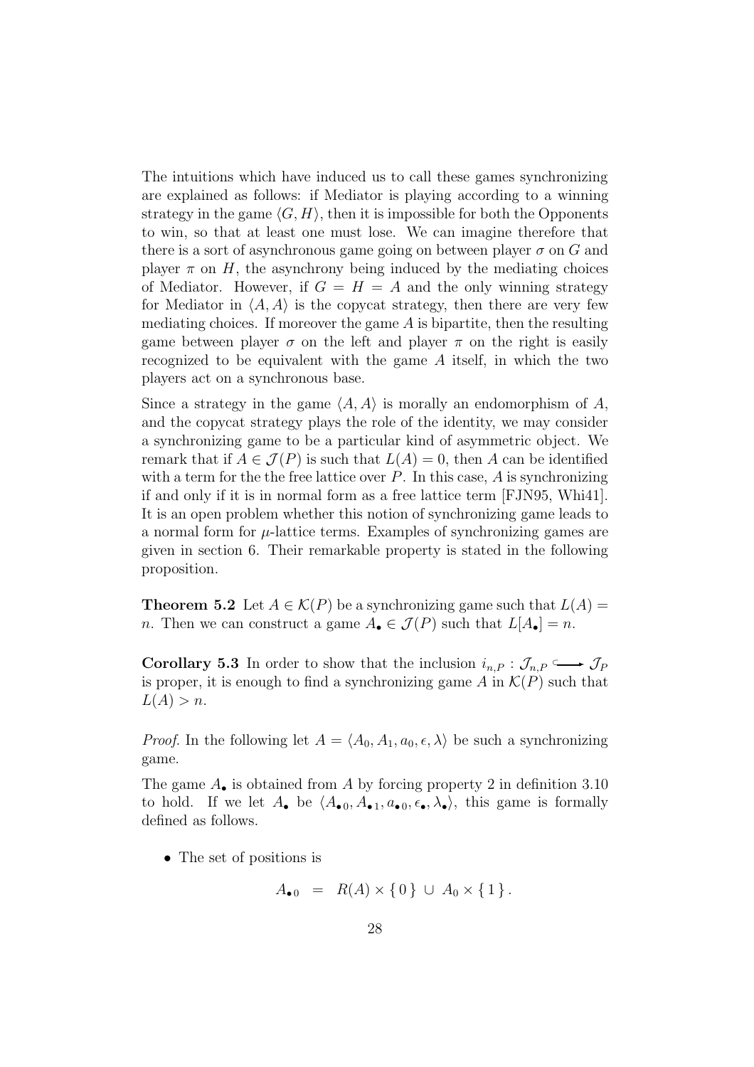The intuitions which have induced us to call these games synchronizing are explained as follows: if Mediator is playing according to a winning strategy in the game $\langle G, H \rangle$, then it is impossible for both the Opponents to win, so that at least one must lose. We can imagine therefore that there is a sort of asynchronous game going on between player $\sigma$ on $G$ and player $\pi$ on $H$, the asynchrony being induced by the mediating choices of Mediator. However, if $G = H = A$ and the only winning strategy for Mediator in $\langle A, A \rangle$ is the copycat strategy, then there are very few mediating choices. If moreover the game $A$ is bipartite, then the resulting game between player $\sigma$ on the left and player $\pi$ on the right is easily recognized to be equivalent with the game $A$ itself, in which the two players act on a synchronous base.

Since a strategy in the game $\langle A, A \rangle$ is morally an endomorphism of $A$, and the copycat strategy plays the role of the identity, we may consider a synchronizing game to be a particular kind of asymmetric object. We remark that if $A \in \mathcal{J}(P)$ is such that $L(A) = 0$, then $A$ can be identified with a term for the the free lattice over $P$. In this case, $A$ is synchronizing if and only if it is in normal form as a free lattice term [FJN95, Whi41]. It is an open problem whether this notion of synchronizing game leads to a normal form for $\mu$-lattice terms. Examples of synchronizing games are given in section 6. Their remarkable property is stated in the following proposition.

**Theorem 5.2** Let $A \in \mathcal{K}(P)$ be a synchronizing game such that $L(A) = n$. Then we can construct a game $A_\bullet \in \mathcal{J}(P)$ such that $L[A_\bullet] = n$.

**Corollary 5.3** In order to show that the inclusion $i_{n,P} : \mathcal{J}_{n,P} \hookrightarrow \mathcal{J}_P$ is proper, it is enough to find a synchronizing game $A$ in $\mathcal{K}(P)$ such that $L(A) > n$.

*Proof.* In the following let $A = \langle A_0, A_1, a_0, \epsilon, \lambda \rangle$ be such a synchronizing game.

The game $A_\bullet$ is obtained from $A$ by forcing property 2 in definition 3.10 to hold. If we let $A_\bullet$ be $\langle A_{\bullet 0}, A_{\bullet 1}, a_{\bullet 0}, \epsilon_\bullet, \lambda_\bullet \rangle$, this game is formally defined as follows.

- The set of positions is

$$A_{\bullet 0} \;\; = \;\; R(A) \times \{ 0 \} \; \cup \; A_0 \times \{ 1 \} \, .$$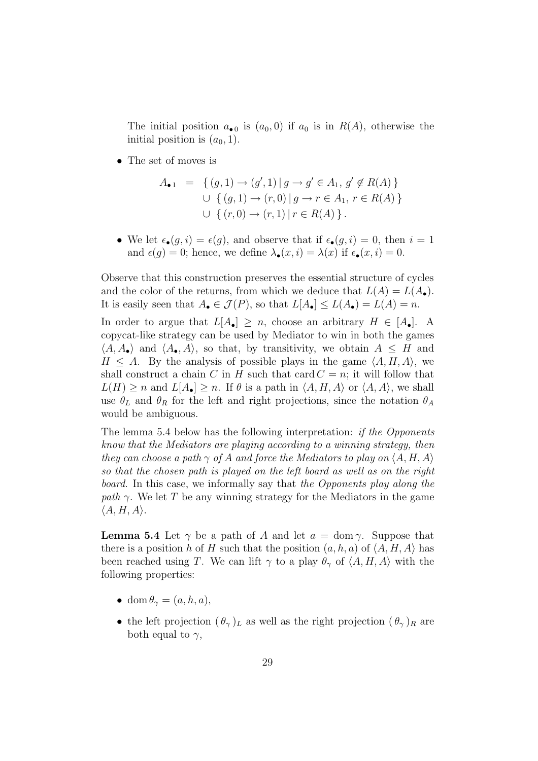The initial position $a_{\bullet\,0}$ is $(a_0, 0)$ if $a_0$ is in $R(A)$, otherwise the initial position is $(a_0, 1)$.

- The set of moves is

$$
\begin{aligned}
A_{\bullet\,1} \;=\; & \{\, (g,1) \to (g',1) \mid g \to g' \in A_1,\; g' \notin R(A) \,\} \\
\cup\; & \{\, (g,1) \to (r,0) \mid g \to r \in A_1,\; r \in R(A) \,\} \\
\cup\; & \{\, (r,0) \to (r,1) \mid r \in R(A) \,\}\,.
\end{aligned}
$$

- We let $\epsilon_\bullet(g,i) = \epsilon(g)$, and observe that if $\epsilon_\bullet(g,i) = 0$, then $i = 1$ and $\epsilon(g) = 0$; hence, we define $\lambda_\bullet(x,i) = \lambda(x)$ if $\epsilon_\bullet(x,i) = 0$.

Observe that this construction preserves the essential structure of cycles and the color of the returns, from which we deduce that $L(A) = L(A_\bullet)$. It is easily seen that $A_\bullet \in \mathcal{J}(P)$, so that $L[A_\bullet] \leq L(A_\bullet) = L(A) = n$.

In order to argue that $L[A_\bullet] \geq n$, choose an arbitrary $H \in [A_\bullet]$. A copycat-like strategy can be used by Mediator to win in both the games $\langle A, A_\bullet \rangle$ and $\langle A_\bullet, A \rangle$, so that, by transitivity, we obtain $A \leq H$ and $H \leq A$. By the analysis of possible plays in the game $\langle A, H, A \rangle$, we shall construct a chain $C$ in $H$ such that $\operatorname{card} C = n$; it will follow that $L(H) \geq n$ and $L[A_\bullet] \geq n$. If $\theta$ is a path in $\langle A, H, A \rangle$ or $\langle A, A \rangle$, we shall use $\theta_L$ and $\theta_R$ for the left and right projections, since the notation $\theta_A$ would be ambiguous.

The lemma 5.4 below has the following interpretation: *if the Opponents know that the Mediators are playing according to a winning strategy, then they can choose a path $\gamma$ of $A$ and force the Mediators to play on $\langle A, H, A \rangle$ so that the chosen path is played on the left board as well as on the right board*. In this case, we informally say that *the Opponents play along the path $\gamma$*. We let $T$ be any winning strategy for the Mediators in the game $\langle A, H, A \rangle$.

**Lemma 5.4** Let $\gamma$ be a path of $A$ and let $a = \operatorname{dom} \gamma$. Suppose that there is a position $h$ of $H$ such that the position $(a, h, a)$ of $\langle A, H, A \rangle$ has been reached using $T$. We can lift $\gamma$ to a play $\theta_\gamma$ of $\langle A, H, A \rangle$ with the following properties:

- $\operatorname{dom} \theta_\gamma = (a, h, a)$,
- the left projection $(\theta_\gamma)_L$ as well as the right projection $(\theta_\gamma)_R$ are both equal to $\gamma$,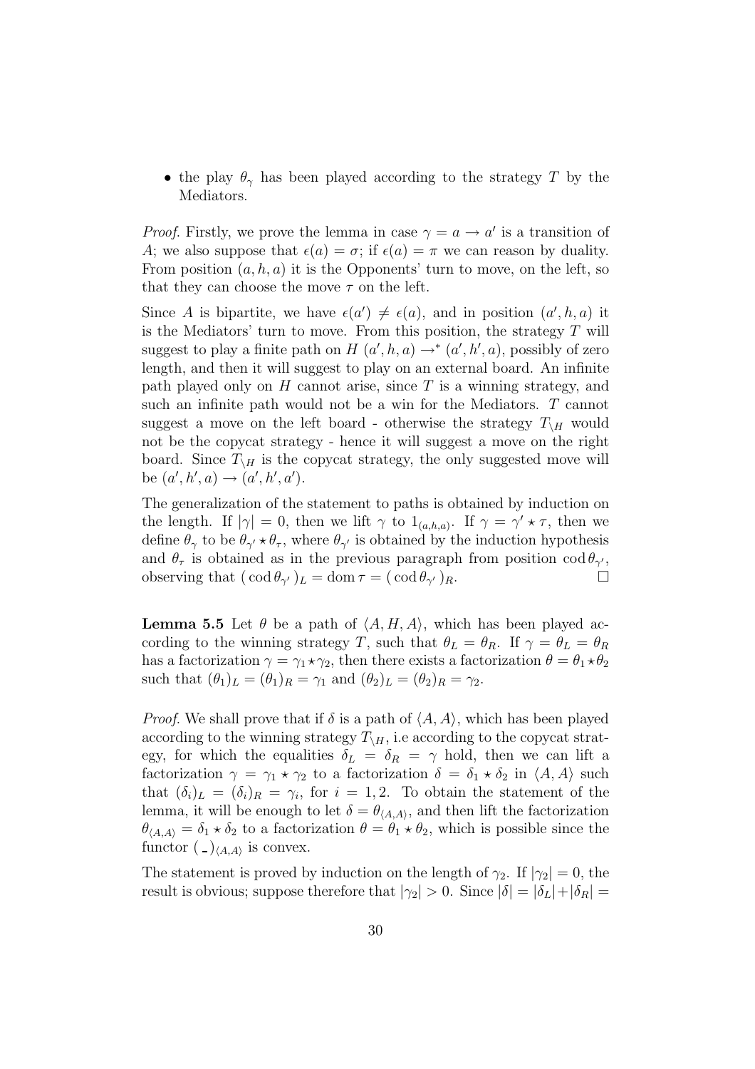- the play $\theta_\gamma$ has been played according to the strategy $T$ by the Mediators.

*Proof.* Firstly, we prove the lemma in case $\gamma = a \to a'$ is a transition of $A$; we also suppose that $\epsilon(a) = \sigma$; if $\epsilon(a) = \pi$ we can reason by duality. From position $(a, h, a)$ it is the Opponents' turn to move, on the left, so that they can choose the move $\tau$ on the left.

Since $A$ is bipartite, we have $\epsilon(a') \neq \epsilon(a)$, and in position $(a', h, a)$ it is the Mediators' turn to move. From this position, the strategy $T$ will suggest to play a finite path on $H$ $(a', h, a) \to^* (a', h', a)$, possibly of zero length, and then it will suggest to play on an external board. An infinite path played only on $H$ cannot arise, since $T$ is a winning strategy, and such an infinite path would not be a win for the Mediators. $T$ cannot suggest a move on the left board - otherwise the strategy $T_{\setminus H}$ would not be the copycat strategy - hence it will suggest a move on the right board. Since $T_{\setminus H}$ is the copycat strategy, the only suggested move will be $(a', h', a) \to (a', h', a')$.

The generalization of the statement to paths is obtained by induction on the length. If $|\gamma| = 0$, then we lift $\gamma$ to $1_{(a,h,a)}$. If $\gamma = \gamma' \star \tau$, then we define $\theta_\gamma$ to be $\theta_{\gamma'} \star \theta_\tau$, where $\theta_{\gamma'}$ is obtained by the induction hypothesis and $\theta_\tau$ is obtained as in the previous paragraph from position $\operatorname{cod} \theta_{\gamma'}$, observing that $(\operatorname{cod} \theta_{\gamma'})_L = \operatorname{dom} \tau = (\operatorname{cod} \theta_{\gamma'})_R$. $\square$

**Lemma 5.5** Let $\theta$ be a path of $\langle A, H, A \rangle$, which has been played according to the winning strategy $T$, such that $\theta_L = \theta_R$. If $\gamma = \theta_L = \theta_R$ has a factorization $\gamma = \gamma_1 \star \gamma_2$, then there exists a factorization $\theta = \theta_1 \star \theta_2$ such that $(\theta_1)_L = (\theta_1)_R = \gamma_1$ and $(\theta_2)_L = (\theta_2)_R = \gamma_2$.

*Proof.* We shall prove that if $\delta$ is a path of $\langle A, A \rangle$, which has been played according to the winning strategy $T_{\setminus H}$, i.e according to the copycat strategy, for which the equalities $\delta_L = \delta_R = \gamma$ hold, then we can lift a factorization $\gamma = \gamma_1 \star \gamma_2$ to a factorization $\delta = \delta_1 \star \delta_2$ in $\langle A, A \rangle$ such that $(\delta_i)_L = (\delta_i)_R = \gamma_i$, for $i = 1, 2$. To obtain the statement of the lemma, it will be enough to let $\delta = \theta_{\langle A,A \rangle}$, and then lift the factorization $\theta_{\langle A,A \rangle} = \delta_1 \star \delta_2$ to a factorization $\theta = \theta_1 \star \theta_2$, which is possible since the functor $(\_)_{\langle A,A \rangle}$ is convex.

The statement is proved by induction on the length of $\gamma_2$. If $|\gamma_2| = 0$, the result is obvious; suppose therefore that $|\gamma_2| > 0$. Since $|\delta| = |\delta_L| + |\delta_R| =$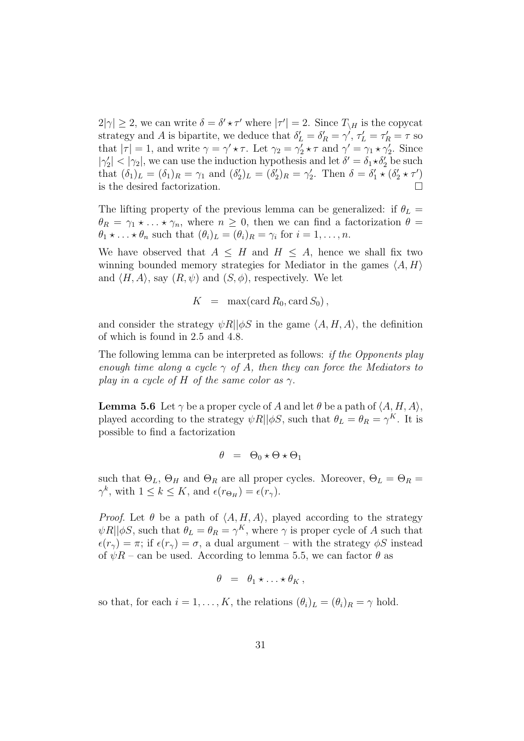$2|\gamma| \geq 2$, we can write $\delta = \delta' \star \tau'$ where $|\tau'| = 2$. Since $T_{\setminus H}$ is the copycat strategy and $A$ is bipartite, we deduce that $\delta'_L = \delta'_R = \gamma'$, $\tau'_L = \tau'_R = \tau$ so that $|\tau| = 1$, and write $\gamma = \gamma' \star \tau$. Let $\gamma_2 = \gamma'_2 \star \tau$ and $\gamma' = \gamma_1 \star \gamma'_2$. Since $|\gamma'_2| < |\gamma_2|$, we can use the induction hypothesis and let $\delta' = \delta_1 \star \delta'_2$ be such that $(\delta_1)_L = (\delta_1)_R = \gamma_1$ and $(\delta'_2)_L = (\delta'_2)_R = \gamma'_2$. Then $\delta = \delta'_1 \star (\delta'_2 \star \tau')$ is the desired factorization. □

The lifting property of the previous lemma can be generalized: if $\theta_L = \theta_R = \gamma_1 \star \ldots \star \gamma_n$, where $n \geq 0$, then we can find a factorization $\theta = \theta_1 \star \ldots \star \theta_n$ such that $(\theta_i)_L = (\theta_i)_R = \gamma_i$ for $i = 1, \ldots, n$.

We have observed that $A \leq H$ and $H \leq A$, hence we shall fix two winning bounded memory strategies for Mediator in the games $\langle A, H \rangle$ and $\langle H, A \rangle$, say $(R, \psi)$ and $(S, \phi)$, respectively. We let

$$K \quad = \quad \max(\operatorname{card} R_0, \operatorname{card} S_0)\,,$$

and consider the strategy $\psi R || \phi S$ in the game $\langle A, H, A \rangle$, the definition of which is found in 2.5 and 4.8.

The following lemma can be interpreted as follows: *if the Opponents play enough time along a cycle $\gamma$ of $A$, then they can force the Mediators to play in a cycle of $H$ of the same color as $\gamma$.*

**Lemma 5.6** Let $\gamma$ be a proper cycle of $A$ and let $\theta$ be a path of $\langle A, H, A \rangle$, played according to the strategy $\psi R || \phi S$, such that $\theta_L = \theta_R = \gamma^K$. It is possible to find a factorization

$$\theta \quad = \quad \Theta_0 \star \Theta \star \Theta_1$$

such that $\Theta_L$, $\Theta_H$ and $\Theta_R$ are all proper cycles. Moreover, $\Theta_L = \Theta_R = \gamma^k$, with $1 \leq k \leq K$, and $\epsilon(r_{\Theta_H}) = \epsilon(r_\gamma)$.

*Proof.* Let $\theta$ be a path of $\langle A, H, A \rangle$, played according to the strategy $\psi R || \phi S$, such that $\theta_L = \theta_R = \gamma^K$, where $\gamma$ is proper cycle of $A$ such that $\epsilon(r_\gamma) = \pi$; if $\epsilon(r_\gamma) = \sigma$, a dual argument – with the strategy $\phi S$ instead of $\psi R$ – can be used. According to lemma 5.5, we can factor $\theta$ as

$$\theta \quad = \quad \theta_1 \star \ldots \star \theta_K\,,$$

so that, for each $i = 1, \ldots, K$, the relations $(\theta_i)_L = (\theta_i)_R = \gamma$ hold.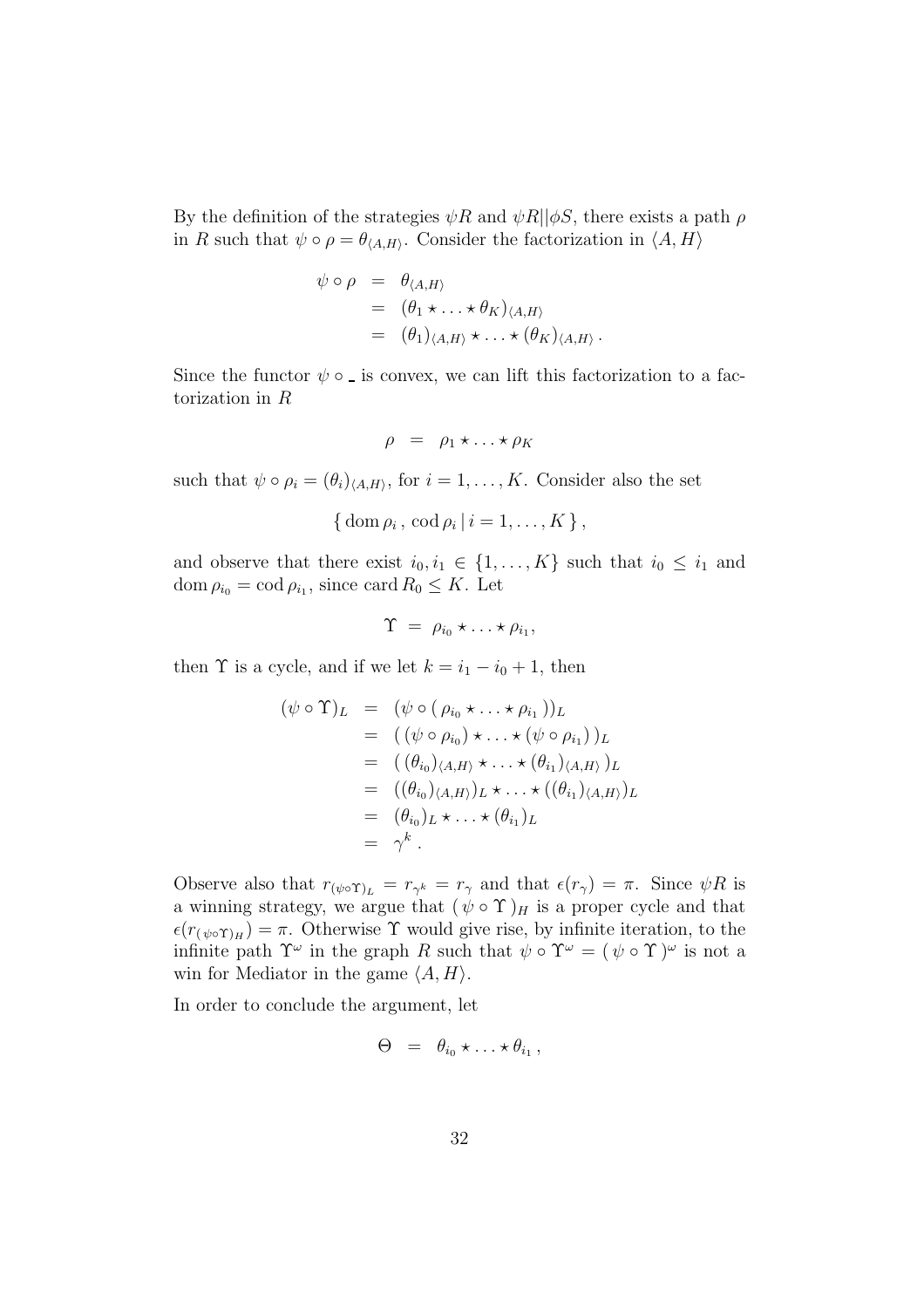By the definition of the strategies $\psi R$ and $\psi R || \phi S$, there exists a path $\rho$ in $R$ such that $\psi \circ \rho = \theta_{\langle A,H \rangle}$. Consider the factorization in $\langle A, H \rangle$

$$
\begin{aligned}
\psi \circ \rho &= \theta_{\langle A,H \rangle} \\
&= (\theta_1 \star \ldots \star \theta_K)_{\langle A,H \rangle} \\
&= (\theta_1)_{\langle A,H \rangle} \star \ldots \star (\theta_K)_{\langle A,H \rangle} \, .
\end{aligned}
$$

Since the functor $\psi \circ \_$ is convex, we can lift this factorization to a factorization in $R$

$$
\rho \;=\; \rho_1 \star \ldots \star \rho_K
$$

such that $\psi \circ \rho_i = (\theta_i)_{\langle A,H \rangle}$, for $i = 1, \ldots, K$. Consider also the set

$$
\{ \operatorname{dom} \rho_i \, , \, \operatorname{cod} \rho_i \, | \, i = 1, \ldots, K \} \, ,
$$

and observe that there exist $i_0, i_1 \in \{1, \ldots, K\}$ such that $i_0 \leq i_1$ and $\operatorname{dom} \rho_{i_0} = \operatorname{cod} \rho_{i_1}$, since $\operatorname{card} R_0 \leq K$. Let

$$
\Upsilon \;=\; \rho_{i_0} \star \ldots \star \rho_{i_1},
$$

then $\Upsilon$ is a cycle, and if we let $k = i_1 - i_0 + 1$, then

$$
\begin{aligned}
(\psi \circ \Upsilon)_L &= (\psi \circ (\, \rho_{i_0} \star \ldots \star \rho_{i_1} \,))_L \\
&= (\, (\psi \circ \rho_{i_0}) \star \ldots \star (\psi \circ \rho_{i_1}) \,)_L \\
&= (\, (\theta_{i_0})_{\langle A,H \rangle} \star \ldots \star (\theta_{i_1})_{\langle A,H \rangle} \,)_L \\
&= ((\theta_{i_0})_{\langle A,H \rangle})_L \star \ldots \star ((\theta_{i_1})_{\langle A,H \rangle})_L \\
&= (\theta_{i_0})_L \star \ldots \star (\theta_{i_1})_L \\
&= \gamma^k \, .
\end{aligned}
$$

Observe also that $r_{(\psi \circ \Upsilon)_L} = r_{\gamma^k} = r_\gamma$ and that $\epsilon(r_\gamma) = \pi$. Since $\psi R$ is a winning strategy, we argue that $(\, \psi \circ \Upsilon \,)_H$ is a proper cycle and that $\epsilon(r_{(\,\psi \circ \Upsilon)_H}) = \pi$. Otherwise $\Upsilon$ would give rise, by infinite iteration, to the infinite path $\Upsilon^\omega$ in the graph $R$ such that $\psi \circ \Upsilon^\omega = (\, \psi \circ \Upsilon \,)^\omega$ is not a win for Mediator in the game $\langle A, H \rangle$.

In order to conclude the argument, let

$$
\Theta \;=\; \theta_{i_0} \star \ldots \star \theta_{i_1} \, ,
$$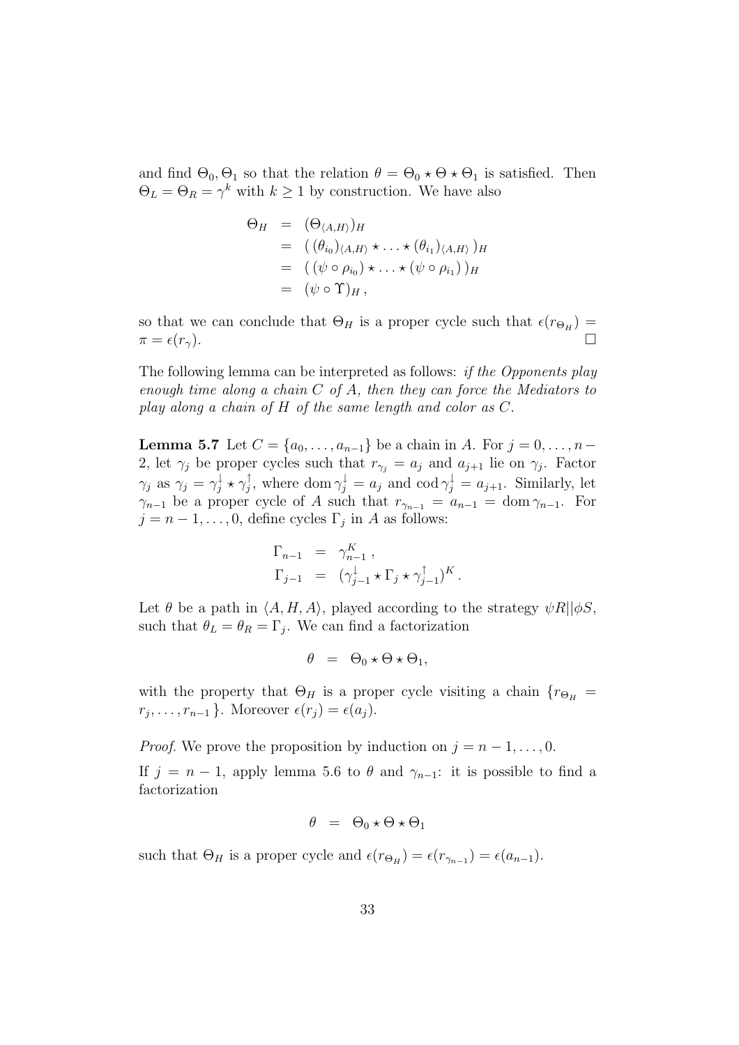and find $\Theta_0, \Theta_1$ so that the relation $\theta = \Theta_0 \star \Theta \star \Theta_1$ is satisfied. Then $\Theta_L = \Theta_R = \gamma^k$ with $k \geq 1$ by construction. We have also

$$
\begin{aligned}
\Theta_H &= (\Theta_{\langle A,H \rangle})_H \\
&= (\,(\theta_{i_0})_{\langle A,H \rangle} \star \ldots \star (\theta_{i_1})_{\langle A,H \rangle}\,)_H \\
&= (\,(\psi \circ \rho_{i_0}) \star \ldots \star (\psi \circ \rho_{i_1})\,)_H \\
&= (\psi \circ \Upsilon)_H\,,
\end{aligned}
$$

so that we can conclude that $\Theta_H$ is a proper cycle such that $\epsilon(r_{\Theta_H}) = \pi = \epsilon(r_\gamma)$. □

The following lemma can be interpreted as follows: *if the Opponents play enough time along a chain $C$ of $A$, then they can force the Mediators to play along a chain of $H$ of the same length and color as $C$.*

**Lemma 5.7** Let $C = \{a_0, \ldots, a_{n-1}\}$ be a chain in $A$. For $j = 0, \ldots, n-2$, let $\gamma_j$ be proper cycles such that $r_{\gamma_j} = a_j$ and $a_{j+1}$ lie on $\gamma_j$. Factor $\gamma_j$ as $\gamma_j = \gamma_j^{\downarrow} \star \gamma_j^{\uparrow}$, where $\operatorname{dom} \gamma_j^{\downarrow} = a_j$ and $\operatorname{cod} \gamma_j^{\downarrow} = a_{j+1}$. Similarly, let $\gamma_{n-1}$ be a proper cycle of $A$ such that $r_{\gamma_{n-1}} = a_{n-1} = \operatorname{dom} \gamma_{n-1}$. For $j = n-1, \ldots, 0$, define cycles $\Gamma_j$ in $A$ as follows:

$$
\begin{aligned}
\Gamma_{n-1} &= \gamma_{n-1}^K\,, \\
\Gamma_{j-1} &= (\gamma_{j-1}^{\downarrow} \star \Gamma_j \star \gamma_{j-1}^{\uparrow})^K\,.
\end{aligned}
$$

Let $\theta$ be a path in $\langle A, H, A \rangle$, played according to the strategy $\psi R || \phi S$, such that $\theta_L = \theta_R = \Gamma_j$. We can find a factorization

$$\theta \;=\; \Theta_0 \star \Theta \star \Theta_1,$$

with the property that $\Theta_H$ is a proper cycle visiting a chain $\{r_{\Theta_H} = r_j, \ldots, r_{n-1}\}$. Moreover $\epsilon(r_j) = \epsilon(a_j)$.

*Proof.* We prove the proposition by induction on $j = n-1, \ldots, 0$.

If $j = n-1$, apply lemma 5.6 to $\theta$ and $\gamma_{n-1}$: it is possible to find a factorization

$$\theta \;=\; \Theta_0 \star \Theta \star \Theta_1$$

such that $\Theta_H$ is a proper cycle and $\epsilon(r_{\Theta_H}) = \epsilon(r_{\gamma_{n-1}}) = \epsilon(a_{n-1})$.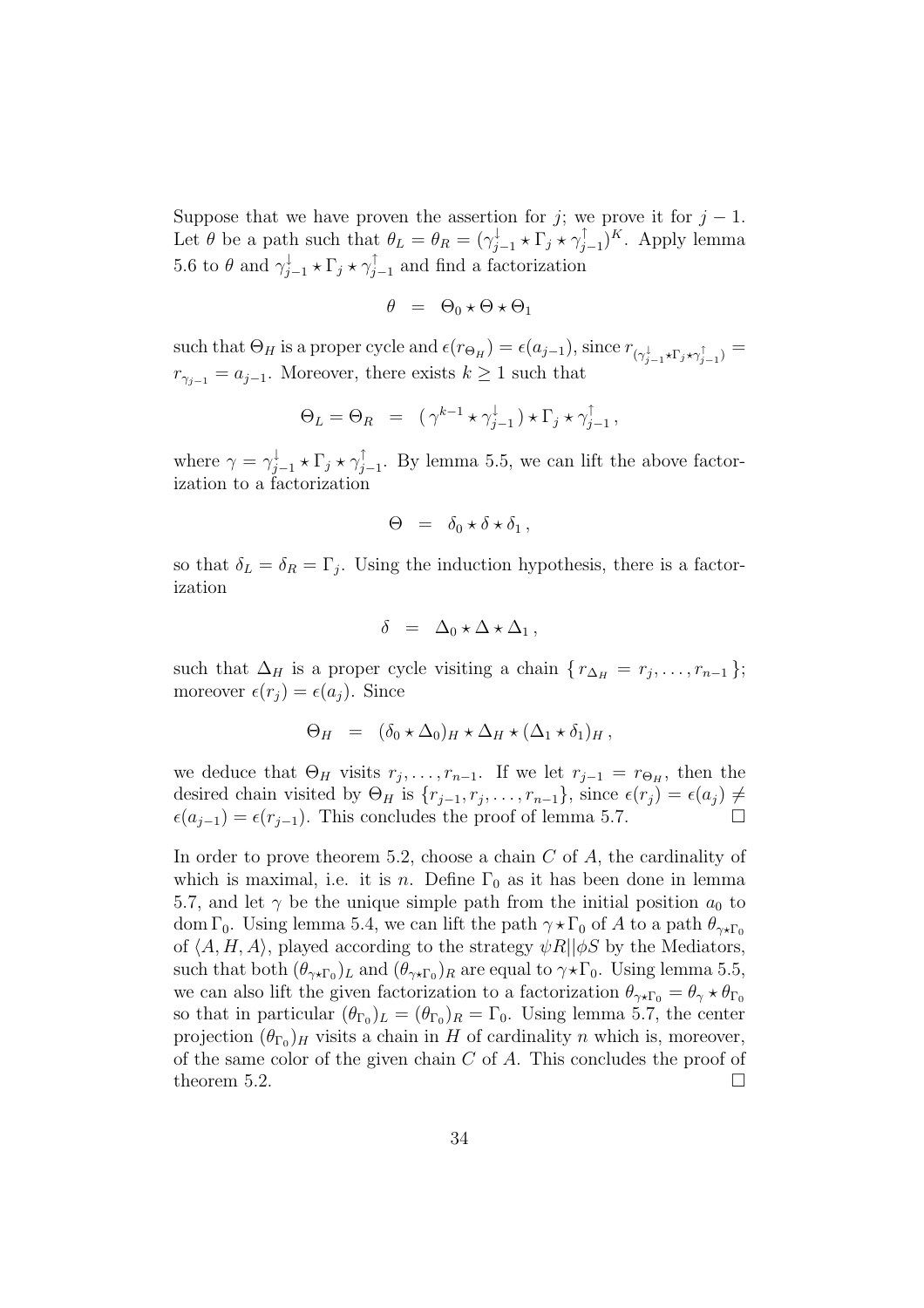Suppose that we have proven the assertion for $j$; we prove it for $j-1$. Let $\theta$ be a path such that $\theta_L = \theta_R = (\gamma^{\downarrow}_{j-1} \star \Gamma_j \star \gamma^{\uparrow}_{j-1})^K$. Apply lemma 5.6 to $\theta$ and $\gamma^{\downarrow}_{j-1} \star \Gamma_j \star \gamma^{\uparrow}_{j-1}$ and find a factorization

$$\theta \;\; = \;\; \Theta_0 \star \Theta \star \Theta_1$$

such that $\Theta_H$ is a proper cycle and $\epsilon(r_{\Theta_H}) = \epsilon(a_{j-1})$, since $r_{(\gamma^{\downarrow}_{j-1} \star \Gamma_j \star \gamma^{\uparrow}_{j-1})} = r_{\gamma_{j-1}} = a_{j-1}$. Moreover, there exists $k \geq 1$ such that

$$\Theta_L = \Theta_R \;\; = \;\; (\,\gamma^{k-1} \star \gamma^{\downarrow}_{j-1}\,) \star \Gamma_j \star \gamma^{\uparrow}_{j-1}\,,$$

where $\gamma = \gamma^{\downarrow}_{j-1} \star \Gamma_j \star \gamma^{\uparrow}_{j-1}$. By lemma 5.5, we can lift the above factorization to a factorization

$$\Theta \;\; = \;\; \delta_0 \star \delta \star \delta_1\,,$$

so that $\delta_L = \delta_R = \Gamma_j$. Using the induction hypothesis, there is a factorization

$$\delta \;\; = \;\; \Delta_0 \star \Delta \star \Delta_1\,,$$

such that $\Delta_H$ is a proper cycle visiting a chain $\{\, r_{\Delta_H} = r_j, \ldots, r_{n-1}\,\}$; moreover $\epsilon(r_j) = \epsilon(a_j)$. Since

$$\Theta_H \;\; = \;\; (\delta_0 \star \Delta_0)_H \star \Delta_H \star (\Delta_1 \star \delta_1)_H\,,$$

we deduce that $\Theta_H$ visits $r_j, \ldots, r_{n-1}$. If we let $r_{j-1} = r_{\Theta_H}$, then the desired chain visited by $\Theta_H$ is $\{r_{j-1}, r_j, \ldots, r_{n-1}\}$, since $\epsilon(r_j) = \epsilon(a_j) \neq \epsilon(a_{j-1}) = \epsilon(r_{j-1})$. This concludes the proof of lemma 5.7. □

In order to prove theorem 5.2, choose a chain $C$ of $A$, the cardinality of which is maximal, i.e. it is $n$. Define $\Gamma_0$ as it has been done in lemma 5.7, and let $\gamma$ be the unique simple path from the initial position $a_0$ to $\operatorname{dom}\Gamma_0$. Using lemma 5.4, we can lift the path $\gamma\star\Gamma_0$ of $A$ to a path $\theta_{\gamma\star\Gamma_0}$ of $\langle A, H, A\rangle$, played according to the strategy $\psi R||\phi S$ by the Mediators, such that both $(\theta_{\gamma\star\Gamma_0})_L$ and $(\theta_{\gamma\star\Gamma_0})_R$ are equal to $\gamma\star\Gamma_0$. Using lemma 5.5, we can also lift the given factorization to a factorization $\theta_{\gamma\star\Gamma_0} = \theta_\gamma \star \theta_{\Gamma_0}$ so that in particular $(\theta_{\Gamma_0})_L = (\theta_{\Gamma_0})_R = \Gamma_0$. Using lemma 5.7, the center projection $(\theta_{\Gamma_0})_H$ visits a chain in $H$ of cardinality $n$ which is, moreover, of the same color of the given chain $C$ of $A$. This concludes the proof of theorem 5.2. □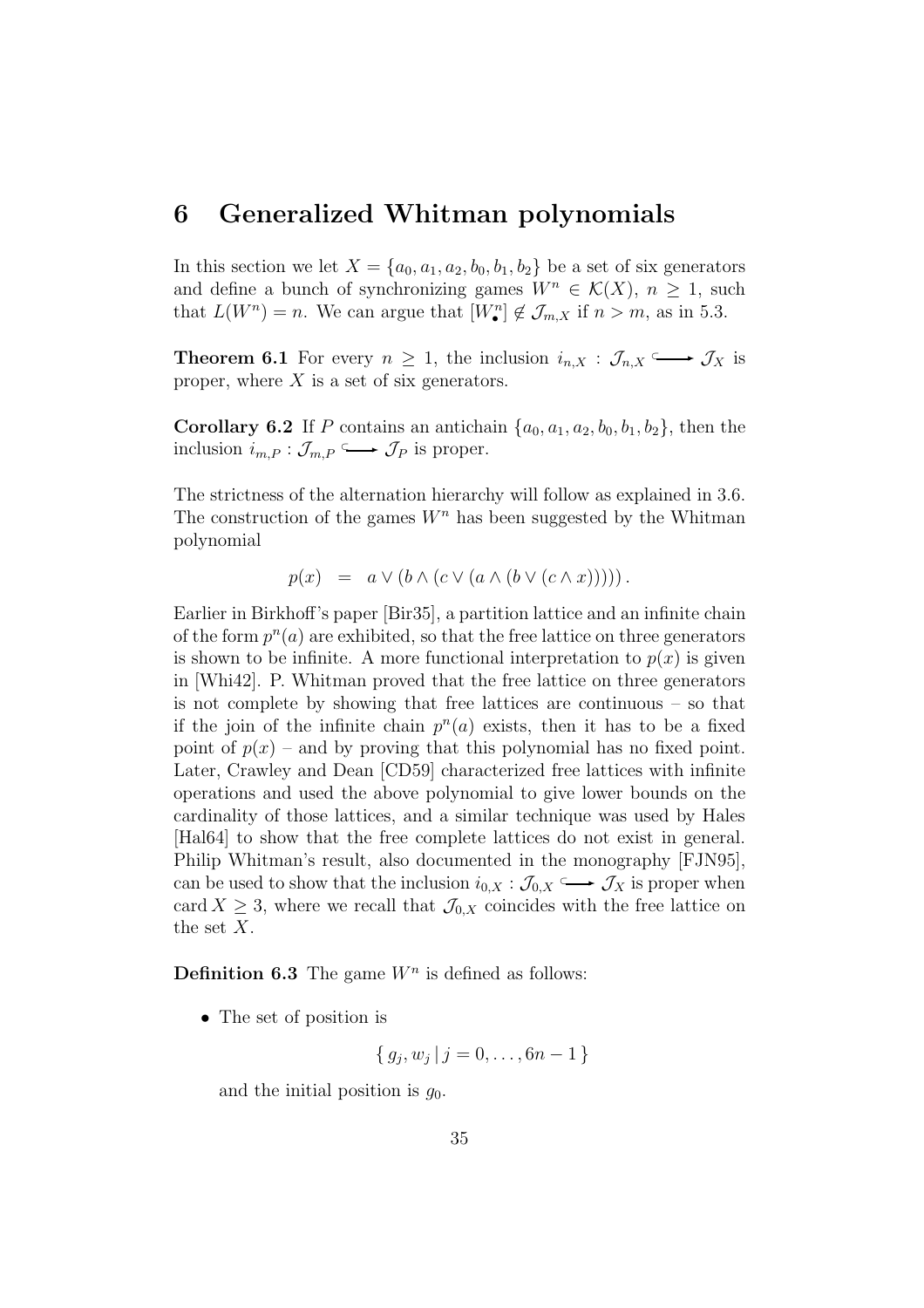# 6 Generalized Whitman polynomials

In this section we let $X = \{a_0, a_1, a_2, b_0, b_1, b_2\}$ be a set of six generators and define a bunch of synchronizing games $W^n \in \mathcal{K}(X)$, $n \geq 1$, such that $L(W^n) = n$. We can argue that $[W^n_\bullet] \notin \mathcal{J}_{m,X}$ if $n > m$, as in 5.3.

**Theorem 6.1** For every $n \geq 1$, the inclusion $i_{n,X} : \mathcal{J}_{n,X} \hookrightarrow \mathcal{J}_X$ is proper, where $X$ is a set of six generators.

**Corollary 6.2** If $P$ contains an antichain $\{a_0, a_1, a_2, b_0, b_1, b_2\}$, then the inclusion $i_{m,P} : \mathcal{J}_{m,P} \hookrightarrow \mathcal{J}_P$ is proper.

The strictness of the alternation hierarchy will follow as explained in 3.6. The construction of the games $W^n$ has been suggested by the Whitman polynomial

$$p(x) \;=\; a \vee (b \wedge (c \vee (a \wedge (b \vee (c \wedge x))))) .$$

Earlier in Birkhoff's paper [Bir35], a partition lattice and an infinite chain of the form $p^n(a)$ are exhibited, so that the free lattice on three generators is shown to be infinite. A more functional interpretation to $p(x)$ is given in [Whi42]. P. Whitman proved that the free lattice on three generators is not complete by showing that free lattices are continuous – so that if the join of the infinite chain $p^n(a)$ exists, then it has to be a fixed point of $p(x)$ – and by proving that this polynomial has no fixed point. Later, Crawley and Dean [CD59] characterized free lattices with infinite operations and used the above polynomial to give lower bounds on the cardinality of those lattices, and a similar technique was used by Hales [Hal64] to show that the free complete lattices do not exist in general. Philip Whitman's result, also documented in the monography [FJN95], can be used to show that the inclusion $i_{0,X} : \mathcal{J}_{0,X} \hookrightarrow \mathcal{J}_X$ is proper when $\mathrm{card}\, X \geq 3$, where we recall that $\mathcal{J}_{0,X}$ coincides with the free lattice on the set $X$.

**Definition 6.3** The game $W^n$ is defined as follows:

- The set of position is

$$\{\, g_j, w_j \mid j = 0, \ldots, 6n - 1 \,\}$$

and the initial position is $g_0$.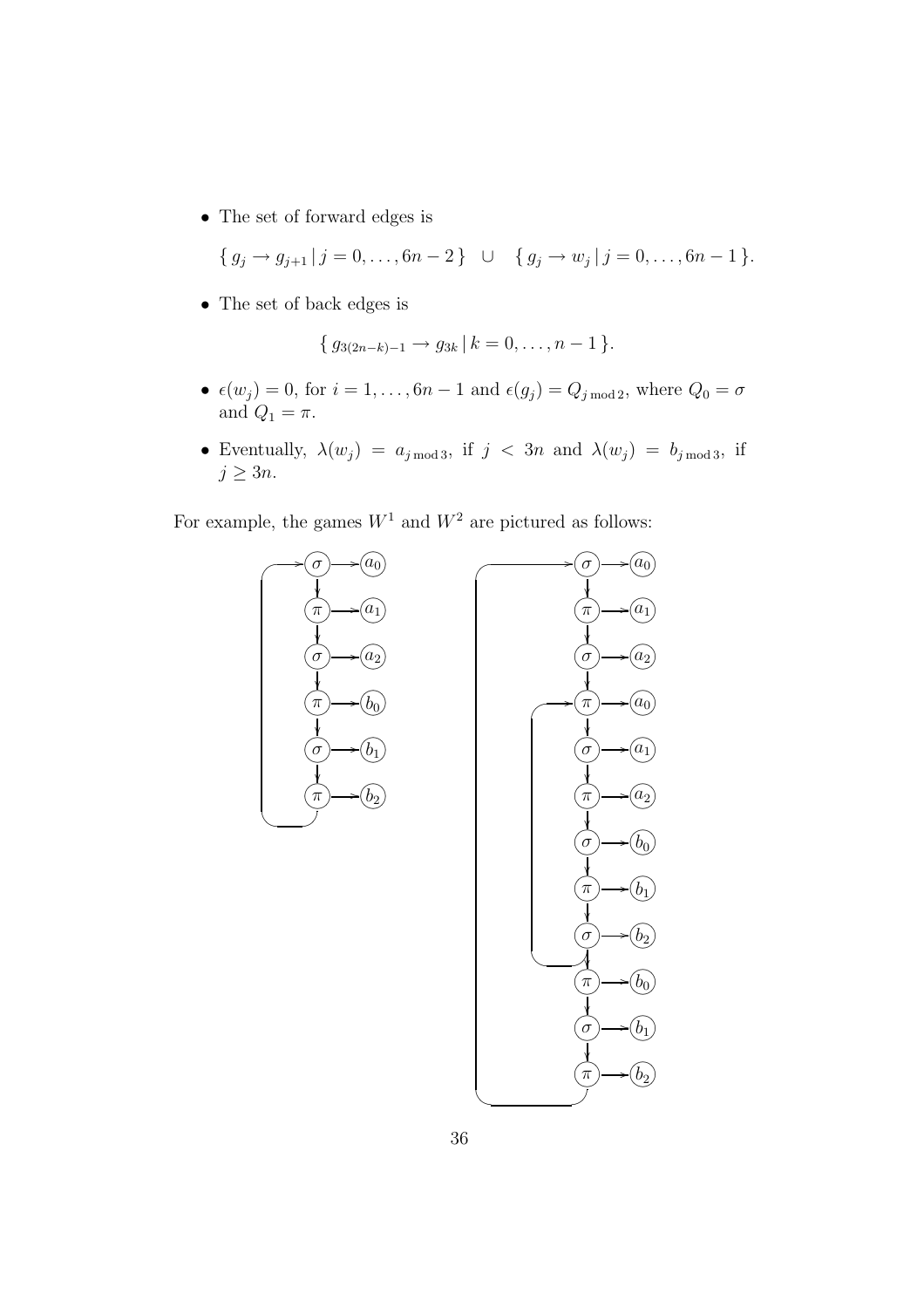- The set of forward edges is

$$\{\, g_j \to g_{j+1} \,|\, j = 0, \ldots, 6n-2 \,\} \quad \cup \quad \{\, g_j \to w_j \,|\, j = 0, \ldots, 6n-1 \,\}.$$

- The set of back edges is

$$\{\, g_{3(2n-k)-1} \to g_{3k} \,|\, k = 0, \ldots, n-1 \,\}.$$

- $\epsilon(w_j) = 0$, for $i = 1, \ldots, 6n-1$ and $\epsilon(g_j) = Q_{j \bmod 2}$, where $Q_0 = \sigma$ and $Q_1 = \pi$.

- Eventually, $\lambda(w_j) = a_{j \bmod 3}$, if $j < 3n$ and $\lambda(w_j) = b_{j \bmod 3}$, if $j \geq 3n$.

For example, the games $W^1$ and $W^2$ are pictured as follows: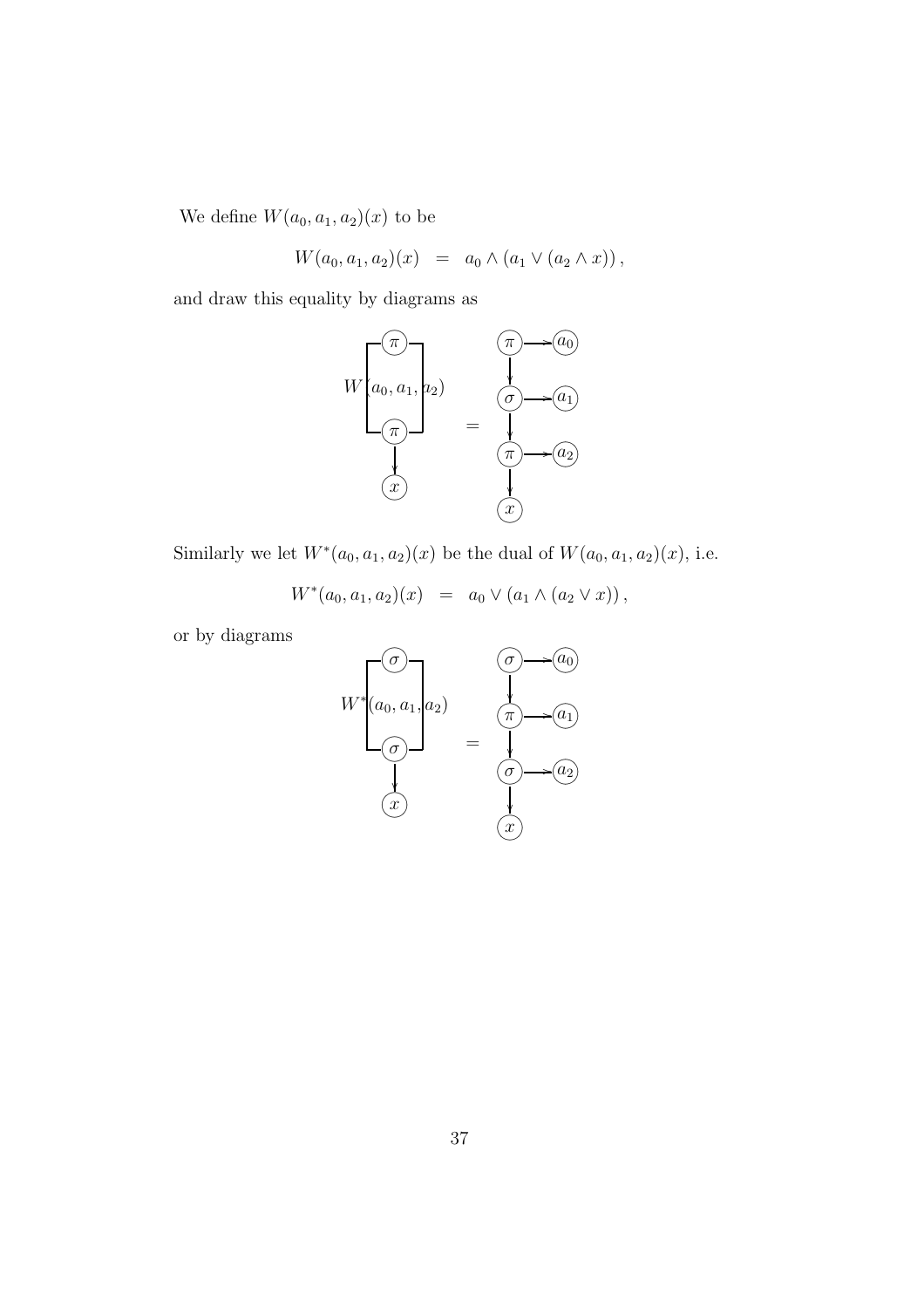We define $W(a_0, a_1, a_2)(x)$ to be

$$W(a_0, a_1, a_2)(x) \;\; = \;\; a_0 \wedge (a_1 \vee (a_2 \wedge x)) \, ,$$

and draw this equality by diagrams as

Similarly we let $W^*(a_0, a_1, a_2)(x)$ be the dual of $W(a_0, a_1, a_2)(x)$, i.e.

$$W^*(a_0, a_1, a_2)(x) \;\; = \;\; a_0 \vee (a_1 \wedge (a_2 \vee x)) \, ,$$

or by diagrams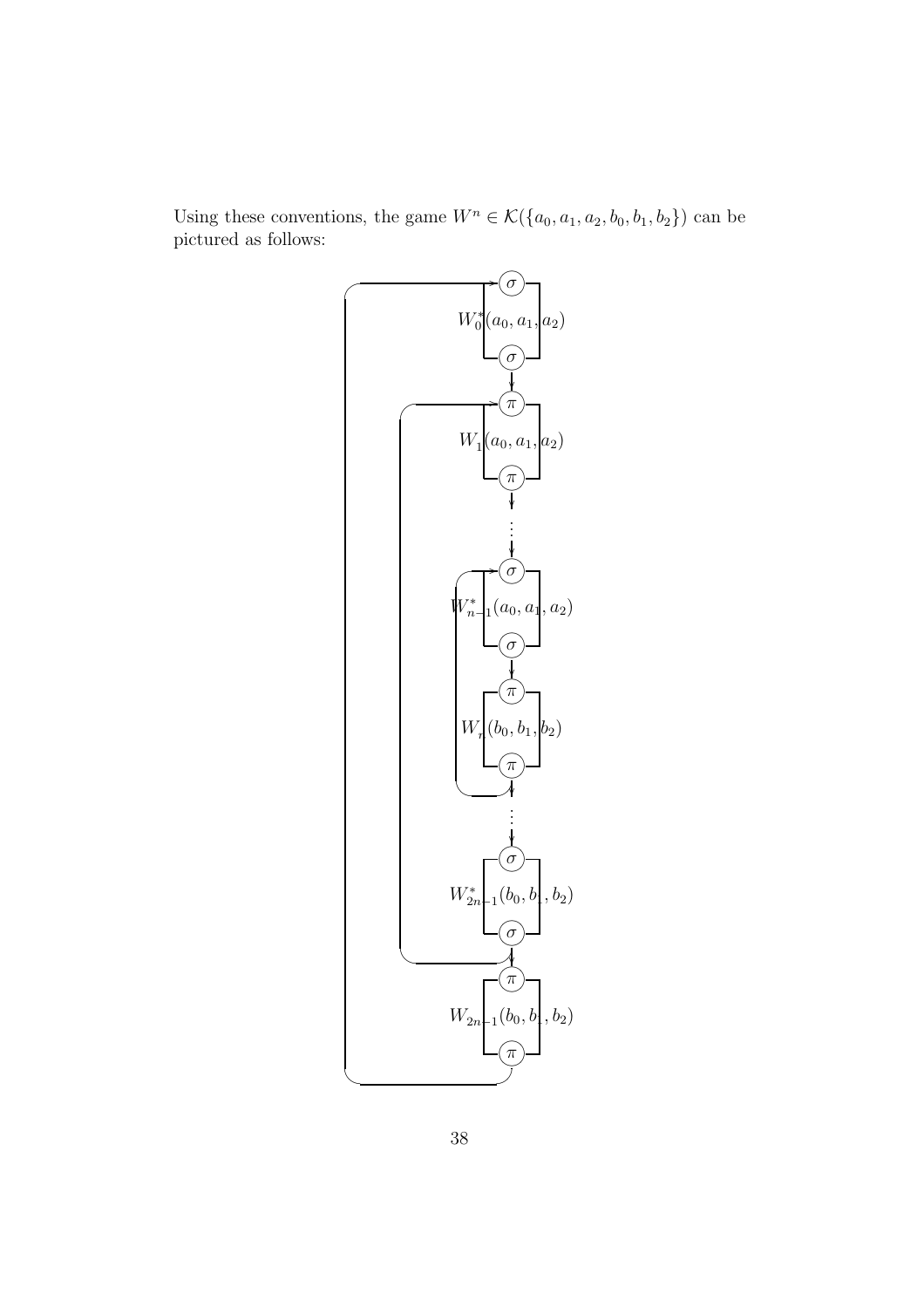Using these conventions, the game $W^n \in \mathcal{K}(\{a_0, a_1, a_2, b_0, b_1, b_2\})$ can be pictured as follows: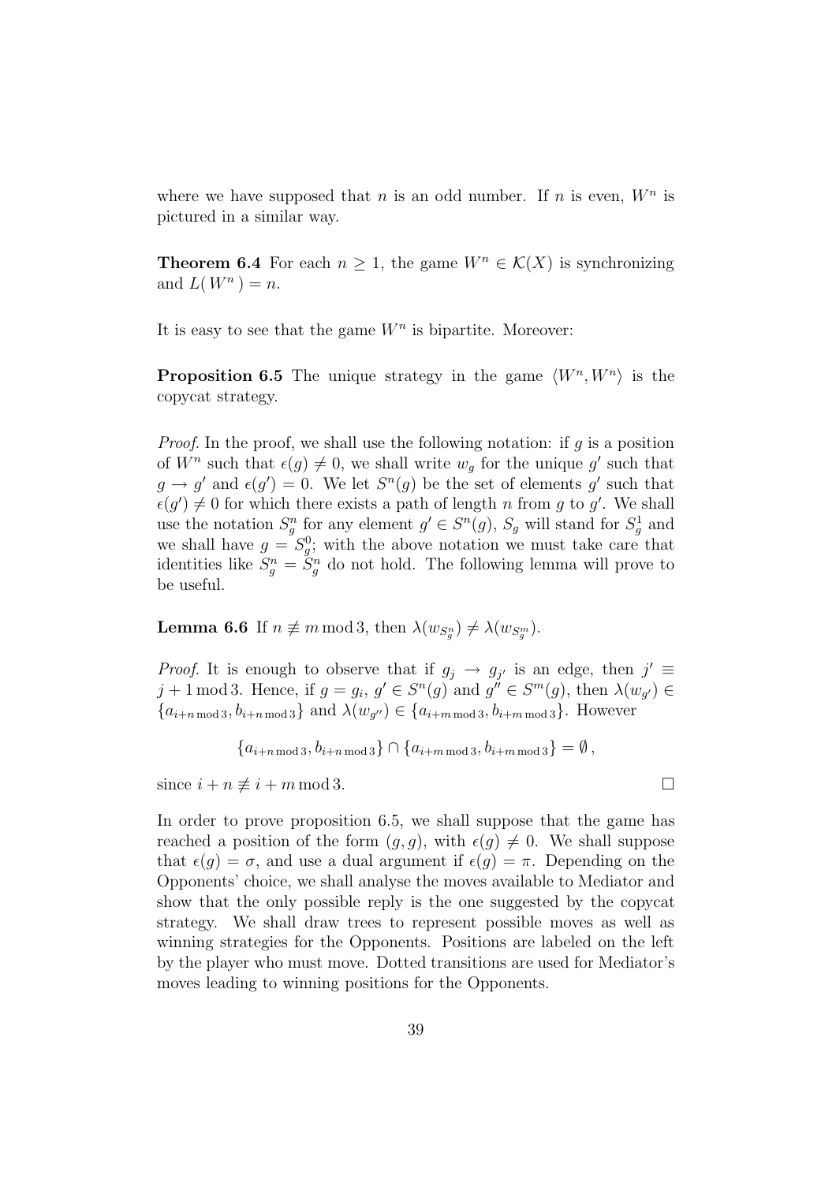where we have supposed that $n$ is an odd number. If $n$ is even, $W^n$ is pictured in a similar way.

**Theorem 6.4** For each $n \geq 1$, the game $W^n \in \mathcal{K}(X)$ is synchronizing and $L(W^n) = n$.

It is easy to see that the game $W^n$ is bipartite. Moreover:

**Proposition 6.5** The unique strategy in the game $\langle W^n, W^n \rangle$ is the copycat strategy.

*Proof*. In the proof, we shall use the following notation: if $g$ is a position of $W^n$ such that $\epsilon(g) \neq 0$, we shall write $w_g$ for the unique $g'$ such that $g \to g'$ and $\epsilon(g') = 0$. We let $S^n(g)$ be the set of elements $g'$ such that $\epsilon(g') \neq 0$ for which there exists a path of length $n$ from $g$ to $g'$. We shall use the notation $S^n_g$ for any element $g' \in S^n(g)$, $S_g$ will stand for $S^1_g$ and we shall have $g = S^0_g$; with the above notation we must take care that identities like $S^n_g = S^n_g$ do not hold. The following lemma will prove to be useful.

**Lemma 6.6** If $n \not\equiv m \bmod 3$, then $\lambda(w_{S^n_g}) \neq \lambda(w_{S^m_g})$.

*Proof*. It is enough to observe that if $g_j \to g_{j'}$ is an edge, then $j' \equiv j + 1 \bmod 3$. Hence, if $g = g_i$, $g' \in S^n(g)$ and $g'' \in S^m(g)$, then $\lambda(w_{g'}) \in \{a_{i+n \bmod 3}, b_{i+n \bmod 3}\}$ and $\lambda(w_{g''}) \in \{a_{i+m \bmod 3}, b_{i+m \bmod 3}\}$. However

$$\{a_{i+n \bmod 3}, b_{i+n \bmod 3}\} \cap \{a_{i+m \bmod 3}, b_{i+m \bmod 3}\} = \emptyset\,,$$

since $i + n \not\equiv i + m \bmod 3$. $\square$

In order to prove proposition 6.5, we shall suppose that the game has reached a position of the form $(g, g)$, with $\epsilon(g) \neq 0$. We shall suppose that $\epsilon(g) = \sigma$, and use a dual argument if $\epsilon(g) = \pi$. Depending on the Opponents' choice, we shall analyse the moves available to Mediator and show that the only possible reply is the one suggested by the copycat strategy. We shall draw trees to represent possible moves as well as winning strategies for the Opponents. Positions are labeled on the left by the player who must move. Dotted transitions are used for Mediator's moves leading to winning positions for the Opponents.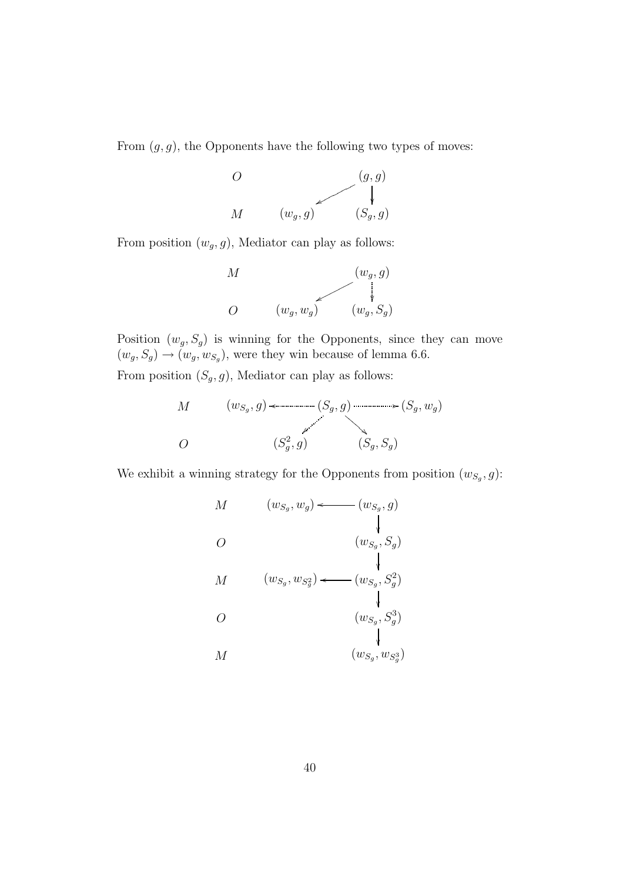From $(g, g)$, the Opponents have the following two types of moves:

$$
\begin{array}{lcc}
O & & (g,g) \\
& \swarrow & \downarrow \\
M & (w_g, g) & (S_g, g)
\end{array}
$$

From position $(w_g, g)$, Mediator can play as follows:

$$
\begin{array}{lcc}
M & & (w_g,g) \\
& \swarrow & \downarrow \\
O & (w_g, w_g) & (w_g, S_g)
\end{array}
$$

Position $(w_g, S_g)$ is winning for the Opponents, since they can move $(w_g, S_g) \to (w_g, w_{S_g})$, were they win because of lemma 6.6.

From position $(S_g, g)$, Mediator can play as follows:

$$
\begin{array}{lccc}
M & (w_{S_g}, g) \leftarrow & (S_g, g) & \rightarrow (S_g, w_g) \\
& \swarrow & & \searrow \\
O & (S_g^2, g) & & (S_g, S_g)
\end{array}
$$

We exhibit a winning strategy for the Opponents from position $(w_{S_g}, g)$:

$$
\begin{array}{lcc}
M & (w_{S_g}, w_g) \longleftarrow & (w_{S_g}, g) \\
& & \downarrow \\
O & & (w_{S_g}, S_g) \\
& & \downarrow \\
M & (w_{S_g}, w_{S_g^2}) \longleftarrow & (w_{S_g}, S_g^2) \\
& & \downarrow \\
O & & (w_{S_g}, S_g^3) \\
& & \downarrow \\
M & & (w_{S_g}, w_{S_g^3})
\end{array}
$$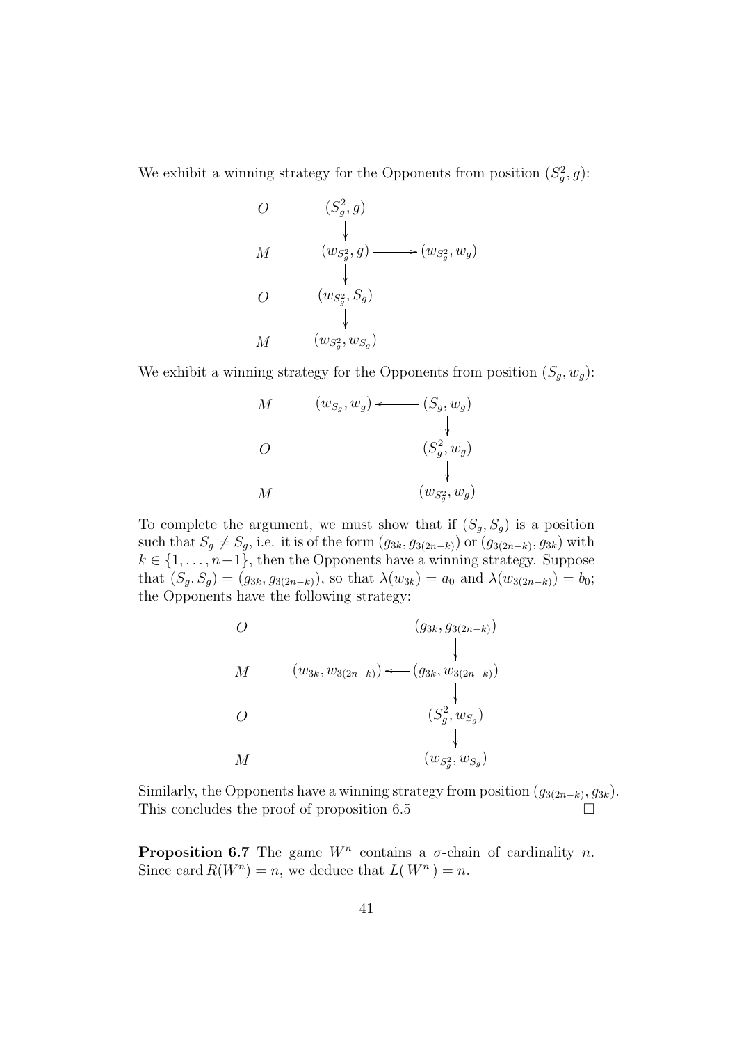We exhibit a winning strategy for the Opponents from position $(S_g^2, g)$:

$$
\begin{array}{lll}
O & (S_g^2, g) & \\
& \downarrow & \\
M & (w_{S_g^2}, g) & \longrightarrow (w_{S_g^2}, w_g) \\
& \downarrow & \\
O & (w_{S_g^2}, S_g) & \\
& \downarrow & \\
M & (w_{S_g^2}, w_{S_g}) &
\end{array}
$$

We exhibit a winning strategy for the Opponents from position $(S_g, w_g)$:

$$
\begin{array}{lll}
M & (w_{S_g}, w_g) \longleftarrow & (S_g, w_g) \\
& & \downarrow \\
O & & (S_g^2, w_g) \\
& & \downarrow \\
M & & (w_{S_g^2}, w_g)
\end{array}
$$

To complete the argument, we must show that if $(S_g, S_g)$ is a position such that $S_g \neq S_g$, i.e. it is of the form $(g_{3k}, g_{3(2n-k)})$ or $(g_{3(2n-k)}, g_{3k})$ with $k \in \{1, \ldots, n-1\}$, then the Opponents have a winning strategy. Suppose that $(S_g, S_g) = (g_{3k}, g_{3(2n-k)})$, so that $\lambda(w_{3k}) = a_0$ and $\lambda(w_{3(2n-k)}) = b_0$; the Opponents have the following strategy:

$$
\begin{array}{lll}
O & & (g_{3k}, g_{3(2n-k)}) \\
& & \downarrow \\
M & (w_{3k}, w_{3(2n-k)}) \longleftarrow & (g_{3k}, w_{3(2n-k)}) \\
& & \downarrow \\
O & & (S_g^2, w_{S_g}) \\
& & \downarrow \\
M & & (w_{S_g^2}, w_{S_g})
\end{array}
$$

Similarly, the Opponents have a winning strategy from position $(g_{3(2n-k)}, g_{3k})$. This concludes the proof of proposition 6.5 □

**Proposition 6.7** The game $W^n$ contains a $\sigma$-chain of cardinality $n$. Since card $R(W^n) = n$, we deduce that $L(W^n) = n$.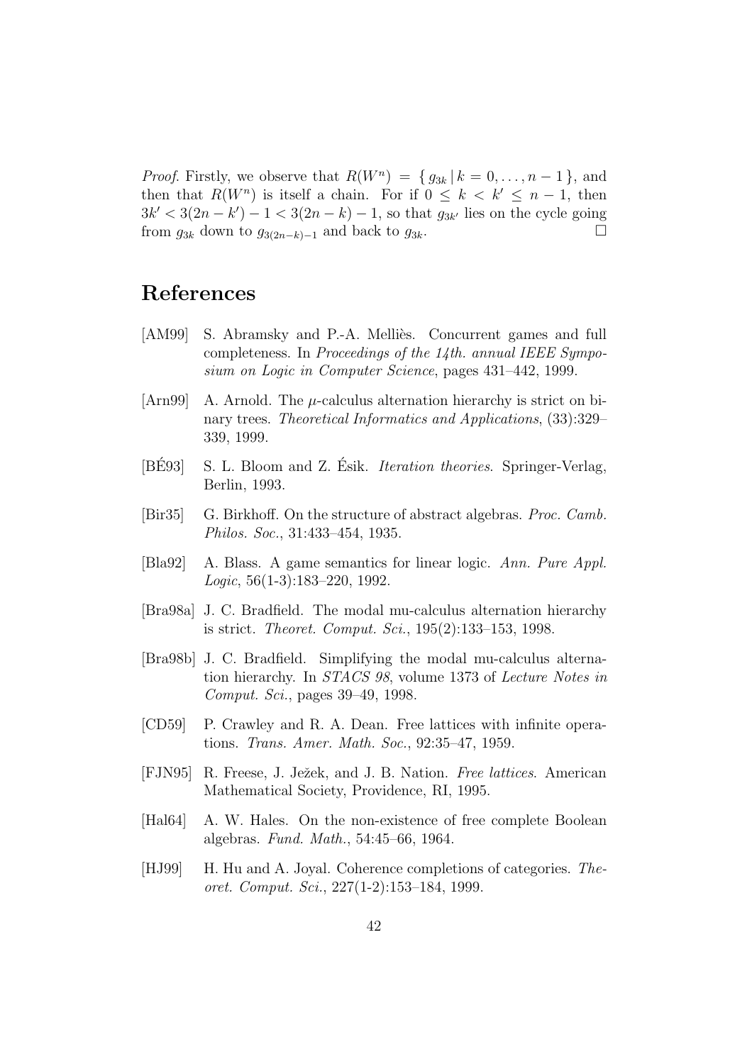*Proof*. Firstly, we observe that $R(W^n) = \{ g_{3k} \,|\, k = 0, \ldots, n-1 \}$, and then that $R(W^n)$ is itself a chain. For if $0 \leq k < k' \leq n-1$, then $3k' < 3(2n-k') - 1 < 3(2n-k) - 1$, so that $g_{3k'}$ lies on the cycle going from $g_{3k}$ down to $g_{3(2n-k)-1}$ and back to $g_{3k}$. □

# References

[AM99] S. Abramsky and P.-A. Melliès. Concurrent games and full completeness. In *Proceedings of the 14th. annual IEEE Symposium on Logic in Computer Science*, pages 431–442, 1999.

[Arn99] A. Arnold. The $\mu$-calculus alternation hierarchy is strict on binary trees. *Theoretical Informatics and Applications*, (33):329–339, 1999.

[BÉ93] S. L. Bloom and Z. Ésik. *Iteration theories*. Springer-Verlag, Berlin, 1993.

[Bir35] G. Birkhoff. On the structure of abstract algebras. *Proc. Camb. Philos. Soc.*, 31:433–454, 1935.

[Bla92] A. Blass. A game semantics for linear logic. *Ann. Pure Appl. Logic*, 56(1-3):183–220, 1992.

[Bra98a] J. C. Bradfield. The modal mu-calculus alternation hierarchy is strict. *Theoret. Comput. Sci.*, 195(2):133–153, 1998.

[Bra98b] J. C. Bradfield. Simplifying the modal mu-calculus alternation hierarchy. In *STACS 98*, volume 1373 of *Lecture Notes in Comput. Sci.*, pages 39–49, 1998.

[CD59] P. Crawley and R. A. Dean. Free lattices with infinite operations. *Trans. Amer. Math. Soc.*, 92:35–47, 1959.

[FJN95] R. Freese, J. Ježek, and J. B. Nation. *Free lattices*. American Mathematical Society, Providence, RI, 1995.

[Hal64] A. W. Hales. On the non-existence of free complete Boolean algebras. *Fund. Math.*, 54:45–66, 1964.

[HJ99] H. Hu and A. Joyal. Coherence completions of categories. *Theoret. Comput. Sci.*, 227(1-2):153–184, 1999.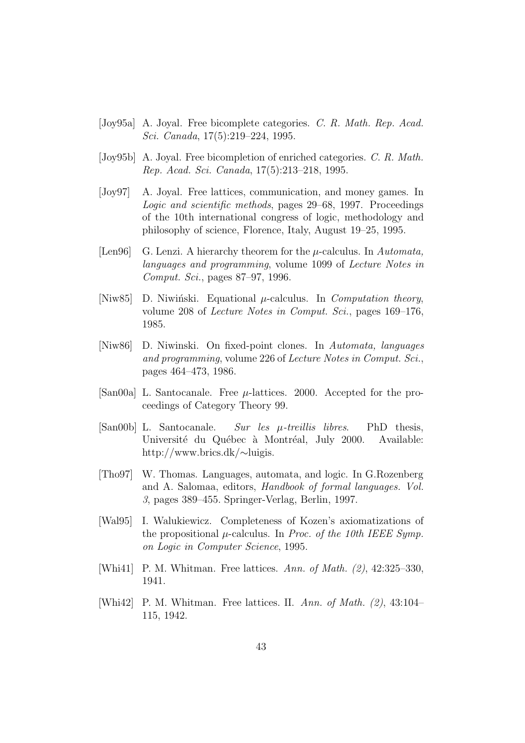[Joy95a] A. Joyal. Free bicomplete categories. *C. R. Math. Rep. Acad. Sci. Canada*, 17(5):219–224, 1995.

[Joy95b] A. Joyal. Free bicompletion of enriched categories. *C. R. Math. Rep. Acad. Sci. Canada*, 17(5):213–218, 1995.

[Joy97] A. Joyal. Free lattices, communication, and money games. In *Logic and scientific methods*, pages 29–68, 1997. Proceedings of the 10th international congress of logic, methodology and philosophy of science, Florence, Italy, August 19–25, 1995.

[Len96] G. Lenzi. A hierarchy theorem for the $\mu$-calculus. In *Automata, languages and programming*, volume 1099 of *Lecture Notes in Comput. Sci.*, pages 87–97, 1996.

[Niw85] D. Niwiński. Equational $\mu$-calculus. In *Computation theory*, volume 208 of *Lecture Notes in Comput. Sci.*, pages 169–176, 1985.

[Niw86] D. Niwinski. On fixed-point clones. In *Automata, languages and programming*, volume 226 of *Lecture Notes in Comput. Sci.*, pages 464–473, 1986.

[San00a] L. Santocanale. Free $\mu$-lattices. 2000. Accepted for the proceedings of Category Theory 99.

[San00b] L. Santocanale. *Sur les $\mu$-treillis libres*. PhD thesis, Université du Québec à Montréal, July 2000. Available: http://www.brics.dk/∼luigis.

[Tho97] W. Thomas. Languages, automata, and logic. In G.Rozenberg and A. Salomaa, editors, *Handbook of formal languages. Vol. 3*, pages 389–455. Springer-Verlag, Berlin, 1997.

[Wal95] I. Walukiewicz. Completeness of Kozen's axiomatizations of the propositional $\mu$-calculus. In *Proc. of the 10th IEEE Symp. on Logic in Computer Science*, 1995.

[Whi41] P. M. Whitman. Free lattices. *Ann. of Math. (2)*, 42:325–330, 1941.

[Whi42] P. M. Whitman. Free lattices. II. *Ann. of Math. (2)*, 43:104–115, 1942.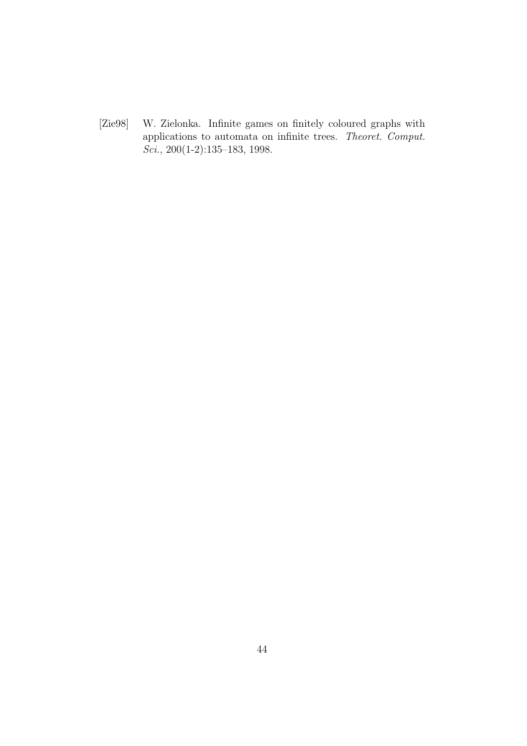[Zie98] W. Zielonka. Infinite games on finitely coloured graphs with applications to automata on infinite trees. *Theoret. Comput. Sci.*, 200(1-2):135–183, 1998.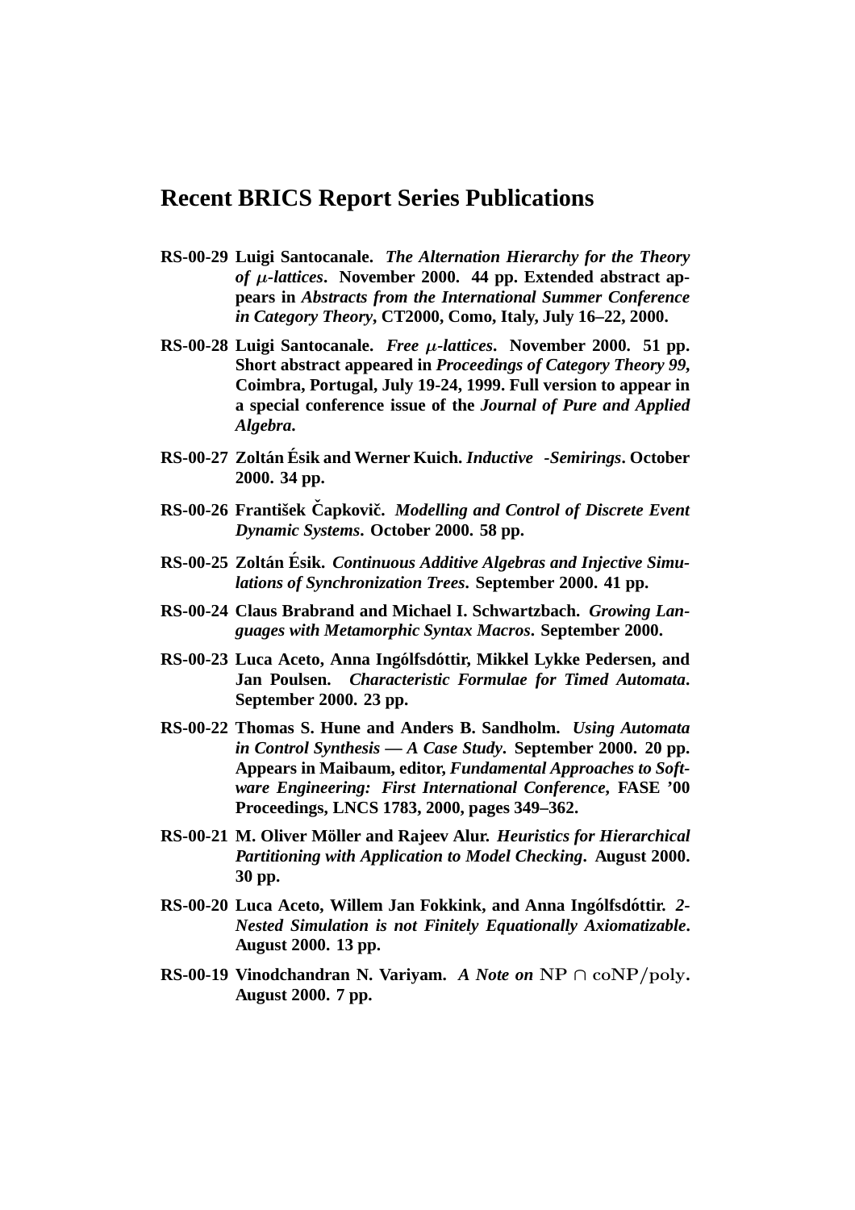## Recent BRICS Report Series Publications

**RS-00-29 Luigi Santocanale.** ***The Alternation Hierarchy for the Theory of $\mu$-lattices*****. November 2000. 44 pp. Extended abstract appears in** ***Abstracts from the International Summer Conference in Category Theory*****, CT2000, Como, Italy, July 16–22, 2000.**

**RS-00-28 Luigi Santocanale.** ***Free $\mu$-lattices*****. November 2000. 51 pp. Short abstract appeared in** ***Proceedings of Category Theory 99*****, Coimbra, Portugal, July 19-24, 1999. Full version to appear in a special conference issue of the** ***Journal of Pure and Applied Algebra*****.**

**RS-00-27 Zoltán Ésik and Werner Kuich.** ***Inductive -Semirings*****. October 2000. 34 pp.**

**RS-00-26 František Čapkovič.** ***Modelling and Control of Discrete Event Dynamic Systems*****. October 2000. 58 pp.**

**RS-00-25 Zoltán Ésik.** ***Continuous Additive Algebras and Injective Simulations of Synchronization Trees*****. September 2000. 41 pp.**

**RS-00-24 Claus Brabrand and Michael I. Schwartzbach.** ***Growing Languages with Metamorphic Syntax Macros*****. September 2000.**

**RS-00-23 Luca Aceto, Anna Ingólfsdóttir, Mikkel Lykke Pedersen, and Jan Poulsen.** ***Characteristic Formulae for Timed Automata*****. September 2000. 23 pp.**

**RS-00-22 Thomas S. Hune and Anders B. Sandholm.** ***Using Automata in Control Synthesis — A Case Study*****. September 2000. 20 pp. Appears in Maibaum, editor,** ***Fundamental Approaches to Software Engineering: First International Conference*****, FASE '00 Proceedings, LNCS 1783, 2000, pages 349–362.**

**RS-00-21 M. Oliver Möller and Rajeev Alur.** ***Heuristics for Hierarchical Partitioning with Application to Model Checking*****. August 2000. 30 pp.**

**RS-00-20 Luca Aceto, Willem Jan Fokkink, and Anna Ingólfsdóttir.** ***2-Nested Simulation is not Finitely Equationally Axiomatizable*****. August 2000. 13 pp.**

**RS-00-19 Vinodchandran N. Variyam.** ***A Note on*** **$\mathrm{NP} \cap \mathrm{coNP}/\mathrm{poly}$. August 2000. 7 pp.**